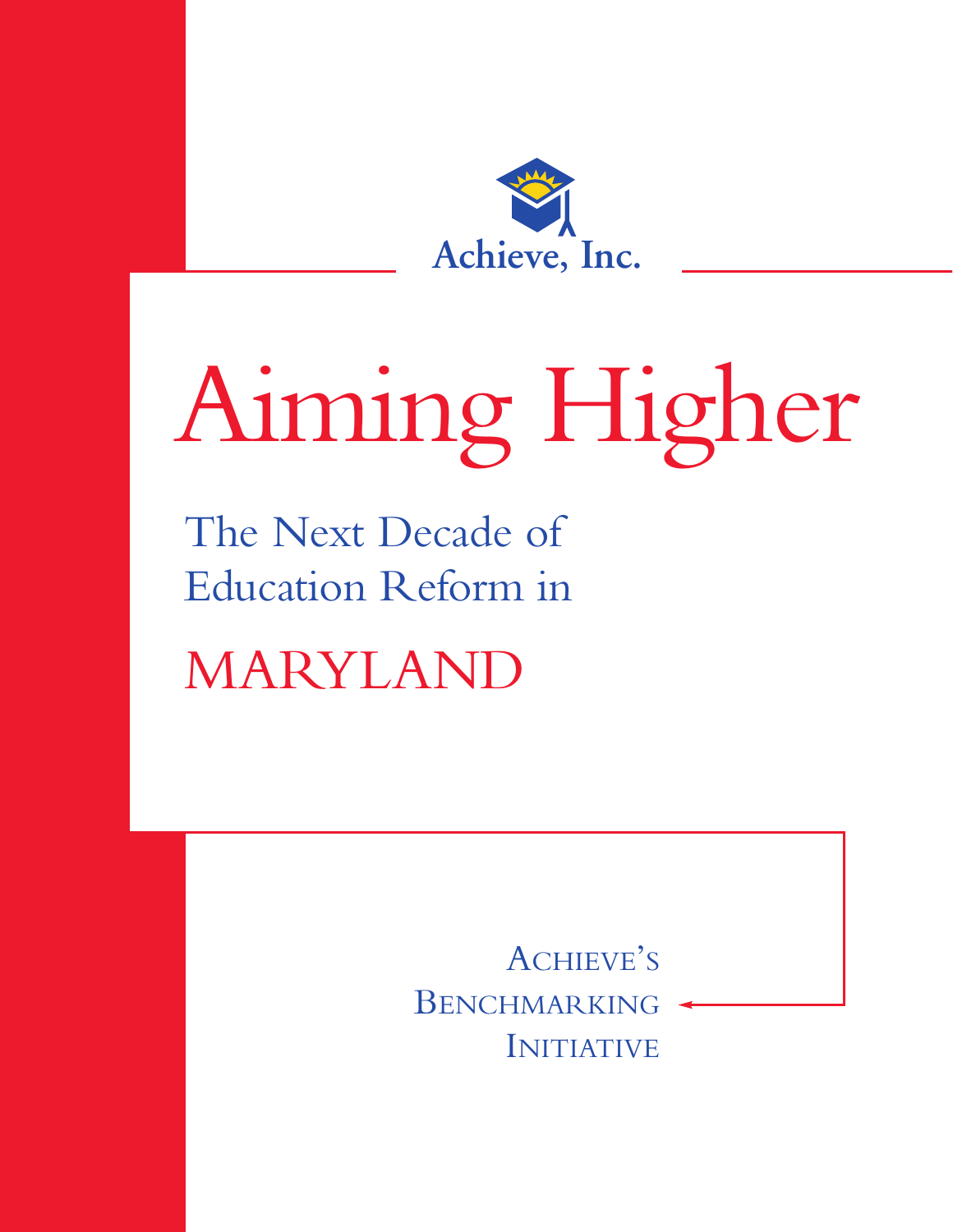Achieve, Inc.

# Aiming Higher

## The Next Decade of Education Reform in

## MARYLAND

ACHIEVE'S BENCHMARKING INITIATIVE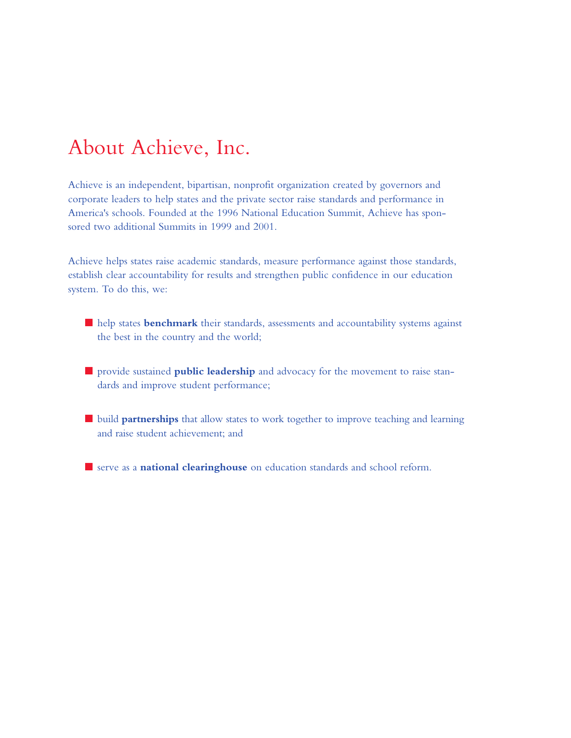# About Achieve, Inc.

Achieve is an independent, bipartisan, nonprofit organization created by governors and corporate leaders to help states and the private sector raise standards and performance in America's schools. Founded at the 1996 National Education Summit, Achieve has sponsored two additional Summits in 1999 and 2001.

Achieve helps states raise academic standards, measure performance against those standards, establish clear accountability for results and strengthen public confidence in our education system. To do this, we:

- help states **benchmark** their standards, assessments and accountability systems against the best in the country and the world;
- provide sustained **public leadership** and advocacy for the movement to raise standards and improve student performance;
- build **partnerships** that allow states to work together to improve teaching and learning and raise student achievement; and
- serve as a **national clearinghouse** on education standards and school reform.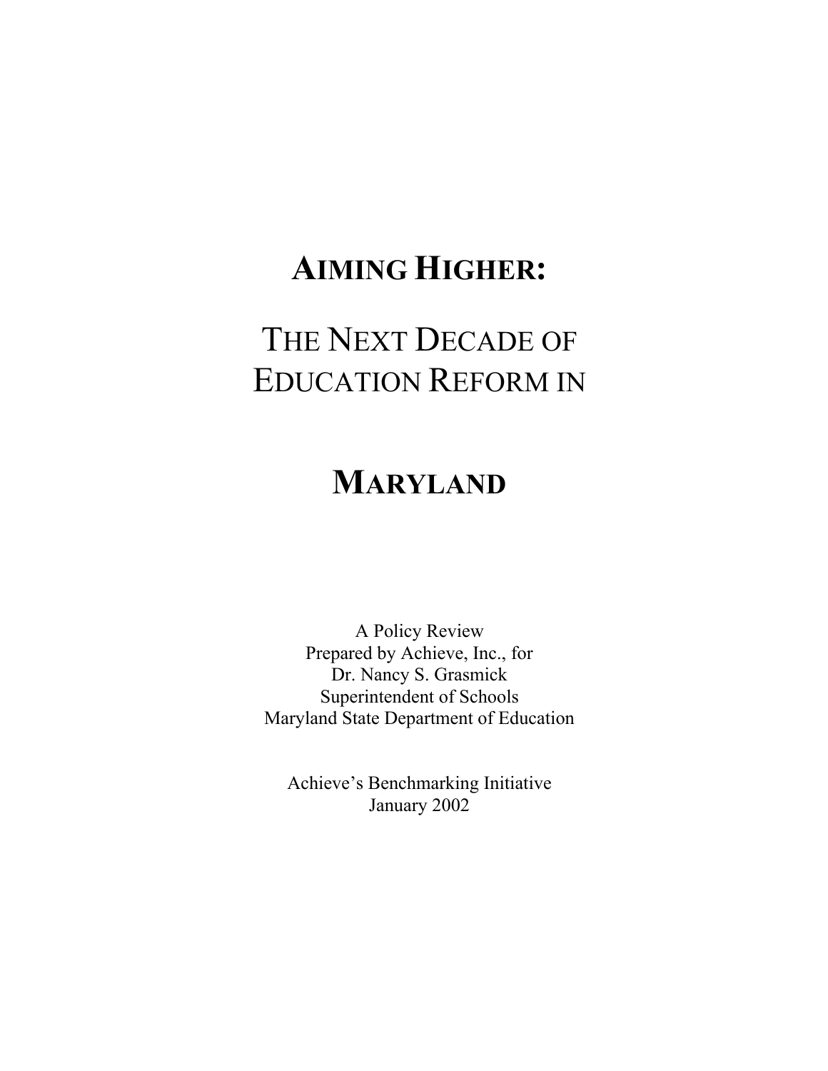# AIMING HIGHER:

# THE NEXT DECADE OF EDUCATION REFORM IN

# MARYLAND

A Policy Review
Prepared by Achieve, Inc., for
Dr. Nancy S. Grasmick
Superintendent of Schools
Maryland State Department of Education

Achieve's Benchmarking Initiative
January 2002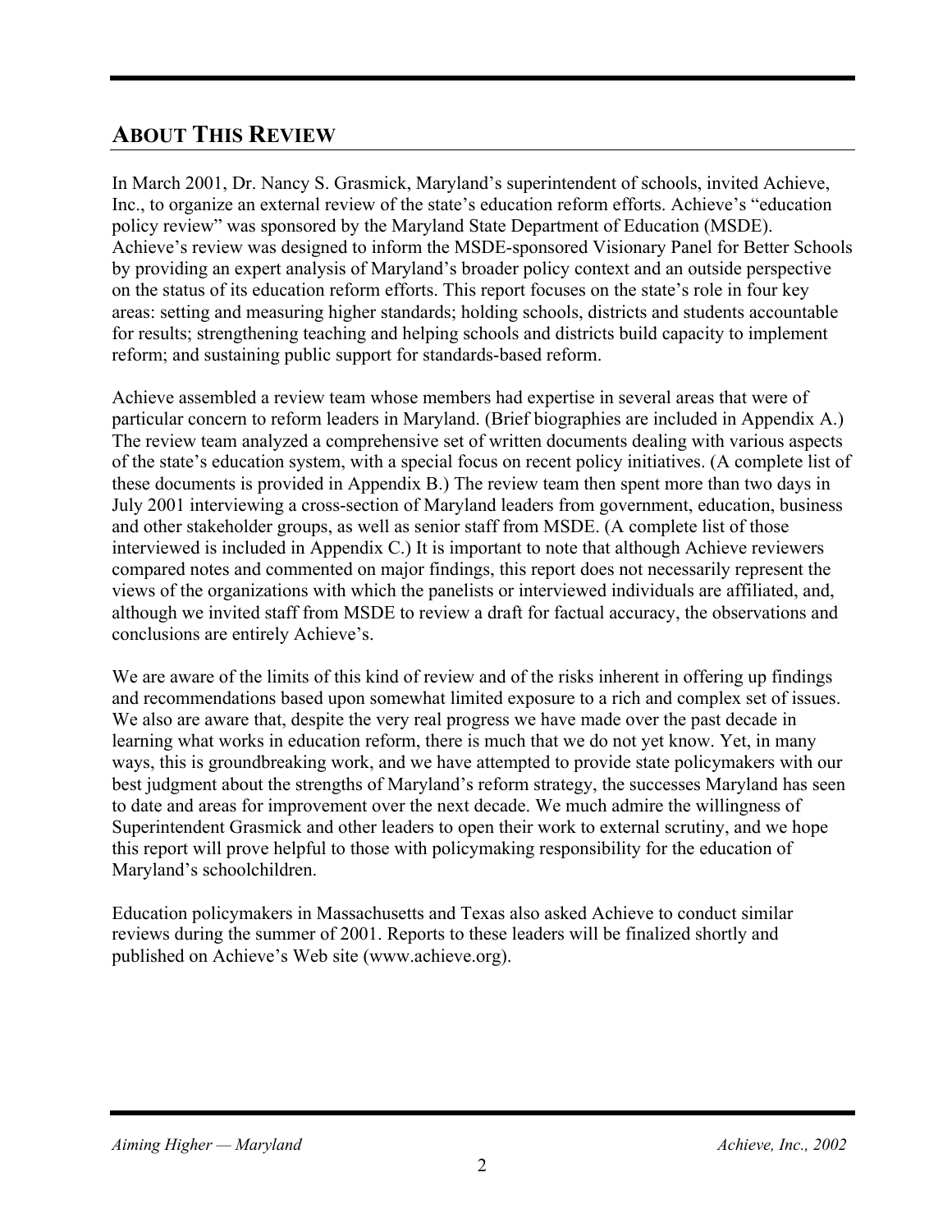## ABOUT THIS REVIEW

In March 2001, Dr. Nancy S. Grasmick, Maryland's superintendent of schools, invited Achieve, Inc., to organize an external review of the state's education reform efforts. Achieve's "education policy review" was sponsored by the Maryland State Department of Education (MSDE). Achieve's review was designed to inform the MSDE-sponsored Visionary Panel for Better Schools by providing an expert analysis of Maryland's broader policy context and an outside perspective on the status of its education reform efforts. This report focuses on the state's role in four key areas: setting and measuring higher standards; holding schools, districts and students accountable for results; strengthening teaching and helping schools and districts build capacity to implement reform; and sustaining public support for standards-based reform.

Achieve assembled a review team whose members had expertise in several areas that were of particular concern to reform leaders in Maryland. (Brief biographies are included in Appendix A.) The review team analyzed a comprehensive set of written documents dealing with various aspects of the state's education system, with a special focus on recent policy initiatives. (A complete list of these documents is provided in Appendix B.) The review team then spent more than two days in July 2001 interviewing a cross-section of Maryland leaders from government, education, business and other stakeholder groups, as well as senior staff from MSDE. (A complete list of those interviewed is included in Appendix C.) It is important to note that although Achieve reviewers compared notes and commented on major findings, this report does not necessarily represent the views of the organizations with which the panelists or interviewed individuals are affiliated, and, although we invited staff from MSDE to review a draft for factual accuracy, the observations and conclusions are entirely Achieve's.

We are aware of the limits of this kind of review and of the risks inherent in offering up findings and recommendations based upon somewhat limited exposure to a rich and complex set of issues. We also are aware that, despite the very real progress we have made over the past decade in learning what works in education reform, there is much that we do not yet know. Yet, in many ways, this is groundbreaking work, and we have attempted to provide state policymakers with our best judgment about the strengths of Maryland's reform strategy, the successes Maryland has seen to date and areas for improvement over the next decade. We much admire the willingness of Superintendent Grasmick and other leaders to open their work to external scrutiny, and we hope this report will prove helpful to those with policymaking responsibility for the education of Maryland's schoolchildren.

Education policymakers in Massachusetts and Texas also asked Achieve to conduct similar reviews during the summer of 2001. Reports to these leaders will be finalized shortly and published on Achieve's Web site (www.achieve.org).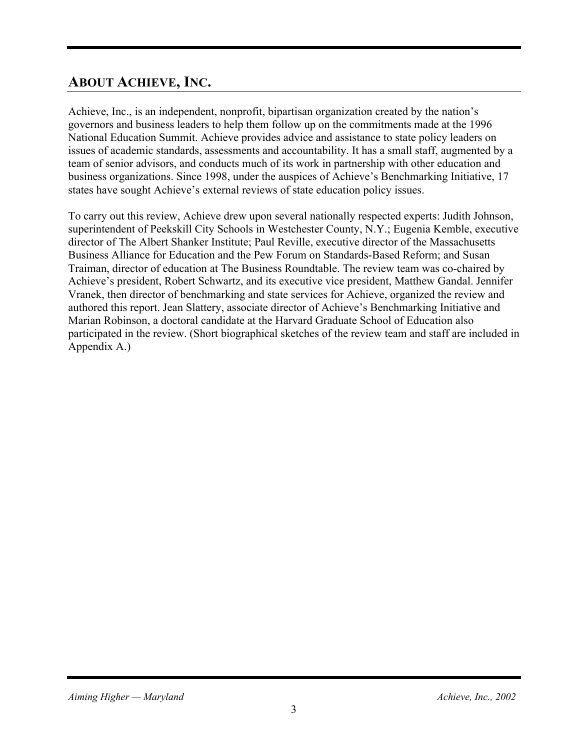## ABOUT ACHIEVE, INC.

Achieve, Inc., is an independent, nonprofit, bipartisan organization created by the nation's governors and business leaders to help them follow up on the commitments made at the 1996 National Education Summit. Achieve provides advice and assistance to state policy leaders on issues of academic standards, assessments and accountability. It has a small staff, augmented by a team of senior advisors, and conducts much of its work in partnership with other education and business organizations. Since 1998, under the auspices of Achieve's Benchmarking Initiative, 17 states have sought Achieve's external reviews of state education policy issues.

To carry out this review, Achieve drew upon several nationally respected experts: Judith Johnson, superintendent of Peekskill City Schools in Westchester County, N.Y.; Eugenia Kemble, executive director of The Albert Shanker Institute; Paul Reville, executive director of the Massachusetts Business Alliance for Education and the Pew Forum on Standards-Based Reform; and Susan Traiman, director of education at The Business Roundtable. The review team was co-chaired by Achieve's president, Robert Schwartz, and its executive vice president, Matthew Gandal. Jennifer Vranek, then director of benchmarking and state services for Achieve, organized the review and authored this report. Jean Slattery, associate director of Achieve's Benchmarking Initiative and Marian Robinson, a doctoral candidate at the Harvard Graduate School of Education also participated in the review. (Short biographical sketches of the review team and staff are included in Appendix A.)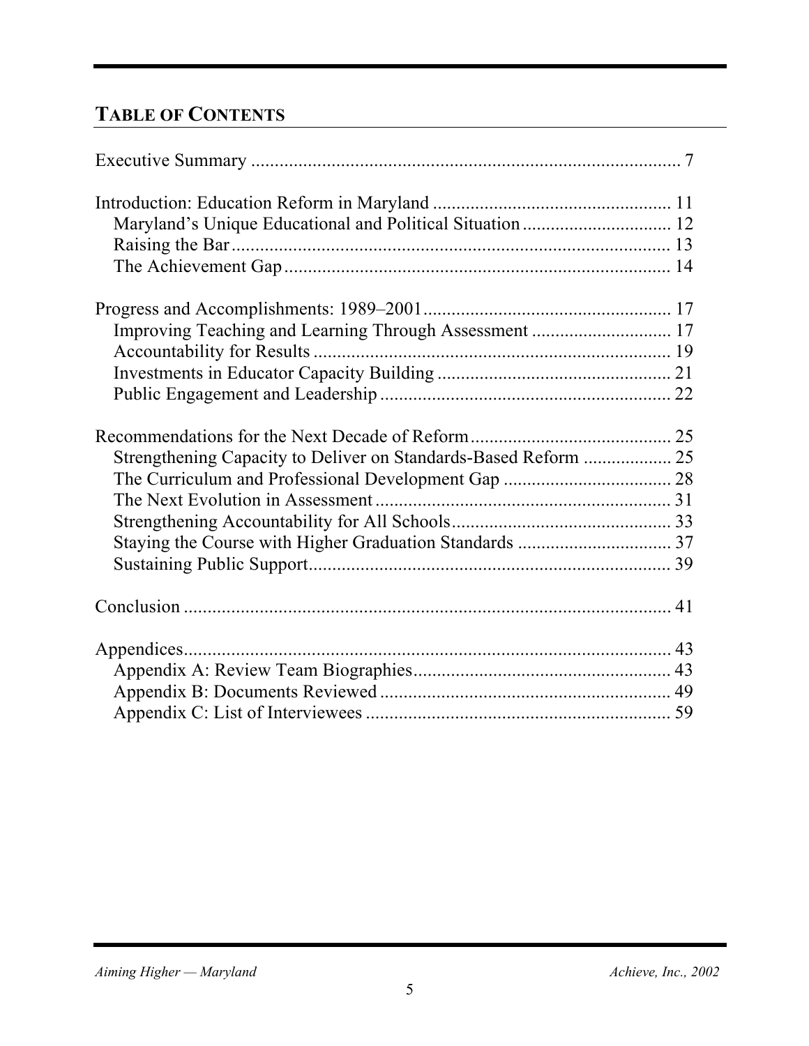## TABLE OF CONTENTS

Executive Summary ........................................................................................... 7

Introduction: Education Reform in Maryland .................................................. 11
- Maryland's Unique Educational and Political Situation ................................ 12
- Raising the Bar ............................................................................................ 13
- The Achievement Gap ................................................................................. 14

Progress and Accomplishments: 1989–2001 ..................................................... 17
- Improving Teaching and Learning Through Assessment .............................. 17
- Accountability for Results ........................................................................... 19
- Investments in Educator Capacity Building .................................................. 21
- Public Engagement and Leadership ............................................................. 22

Recommendations for the Next Decade of Reform ........................................... 25
- Strengthening Capacity to Deliver on Standards-Based Reform ................... 25
- The Curriculum and Professional Development Gap .................................... 28
- The Next Evolution in Assessment .............................................................. 31
- Strengthening Accountability for All Schools ............................................... 33
- Staying the Course with Higher Graduation Standards ................................. 37
- Sustaining Public Support ............................................................................ 39

Conclusion ........................................................................................................ 41

Appendices ........................................................................................................ 43
- Appendix A: Review Team Biographies ....................................................... 43
- Appendix B: Documents Reviewed .............................................................. 49
- Appendix C: List of Interviewees ................................................................. 59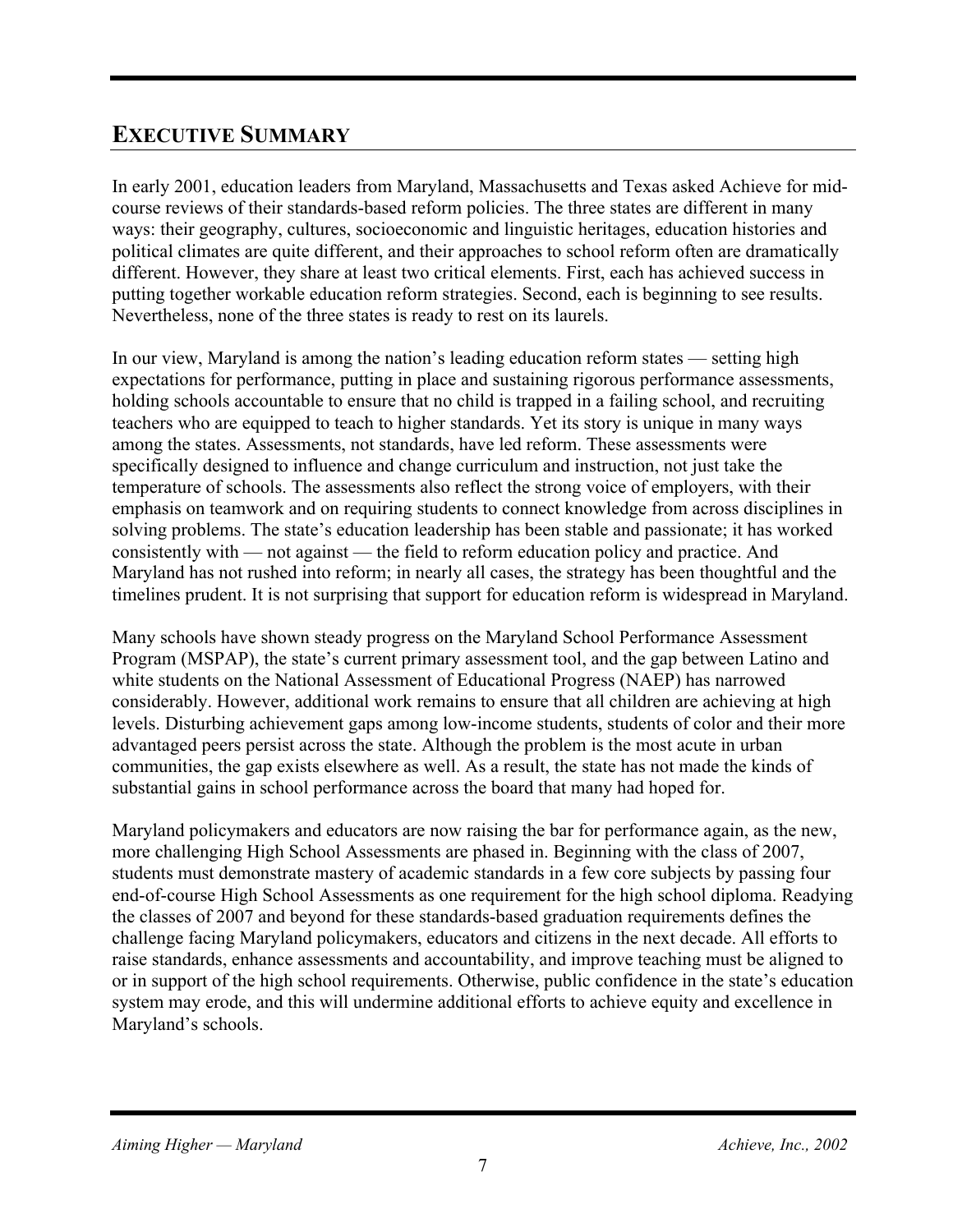## EXECUTIVE SUMMARY

In early 2001, education leaders from Maryland, Massachusetts and Texas asked Achieve for mid-course reviews of their standards-based reform policies. The three states are different in many ways: their geography, cultures, socioeconomic and linguistic heritages, education histories and political climates are quite different, and their approaches to school reform often are dramatically different. However, they share at least two critical elements. First, each has achieved success in putting together workable education reform strategies. Second, each is beginning to see results. Nevertheless, none of the three states is ready to rest on its laurels.

In our view, Maryland is among the nation's leading education reform states — setting high expectations for performance, putting in place and sustaining rigorous performance assessments, holding schools accountable to ensure that no child is trapped in a failing school, and recruiting teachers who are equipped to teach to higher standards. Yet its story is unique in many ways among the states. Assessments, not standards, have led reform. These assessments were specifically designed to influence and change curriculum and instruction, not just take the temperature of schools. The assessments also reflect the strong voice of employers, with their emphasis on teamwork and on requiring students to connect knowledge from across disciplines in solving problems. The state's education leadership has been stable and passionate; it has worked consistently with — not against — the field to reform education policy and practice. And Maryland has not rushed into reform; in nearly all cases, the strategy has been thoughtful and the timelines prudent. It is not surprising that support for education reform is widespread in Maryland.

Many schools have shown steady progress on the Maryland School Performance Assessment Program (MSPAP), the state's current primary assessment tool, and the gap between Latino and white students on the National Assessment of Educational Progress (NAEP) has narrowed considerably. However, additional work remains to ensure that all children are achieving at high levels. Disturbing achievement gaps among low-income students, students of color and their more advantaged peers persist across the state. Although the problem is the most acute in urban communities, the gap exists elsewhere as well. As a result, the state has not made the kinds of substantial gains in school performance across the board that many had hoped for.

Maryland policymakers and educators are now raising the bar for performance again, as the new, more challenging High School Assessments are phased in. Beginning with the class of 2007, students must demonstrate mastery of academic standards in a few core subjects by passing four end-of-course High School Assessments as one requirement for the high school diploma. Readying the classes of 2007 and beyond for these standards-based graduation requirements defines the challenge facing Maryland policymakers, educators and citizens in the next decade. All efforts to raise standards, enhance assessments and accountability, and improve teaching must be aligned to or in support of the high school requirements. Otherwise, public confidence in the state's education system may erode, and this will undermine additional efforts to achieve equity and excellence in Maryland's schools.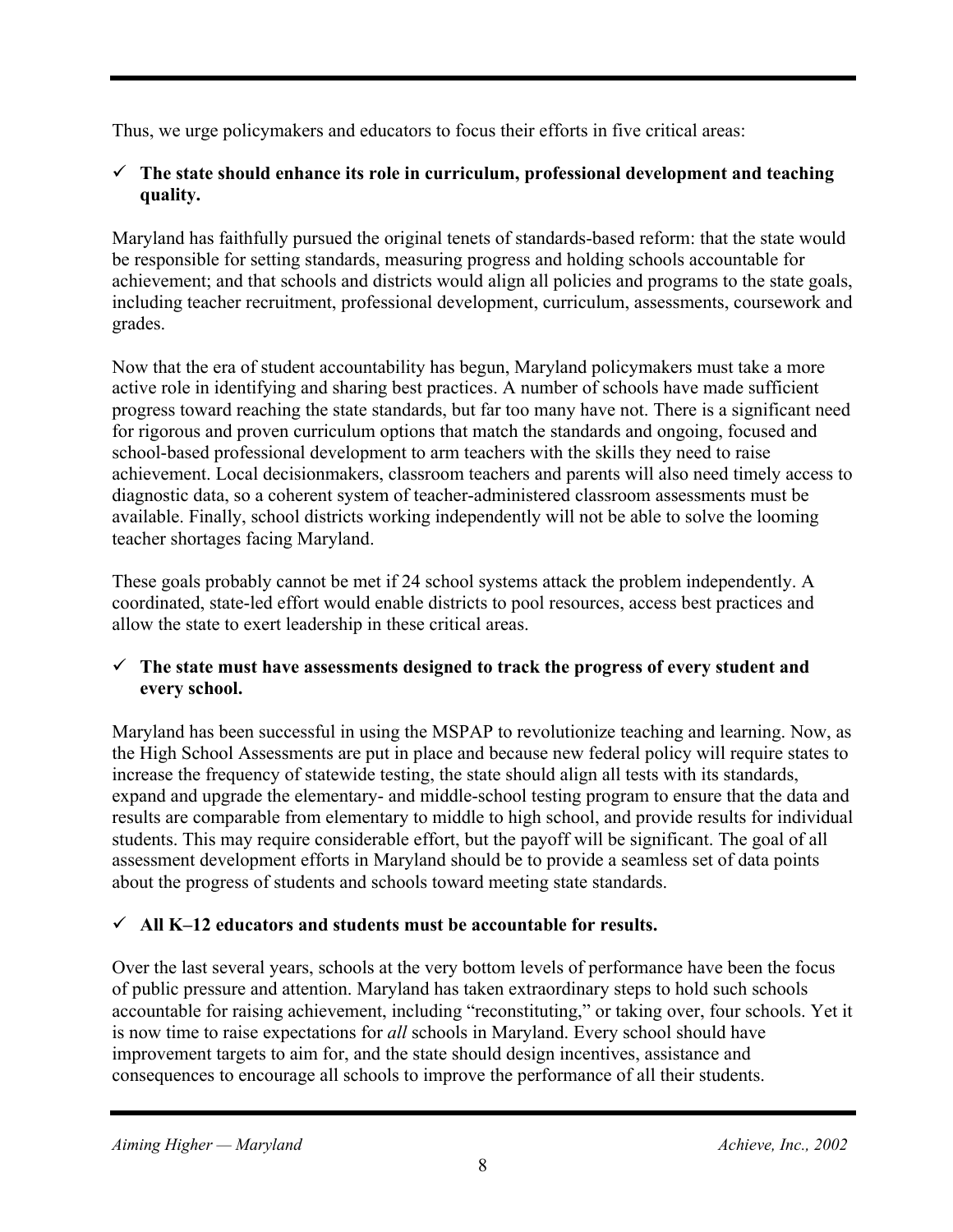Thus, we urge policymakers and educators to focus their efforts in five critical areas:

- ✓ **The state should enhance its role in curriculum, professional development and teaching quality.**

Maryland has faithfully pursued the original tenets of standards-based reform: that the state would be responsible for setting standards, measuring progress and holding schools accountable for achievement; and that schools and districts would align all policies and programs to the state goals, including teacher recruitment, professional development, curriculum, assessments, coursework and grades.

Now that the era of student accountability has begun, Maryland policymakers must take a more active role in identifying and sharing best practices. A number of schools have made sufficient progress toward reaching the state standards, but far too many have not. There is a significant need for rigorous and proven curriculum options that match the standards and ongoing, focused and school-based professional development to arm teachers with the skills they need to raise achievement. Local decisionmakers, classroom teachers and parents will also need timely access to diagnostic data, so a coherent system of teacher-administered classroom assessments must be available. Finally, school districts working independently will not be able to solve the looming teacher shortages facing Maryland.

These goals probably cannot be met if 24 school systems attack the problem independently. A coordinated, state-led effort would enable districts to pool resources, access best practices and allow the state to exert leadership in these critical areas.

- ✓ **The state must have assessments designed to track the progress of every student and every school.**

Maryland has been successful in using the MSPAP to revolutionize teaching and learning. Now, as the High School Assessments are put in place and because new federal policy will require states to increase the frequency of statewide testing, the state should align all tests with its standards, expand and upgrade the elementary- and middle-school testing program to ensure that the data and results are comparable from elementary to middle to high school, and provide results for individual students. This may require considerable effort, but the payoff will be significant. The goal of all assessment development efforts in Maryland should be to provide a seamless set of data points about the progress of students and schools toward meeting state standards.

- ✓ **All K–12 educators and students must be accountable for results.**

Over the last several years, schools at the very bottom levels of performance have been the focus of public pressure and attention. Maryland has taken extraordinary steps to hold such schools accountable for raising achievement, including "reconstituting," or taking over, four schools. Yet it is now time to raise expectations for *all* schools in Maryland. Every school should have improvement targets to aim for, and the state should design incentives, assistance and consequences to encourage all schools to improve the performance of all their students.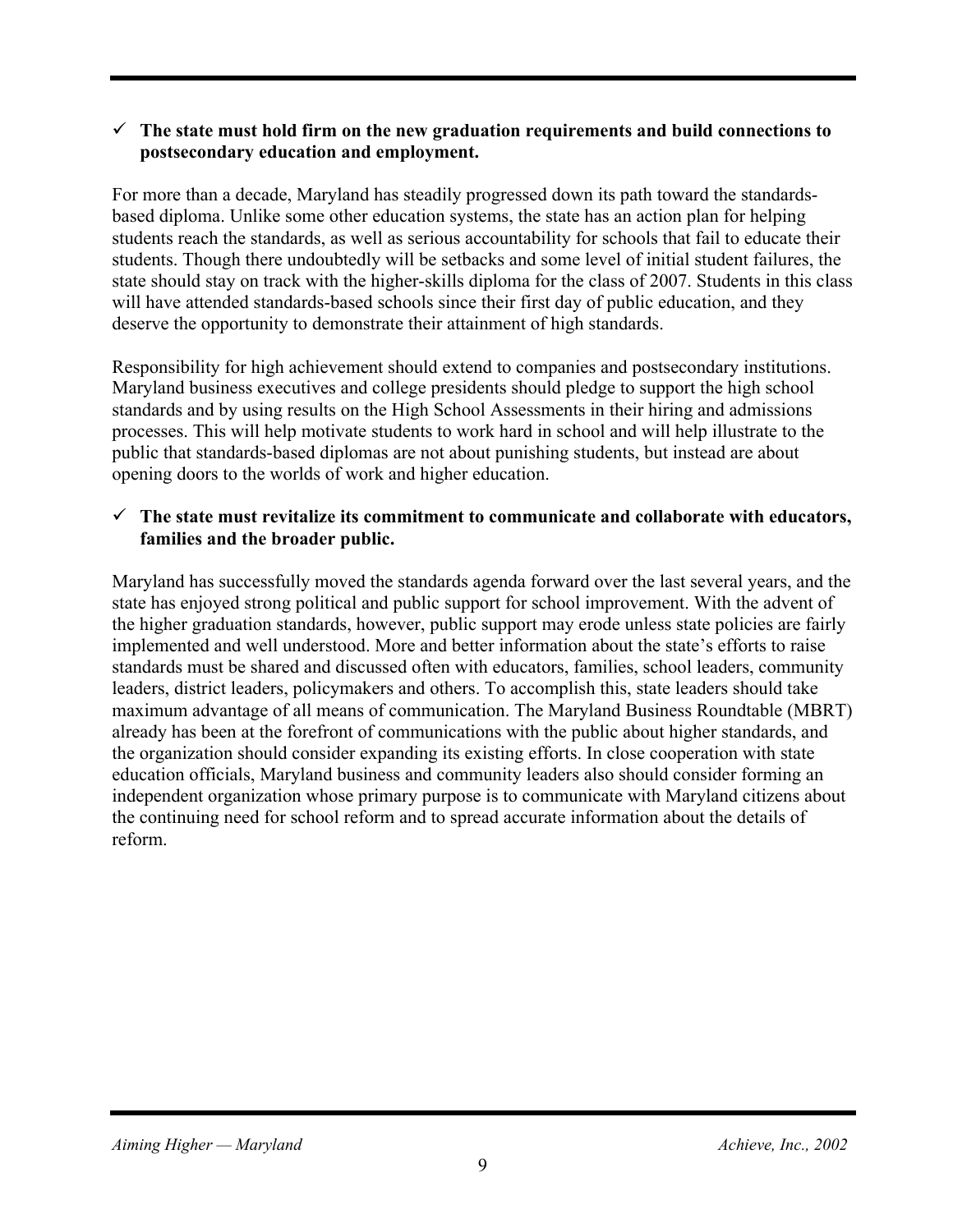- ✓ **The state must hold firm on the new graduation requirements and build connections to postsecondary education and employment.**

For more than a decade, Maryland has steadily progressed down its path toward the standards-based diploma. Unlike some other education systems, the state has an action plan for helping students reach the standards, as well as serious accountability for schools that fail to educate their students. Though there undoubtedly will be setbacks and some level of initial student failures, the state should stay on track with the higher-skills diploma for the class of 2007. Students in this class will have attended standards-based schools since their first day of public education, and they deserve the opportunity to demonstrate their attainment of high standards.

Responsibility for high achievement should extend to companies and postsecondary institutions. Maryland business executives and college presidents should pledge to support the high school standards and by using results on the High School Assessments in their hiring and admissions processes. This will help motivate students to work hard in school and will help illustrate to the public that standards-based diplomas are not about punishing students, but instead are about opening doors to the worlds of work and higher education.

- ✓ **The state must revitalize its commitment to communicate and collaborate with educators, families and the broader public.**

Maryland has successfully moved the standards agenda forward over the last several years, and the state has enjoyed strong political and public support for school improvement. With the advent of the higher graduation standards, however, public support may erode unless state policies are fairly implemented and well understood. More and better information about the state's efforts to raise standards must be shared and discussed often with educators, families, school leaders, community leaders, district leaders, policymakers and others. To accomplish this, state leaders should take maximum advantage of all means of communication. The Maryland Business Roundtable (MBRT) already has been at the forefront of communications with the public about higher standards, and the organization should consider expanding its existing efforts. In close cooperation with state education officials, Maryland business and community leaders also should consider forming an independent organization whose primary purpose is to communicate with Maryland citizens about the continuing need for school reform and to spread accurate information about the details of reform.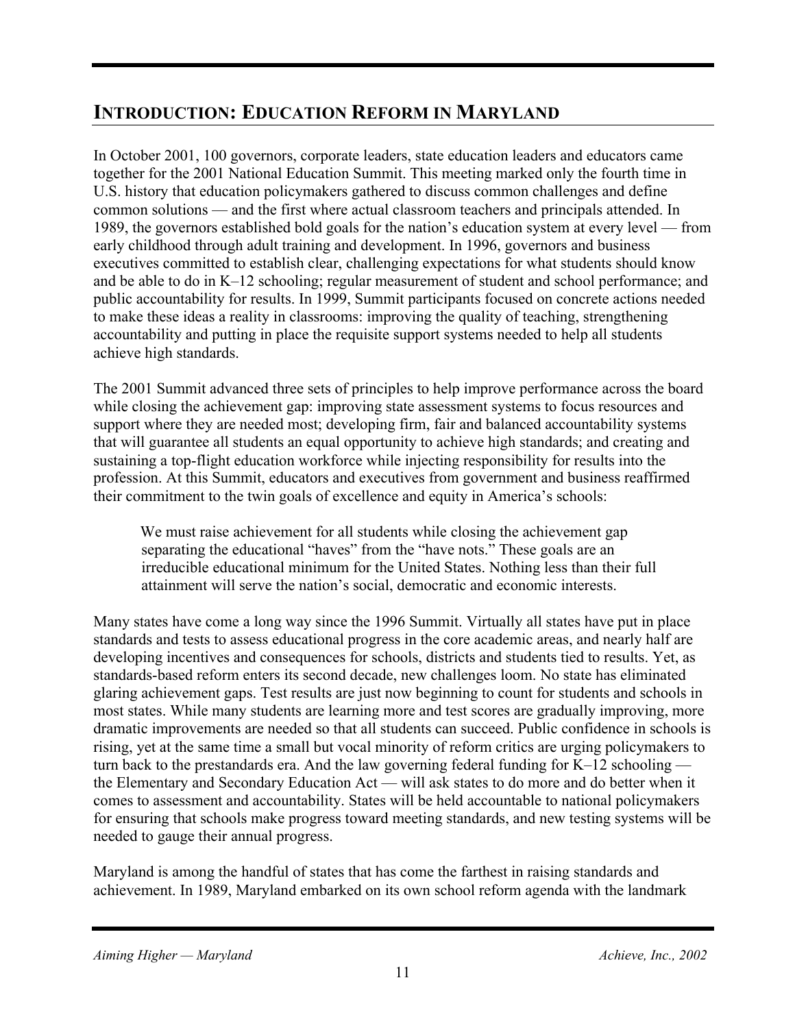## Introduction: Education Reform in Maryland

In October 2001, 100 governors, corporate leaders, state education leaders and educators came together for the 2001 National Education Summit. This meeting marked only the fourth time in U.S. history that education policymakers gathered to discuss common challenges and define common solutions — and the first where actual classroom teachers and principals attended. In 1989, the governors established bold goals for the nation's education system at every level — from early childhood through adult training and development. In 1996, governors and business executives committed to establish clear, challenging expectations for what students should know and be able to do in K–12 schooling; regular measurement of student and school performance; and public accountability for results. In 1999, Summit participants focused on concrete actions needed to make these ideas a reality in classrooms: improving the quality of teaching, strengthening accountability and putting in place the requisite support systems needed to help all students achieve high standards.

The 2001 Summit advanced three sets of principles to help improve performance across the board while closing the achievement gap: improving state assessment systems to focus resources and support where they are needed most; developing firm, fair and balanced accountability systems that will guarantee all students an equal opportunity to achieve high standards; and creating and sustaining a top-flight education workforce while injecting responsibility for results into the profession. At this Summit, educators and executives from government and business reaffirmed their commitment to the twin goals of excellence and equity in America's schools:

> We must raise achievement for all students while closing the achievement gap separating the educational "haves" from the "have nots." These goals are an irreducible educational minimum for the United States. Nothing less than their full attainment will serve the nation's social, democratic and economic interests.

Many states have come a long way since the 1996 Summit. Virtually all states have put in place standards and tests to assess educational progress in the core academic areas, and nearly half are developing incentives and consequences for schools, districts and students tied to results. Yet, as standards-based reform enters its second decade, new challenges loom. No state has eliminated glaring achievement gaps. Test results are just now beginning to count for students and schools in most states. While many students are learning more and test scores are gradually improving, more dramatic improvements are needed so that all students can succeed. Public confidence in schools is rising, yet at the same time a small but vocal minority of reform critics are urging policymakers to turn back to the prestandards era. And the law governing federal funding for K–12 schooling — the Elementary and Secondary Education Act — will ask states to do more and do better when it comes to assessment and accountability. States will be held accountable to national policymakers for ensuring that schools make progress toward meeting standards, and new testing systems will be needed to gauge their annual progress.

Maryland is among the handful of states that has come the farthest in raising standards and achievement. In 1989, Maryland embarked on its own school reform agenda with the landmark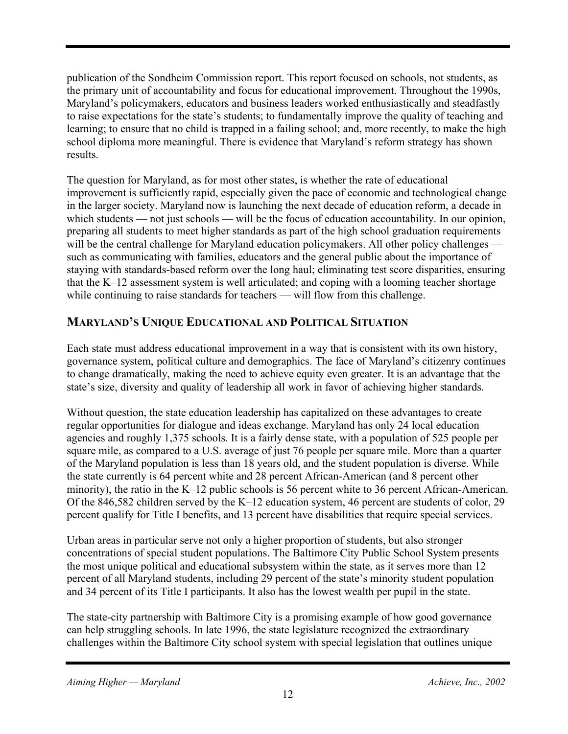publication of the Sondheim Commission report. This report focused on schools, not students, as the primary unit of accountability and focus for educational improvement. Throughout the 1990s, Maryland's policymakers, educators and business leaders worked enthusiastically and steadfastly to raise expectations for the state's students; to fundamentally improve the quality of teaching and learning; to ensure that no child is trapped in a failing school; and, more recently, to make the high school diploma more meaningful. There is evidence that Maryland's reform strategy has shown results.

The question for Maryland, as for most other states, is whether the rate of educational improvement is sufficiently rapid, especially given the pace of economic and technological change in the larger society. Maryland now is launching the next decade of education reform, a decade in which students — not just schools — will be the focus of education accountability. In our opinion, preparing all students to meet higher standards as part of the high school graduation requirements will be the central challenge for Maryland education policymakers. All other policy challenges — such as communicating with families, educators and the general public about the importance of staying with standards-based reform over the long haul; eliminating test score disparities, ensuring that the K–12 assessment system is well articulated; and coping with a looming teacher shortage while continuing to raise standards for teachers — will flow from this challenge.

## MARYLAND'S UNIQUE EDUCATIONAL AND POLITICAL SITUATION

Each state must address educational improvement in a way that is consistent with its own history, governance system, political culture and demographics. The face of Maryland's citizenry continues to change dramatically, making the need to achieve equity even greater. It is an advantage that the state's size, diversity and quality of leadership all work in favor of achieving higher standards.

Without question, the state education leadership has capitalized on these advantages to create regular opportunities for dialogue and ideas exchange. Maryland has only 24 local education agencies and roughly 1,375 schools. It is a fairly dense state, with a population of 525 people per square mile, as compared to a U.S. average of just 76 people per square mile. More than a quarter of the Maryland population is less than 18 years old, and the student population is diverse. While the state currently is 64 percent white and 28 percent African-American (and 8 percent other minority), the ratio in the K–12 public schools is 56 percent white to 36 percent African-American. Of the 846,582 children served by the K–12 education system, 46 percent are students of color, 29 percent qualify for Title I benefits, and 13 percent have disabilities that require special services.

Urban areas in particular serve not only a higher proportion of students, but also stronger concentrations of special student populations. The Baltimore City Public School System presents the most unique political and educational subsystem within the state, as it serves more than 12 percent of all Maryland students, including 29 percent of the state's minority student population and 34 percent of its Title I participants. It also has the lowest wealth per pupil in the state.

The state-city partnership with Baltimore City is a promising example of how good governance can help struggling schools. In late 1996, the state legislature recognized the extraordinary challenges within the Baltimore City school system with special legislation that outlines unique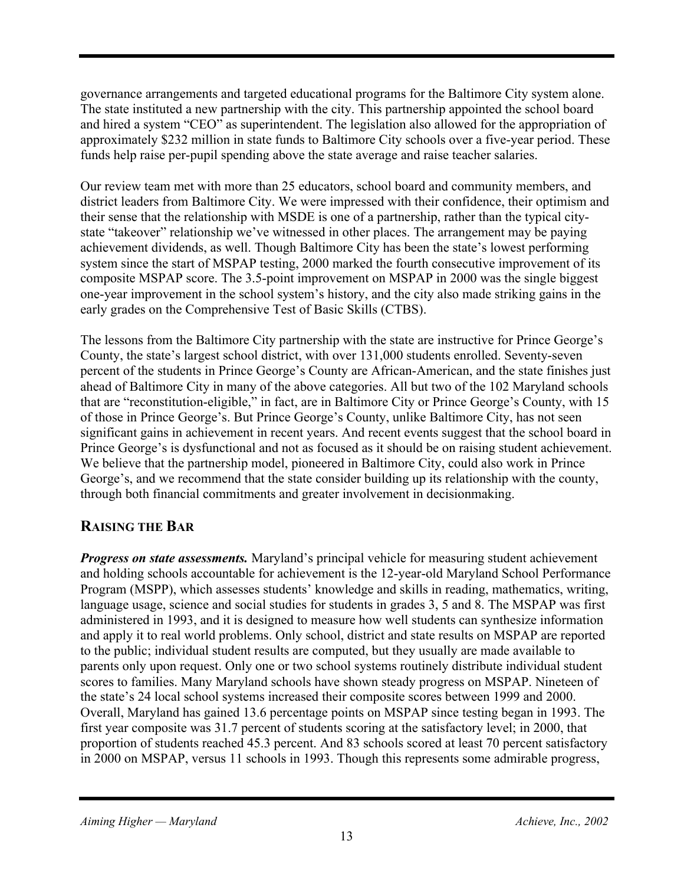governance arrangements and targeted educational programs for the Baltimore City system alone. The state instituted a new partnership with the city. This partnership appointed the school board and hired a system "CEO" as superintendent. The legislation also allowed for the appropriation of approximately $232 million in state funds to Baltimore City schools over a five-year period. These funds help raise per-pupil spending above the state average and raise teacher salaries.

Our review team met with more than 25 educators, school board and community members, and district leaders from Baltimore City. We were impressed with their confidence, their optimism and their sense that the relationship with MSDE is one of a partnership, rather than the typical city-state "takeover" relationship we've witnessed in other places. The arrangement may be paying achievement dividends, as well. Though Baltimore City has been the state's lowest performing system since the start of MSPAP testing, 2000 marked the fourth consecutive improvement of its composite MSPAP score. The 3.5-point improvement on MSPAP in 2000 was the single biggest one-year improvement in the school system's history, and the city also made striking gains in the early grades on the Comprehensive Test of Basic Skills (CTBS).

The lessons from the Baltimore City partnership with the state are instructive for Prince George's County, the state's largest school district, with over 131,000 students enrolled. Seventy-seven percent of the students in Prince George's County are African-American, and the state finishes just ahead of Baltimore City in many of the above categories. All but two of the 102 Maryland schools that are "reconstitution-eligible," in fact, are in Baltimore City or Prince George's County, with 15 of those in Prince George's. But Prince George's County, unlike Baltimore City, has not seen significant gains in achievement in recent years. And recent events suggest that the school board in Prince George's is dysfunctional and not as focused as it should be on raising student achievement. We believe that the partnership model, pioneered in Baltimore City, could also work in Prince George's, and we recommend that the state consider building up its relationship with the county, through both financial commitments and greater involvement in decisionmaking.

## RAISING THE BAR

***Progress on state assessments.*** Maryland's principal vehicle for measuring student achievement and holding schools accountable for achievement is the 12-year-old Maryland School Performance Program (MSPP), which assesses students' knowledge and skills in reading, mathematics, writing, language usage, science and social studies for students in grades 3, 5 and 8. The MSPAP was first administered in 1993, and it is designed to measure how well students can synthesize information and apply it to real world problems. Only school, district and state results on MSPAP are reported to the public; individual student results are computed, but they usually are made available to parents only upon request. Only one or two school systems routinely distribute individual student scores to families. Many Maryland schools have shown steady progress on MSPAP. Nineteen of the state's 24 local school systems increased their composite scores between 1999 and 2000. Overall, Maryland has gained 13.6 percentage points on MSPAP since testing began in 1993. The first year composite was 31.7 percent of students scoring at the satisfactory level; in 2000, that proportion of students reached 45.3 percent. And 83 schools scored at least 70 percent satisfactory in 2000 on MSPAP, versus 11 schools in 1993. Though this represents some admirable progress,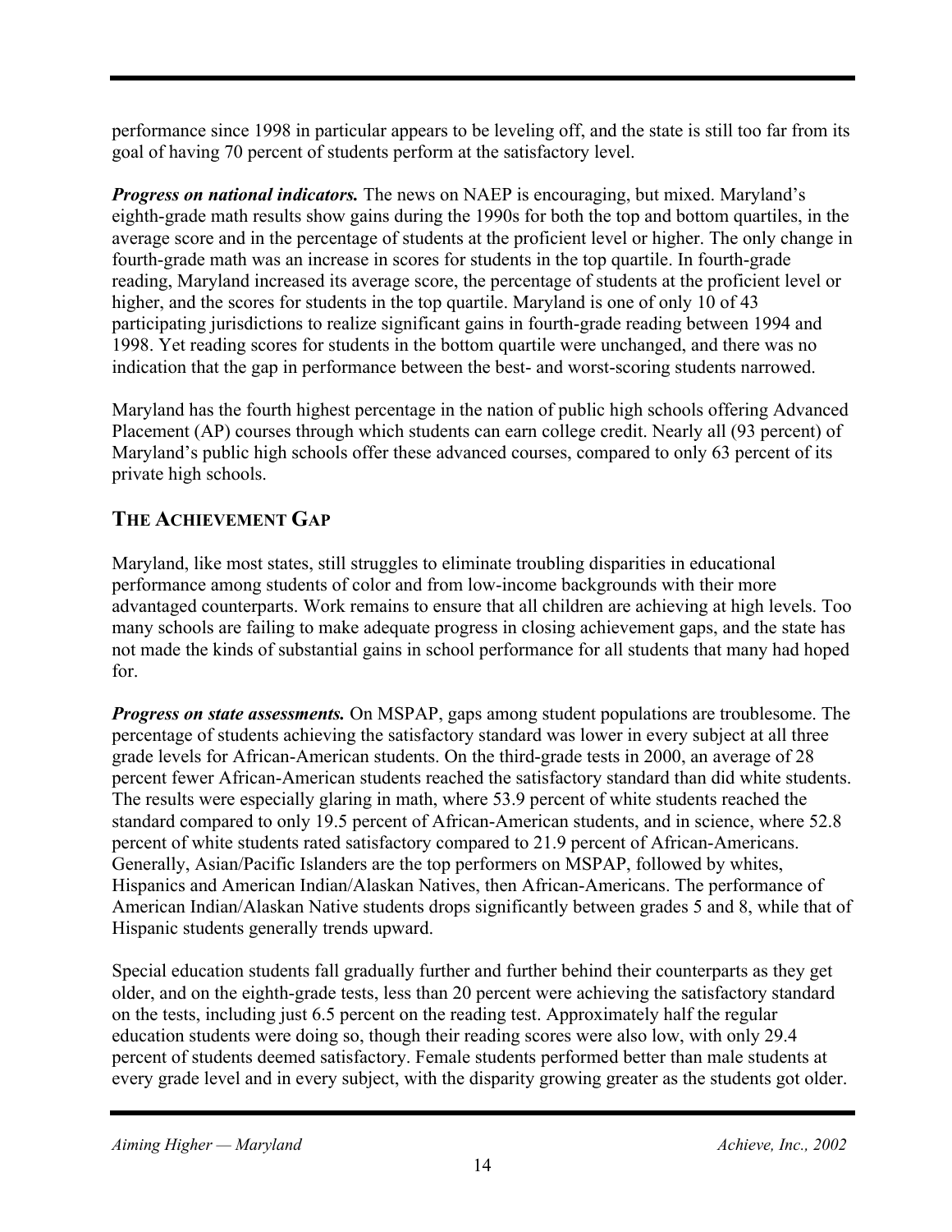performance since 1998 in particular appears to be leveling off, and the state is still too far from its goal of having 70 percent of students perform at the satisfactory level.

***Progress on national indicators.*** The news on NAEP is encouraging, but mixed. Maryland's eighth-grade math results show gains during the 1990s for both the top and bottom quartiles, in the average score and in the percentage of students at the proficient level or higher. The only change in fourth-grade math was an increase in scores for students in the top quartile. In fourth-grade reading, Maryland increased its average score, the percentage of students at the proficient level or higher, and the scores for students in the top quartile. Maryland is one of only 10 of 43 participating jurisdictions to realize significant gains in fourth-grade reading between 1994 and 1998. Yet reading scores for students in the bottom quartile were unchanged, and there was no indication that the gap in performance between the best- and worst-scoring students narrowed.

Maryland has the fourth highest percentage in the nation of public high schools offering Advanced Placement (AP) courses through which students can earn college credit. Nearly all (93 percent) of Maryland's public high schools offer these advanced courses, compared to only 63 percent of its private high schools.

## THE ACHIEVEMENT GAP

Maryland, like most states, still struggles to eliminate troubling disparities in educational performance among students of color and from low-income backgrounds with their more advantaged counterparts. Work remains to ensure that all children are achieving at high levels. Too many schools are failing to make adequate progress in closing achievement gaps, and the state has not made the kinds of substantial gains in school performance for all students that many had hoped for.

***Progress on state assessments.*** On MSPAP, gaps among student populations are troublesome. The percentage of students achieving the satisfactory standard was lower in every subject at all three grade levels for African-American students. On the third-grade tests in 2000, an average of 28 percent fewer African-American students reached the satisfactory standard than did white students. The results were especially glaring in math, where 53.9 percent of white students reached the standard compared to only 19.5 percent of African-American students, and in science, where 52.8 percent of white students rated satisfactory compared to 21.9 percent of African-Americans. Generally, Asian/Pacific Islanders are the top performers on MSPAP, followed by whites, Hispanics and American Indian/Alaskan Natives, then African-Americans. The performance of American Indian/Alaskan Native students drops significantly between grades 5 and 8, while that of Hispanic students generally trends upward.

Special education students fall gradually further and further behind their counterparts as they get older, and on the eighth-grade tests, less than 20 percent were achieving the satisfactory standard on the tests, including just 6.5 percent on the reading test. Approximately half the regular education students were doing so, though their reading scores were also low, with only 29.4 percent of students deemed satisfactory. Female students performed better than male students at every grade level and in every subject, with the disparity growing greater as the students got older.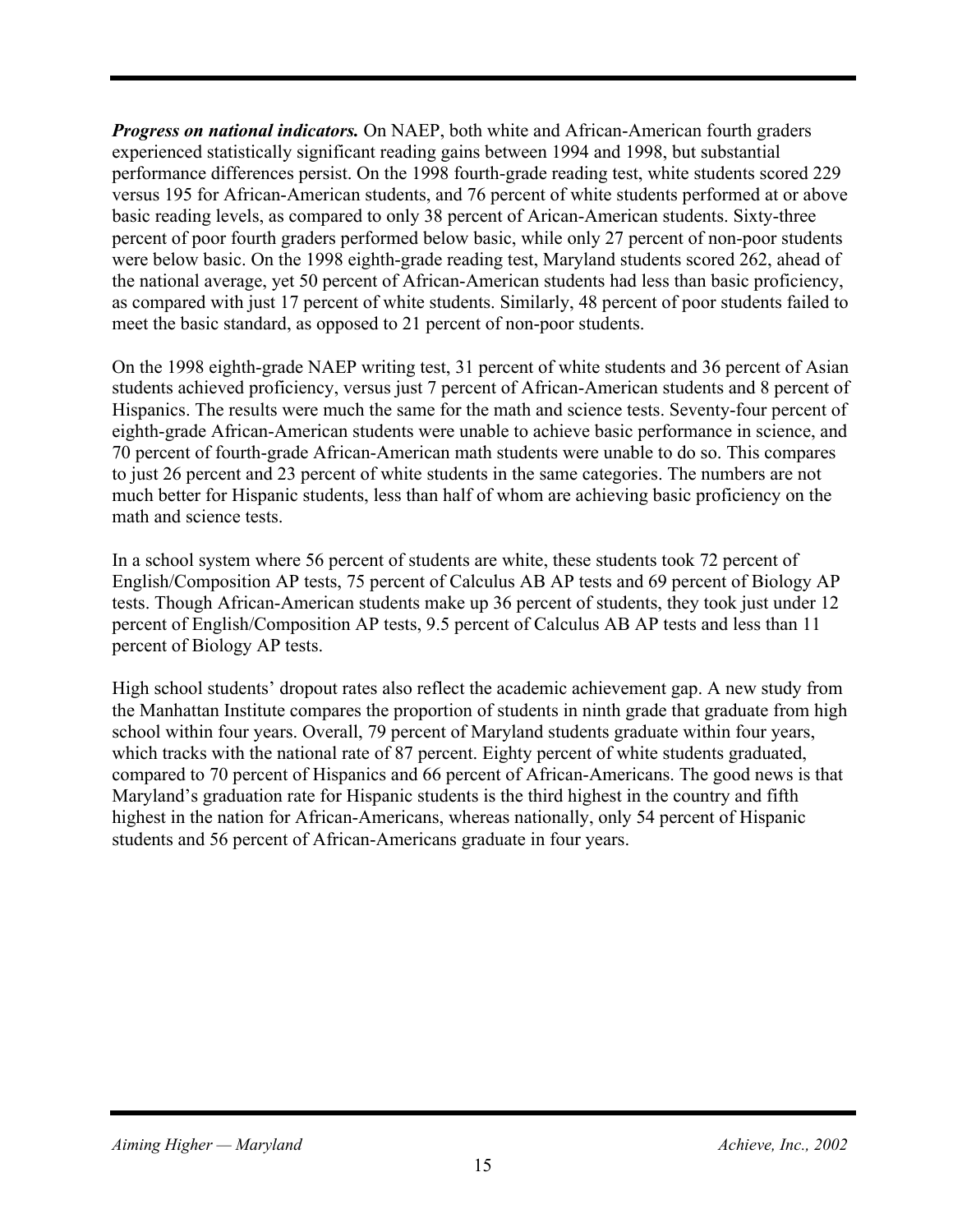***Progress on national indicators.*** On NAEP, both white and African-American fourth graders experienced statistically significant reading gains between 1994 and 1998, but substantial performance differences persist. On the 1998 fourth-grade reading test, white students scored 229 versus 195 for African-American students, and 76 percent of white students performed at or above basic reading levels, as compared to only 38 percent of Arican-American students. Sixty-three percent of poor fourth graders performed below basic, while only 27 percent of non-poor students were below basic. On the 1998 eighth-grade reading test, Maryland students scored 262, ahead of the national average, yet 50 percent of African-American students had less than basic proficiency, as compared with just 17 percent of white students. Similarly, 48 percent of poor students failed to meet the basic standard, as opposed to 21 percent of non-poor students.

On the 1998 eighth-grade NAEP writing test, 31 percent of white students and 36 percent of Asian students achieved proficiency, versus just 7 percent of African-American students and 8 percent of Hispanics. The results were much the same for the math and science tests. Seventy-four percent of eighth-grade African-American students were unable to achieve basic performance in science, and 70 percent of fourth-grade African-American math students were unable to do so. This compares to just 26 percent and 23 percent of white students in the same categories. The numbers are not much better for Hispanic students, less than half of whom are achieving basic proficiency on the math and science tests.

In a school system where 56 percent of students are white, these students took 72 percent of English/Composition AP tests, 75 percent of Calculus AB AP tests and 69 percent of Biology AP tests. Though African-American students make up 36 percent of students, they took just under 12 percent of English/Composition AP tests, 9.5 percent of Calculus AB AP tests and less than 11 percent of Biology AP tests.

High school students' dropout rates also reflect the academic achievement gap. A new study from the Manhattan Institute compares the proportion of students in ninth grade that graduate from high school within four years. Overall, 79 percent of Maryland students graduate within four years, which tracks with the national rate of 87 percent. Eighty percent of white students graduated, compared to 70 percent of Hispanics and 66 percent of African-Americans. The good news is that Maryland's graduation rate for Hispanic students is the third highest in the country and fifth highest in the nation for African-Americans, whereas nationally, only 54 percent of Hispanic students and 56 percent of African-Americans graduate in four years.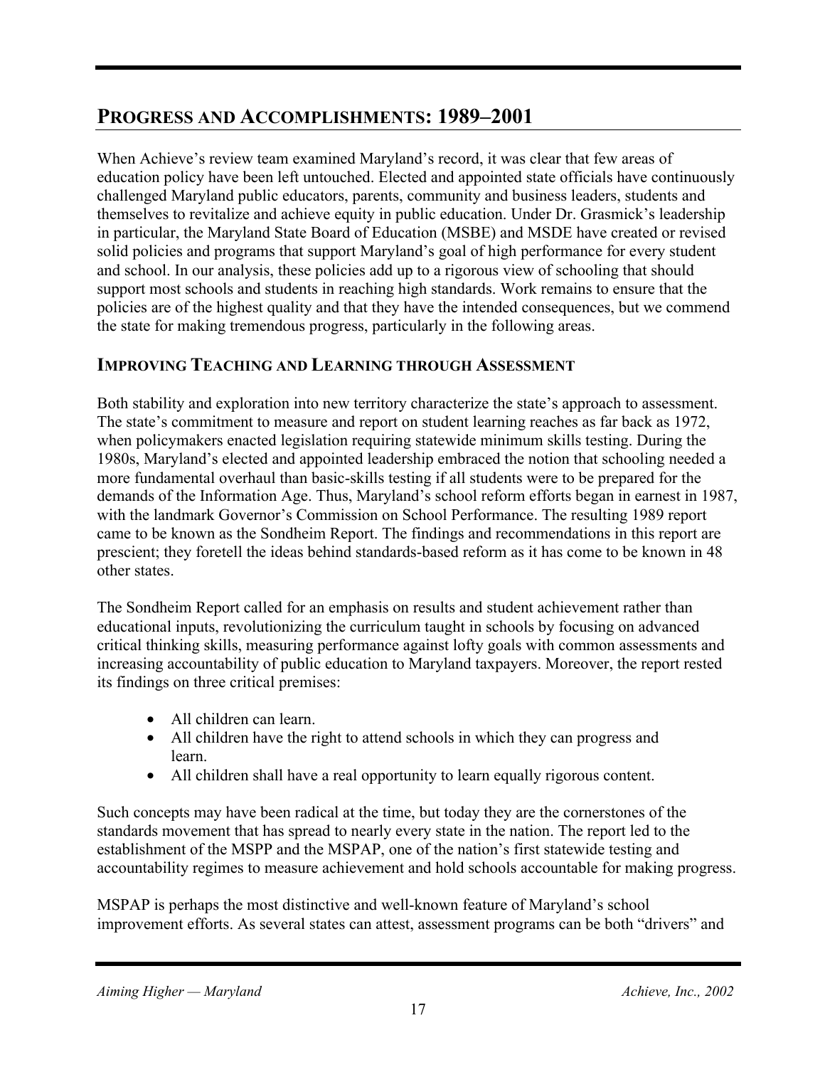## Progress and Accomplishments: 1989–2001

When Achieve's review team examined Maryland's record, it was clear that few areas of education policy have been left untouched. Elected and appointed state officials have continuously challenged Maryland public educators, parents, community and business leaders, students and themselves to revitalize and achieve equity in public education. Under Dr. Grasmick's leadership in particular, the Maryland State Board of Education (MSBE) and MSDE have created or revised solid policies and programs that support Maryland's goal of high performance for every student and school. In our analysis, these policies add up to a rigorous view of schooling that should support most schools and students in reaching high standards. Work remains to ensure that the policies are of the highest quality and that they have the intended consequences, but we commend the state for making tremendous progress, particularly in the following areas.

### Improving Teaching and Learning through Assessment

Both stability and exploration into new territory characterize the state's approach to assessment. The state's commitment to measure and report on student learning reaches as far back as 1972, when policymakers enacted legislation requiring statewide minimum skills testing. During the 1980s, Maryland's elected and appointed leadership embraced the notion that schooling needed a more fundamental overhaul than basic-skills testing if all students were to be prepared for the demands of the Information Age. Thus, Maryland's school reform efforts began in earnest in 1987, with the landmark Governor's Commission on School Performance. The resulting 1989 report came to be known as the Sondheim Report. The findings and recommendations in this report are prescient; they foretell the ideas behind standards-based reform as it has come to be known in 48 other states.

The Sondheim Report called for an emphasis on results and student achievement rather than educational inputs, revolutionizing the curriculum taught in schools by focusing on advanced critical thinking skills, measuring performance against lofty goals with common assessments and increasing accountability of public education to Maryland taxpayers. Moreover, the report rested its findings on three critical premises:

- All children can learn.
- All children have the right to attend schools in which they can progress and learn.
- All children shall have a real opportunity to learn equally rigorous content.

Such concepts may have been radical at the time, but today they are the cornerstones of the standards movement that has spread to nearly every state in the nation. The report led to the establishment of the MSPP and the MSPAP, one of the nation's first statewide testing and accountability regimes to measure achievement and hold schools accountable for making progress.

MSPAP is perhaps the most distinctive and well-known feature of Maryland's school improvement efforts. As several states can attest, assessment programs can be both "drivers" and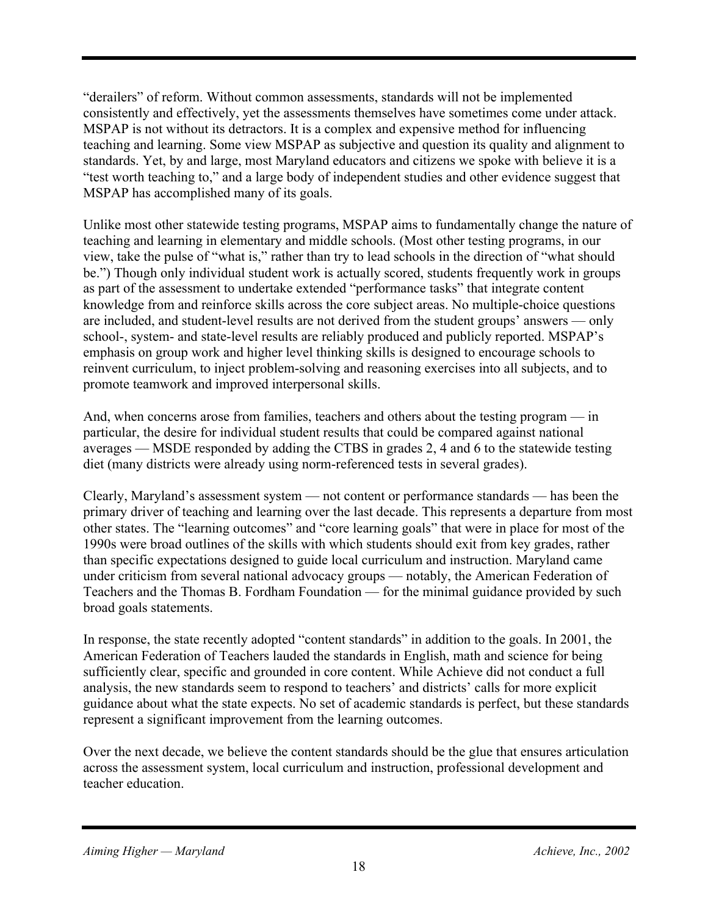"derailers" of reform. Without common assessments, standards will not be implemented consistently and effectively, yet the assessments themselves have sometimes come under attack. MSPAP is not without its detractors. It is a complex and expensive method for influencing teaching and learning. Some view MSPAP as subjective and question its quality and alignment to standards. Yet, by and large, most Maryland educators and citizens we spoke with believe it is a "test worth teaching to," and a large body of independent studies and other evidence suggest that MSPAP has accomplished many of its goals.

Unlike most other statewide testing programs, MSPAP aims to fundamentally change the nature of teaching and learning in elementary and middle schools. (Most other testing programs, in our view, take the pulse of "what is," rather than try to lead schools in the direction of "what should be.") Though only individual student work is actually scored, students frequently work in groups as part of the assessment to undertake extended "performance tasks" that integrate content knowledge from and reinforce skills across the core subject areas. No multiple-choice questions are included, and student-level results are not derived from the student groups' answers — only school-, system- and state-level results are reliably produced and publicly reported. MSPAP's emphasis on group work and higher level thinking skills is designed to encourage schools to reinvent curriculum, to inject problem-solving and reasoning exercises into all subjects, and to promote teamwork and improved interpersonal skills.

And, when concerns arose from families, teachers and others about the testing program — in particular, the desire for individual student results that could be compared against national averages — MSDE responded by adding the CTBS in grades 2, 4 and 6 to the statewide testing diet (many districts were already using norm-referenced tests in several grades).

Clearly, Maryland's assessment system — not content or performance standards — has been the primary driver of teaching and learning over the last decade. This represents a departure from most other states. The "learning outcomes" and "core learning goals" that were in place for most of the 1990s were broad outlines of the skills with which students should exit from key grades, rather than specific expectations designed to guide local curriculum and instruction. Maryland came under criticism from several national advocacy groups — notably, the American Federation of Teachers and the Thomas B. Fordham Foundation — for the minimal guidance provided by such broad goals statements.

In response, the state recently adopted "content standards" in addition to the goals. In 2001, the American Federation of Teachers lauded the standards in English, math and science for being sufficiently clear, specific and grounded in core content. While Achieve did not conduct a full analysis, the new standards seem to respond to teachers' and districts' calls for more explicit guidance about what the state expects. No set of academic standards is perfect, but these standards represent a significant improvement from the learning outcomes.

Over the next decade, we believe the content standards should be the glue that ensures articulation across the assessment system, local curriculum and instruction, professional development and teacher education.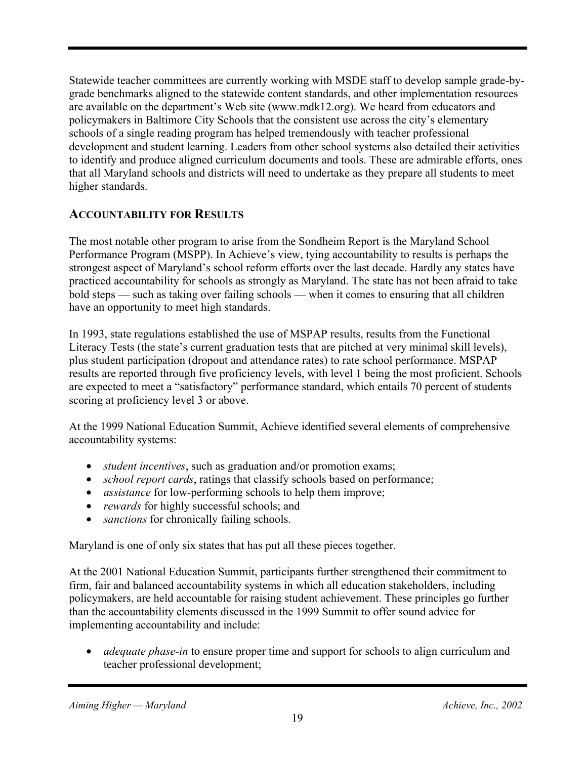Statewide teacher committees are currently working with MSDE staff to develop sample grade-by-grade benchmarks aligned to the statewide content standards, and other implementation resources are available on the department's Web site (www.mdk12.org). We heard from educators and policymakers in Baltimore City Schools that the consistent use across the city's elementary schools of a single reading program has helped tremendously with teacher professional development and student learning. Leaders from other school systems also detailed their activities to identify and produce aligned curriculum documents and tools. These are admirable efforts, ones that all Maryland schools and districts will need to undertake as they prepare all students to meet higher standards.

## ACCOUNTABILITY FOR RESULTS

The most notable other program to arise from the Sondheim Report is the Maryland School Performance Program (MSPP). In Achieve's view, tying accountability to results is perhaps the strongest aspect of Maryland's school reform efforts over the last decade. Hardly any states have practiced accountability for schools as strongly as Maryland. The state has not been afraid to take bold steps — such as taking over failing schools — when it comes to ensuring that all children have an opportunity to meet high standards.

In 1993, state regulations established the use of MSPAP results, results from the Functional Literacy Tests (the state's current graduation tests that are pitched at very minimal skill levels), plus student participation (dropout and attendance rates) to rate school performance. MSPAP results are reported through five proficiency levels, with level 1 being the most proficient. Schools are expected to meet a "satisfactory" performance standard, which entails 70 percent of students scoring at proficiency level 3 or above.

At the 1999 National Education Summit, Achieve identified several elements of comprehensive accountability systems:

- *student incentives*, such as graduation and/or promotion exams;
- *school report cards*, ratings that classify schools based on performance;
- *assistance* for low-performing schools to help them improve;
- *rewards* for highly successful schools; and
- *sanctions* for chronically failing schools.

Maryland is one of only six states that has put all these pieces together.

At the 2001 National Education Summit, participants further strengthened their commitment to firm, fair and balanced accountability systems in which all education stakeholders, including policymakers, are held accountable for raising student achievement. These principles go further than the accountability elements discussed in the 1999 Summit to offer sound advice for implementing accountability and include:

- *adequate phase-in* to ensure proper time and support for schools to align curriculum and teacher professional development;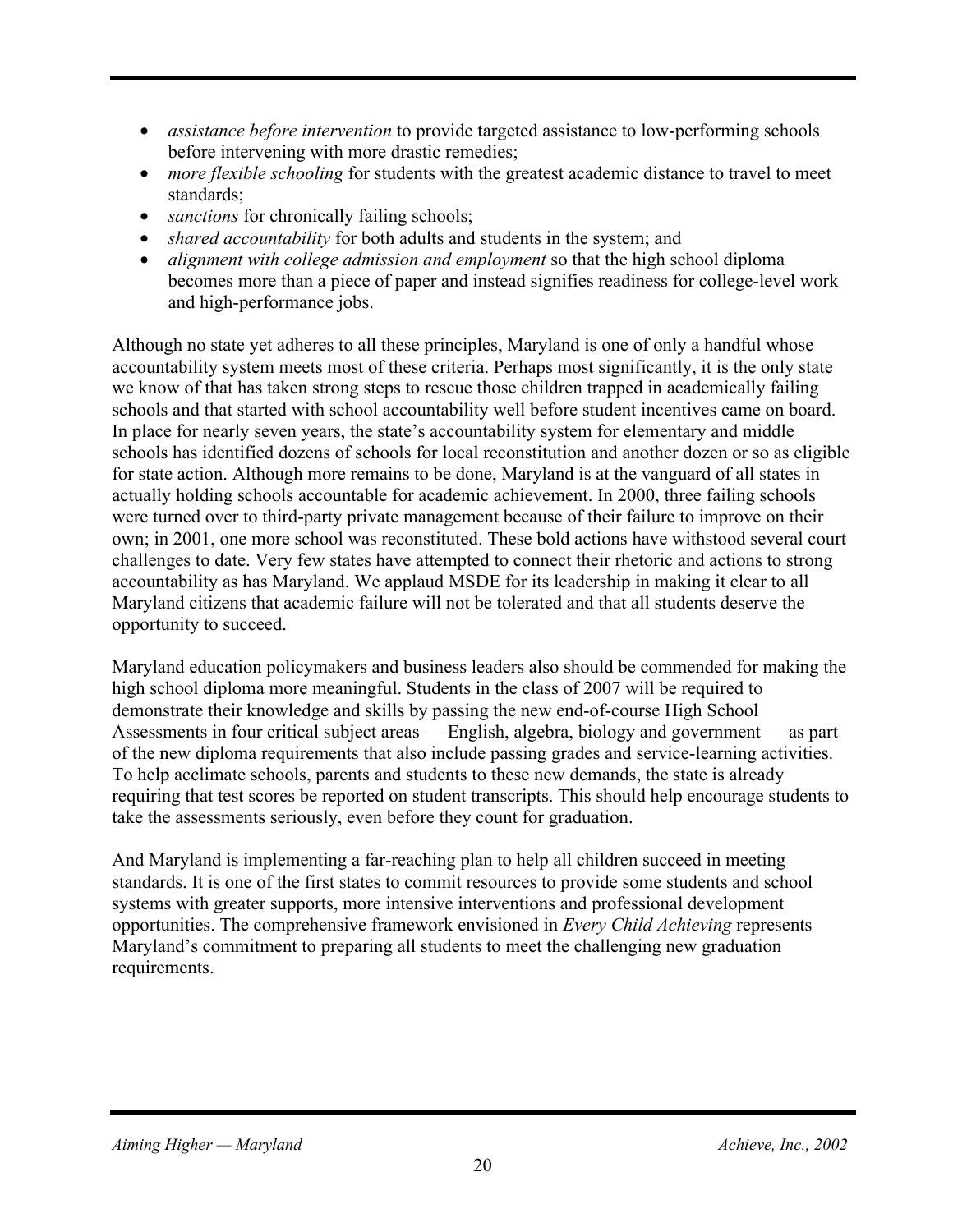- *assistance before intervention* to provide targeted assistance to low-performing schools before intervening with more drastic remedies;
- *more flexible schooling* for students with the greatest academic distance to travel to meet standards;
- *sanctions* for chronically failing schools;
- *shared accountability* for both adults and students in the system; and
- *alignment with college admission and employment* so that the high school diploma becomes more than a piece of paper and instead signifies readiness for college-level work and high-performance jobs.

Although no state yet adheres to all these principles, Maryland is one of only a handful whose accountability system meets most of these criteria. Perhaps most significantly, it is the only state we know of that has taken strong steps to rescue those children trapped in academically failing schools and that started with school accountability well before student incentives came on board. In place for nearly seven years, the state's accountability system for elementary and middle schools has identified dozens of schools for local reconstitution and another dozen or so as eligible for state action. Although more remains to be done, Maryland is at the vanguard of all states in actually holding schools accountable for academic achievement. In 2000, three failing schools were turned over to third-party private management because of their failure to improve on their own; in 2001, one more school was reconstituted. These bold actions have withstood several court challenges to date. Very few states have attempted to connect their rhetoric and actions to strong accountability as has Maryland. We applaud MSDE for its leadership in making it clear to all Maryland citizens that academic failure will not be tolerated and that all students deserve the opportunity to succeed.

Maryland education policymakers and business leaders also should be commended for making the high school diploma more meaningful. Students in the class of 2007 will be required to demonstrate their knowledge and skills by passing the new end-of-course High School Assessments in four critical subject areas — English, algebra, biology and government — as part of the new diploma requirements that also include passing grades and service-learning activities. To help acclimate schools, parents and students to these new demands, the state is already requiring that test scores be reported on student transcripts. This should help encourage students to take the assessments seriously, even before they count for graduation.

And Maryland is implementing a far-reaching plan to help all children succeed in meeting standards. It is one of the first states to commit resources to provide some students and school systems with greater supports, more intensive interventions and professional development opportunities. The comprehensive framework envisioned in *Every Child Achieving* represents Maryland's commitment to preparing all students to meet the challenging new graduation requirements.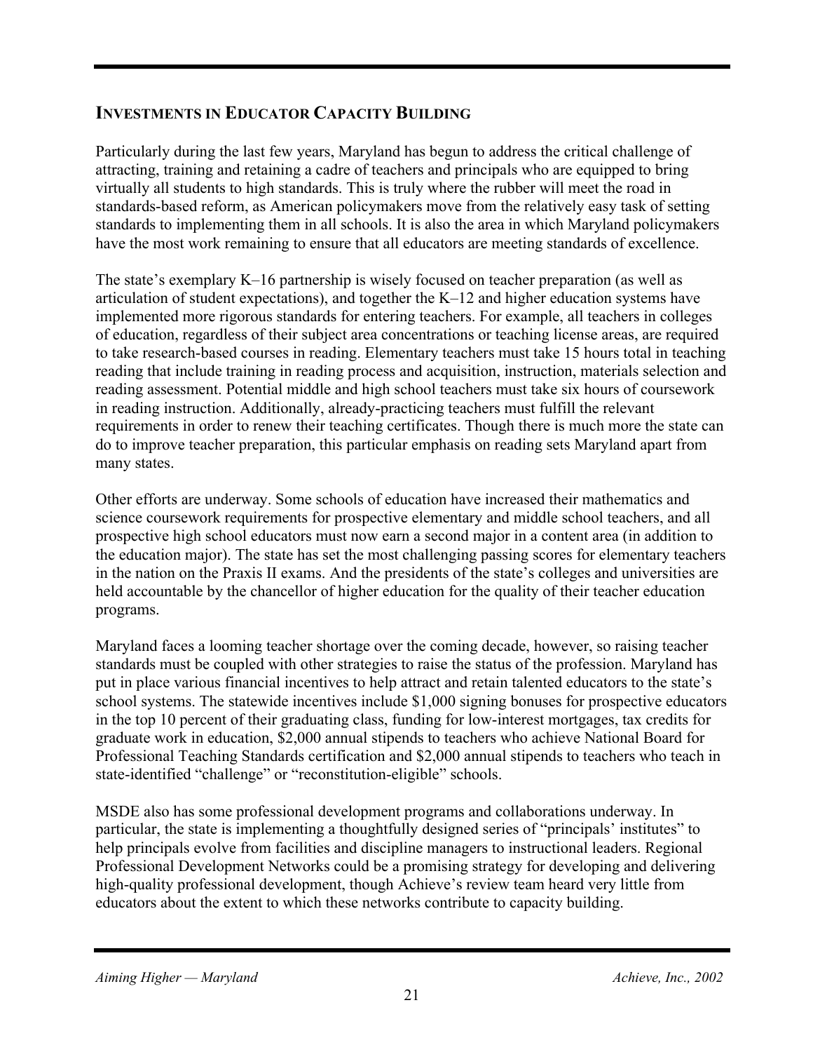## INVESTMENTS IN EDUCATOR CAPACITY BUILDING

Particularly during the last few years, Maryland has begun to address the critical challenge of attracting, training and retaining a cadre of teachers and principals who are equipped to bring virtually all students to high standards. This is truly where the rubber will meet the road in standards-based reform, as American policymakers move from the relatively easy task of setting standards to implementing them in all schools. It is also the area in which Maryland policymakers have the most work remaining to ensure that all educators are meeting standards of excellence.

The state's exemplary K–16 partnership is wisely focused on teacher preparation (as well as articulation of student expectations), and together the K–12 and higher education systems have implemented more rigorous standards for entering teachers. For example, all teachers in colleges of education, regardless of their subject area concentrations or teaching license areas, are required to take research-based courses in reading. Elementary teachers must take 15 hours total in teaching reading that include training in reading process and acquisition, instruction, materials selection and reading assessment. Potential middle and high school teachers must take six hours of coursework in reading instruction. Additionally, already-practicing teachers must fulfill the relevant requirements in order to renew their teaching certificates. Though there is much more the state can do to improve teacher preparation, this particular emphasis on reading sets Maryland apart from many states.

Other efforts are underway. Some schools of education have increased their mathematics and science coursework requirements for prospective elementary and middle school teachers, and all prospective high school educators must now earn a second major in a content area (in addition to the education major). The state has set the most challenging passing scores for elementary teachers in the nation on the Praxis II exams. And the presidents of the state's colleges and universities are held accountable by the chancellor of higher education for the quality of their teacher education programs.

Maryland faces a looming teacher shortage over the coming decade, however, so raising teacher standards must be coupled with other strategies to raise the status of the profession. Maryland has put in place various financial incentives to help attract and retain talented educators to the state's school systems. The statewide incentives include $1,000 signing bonuses for prospective educators in the top 10 percent of their graduating class, funding for low-interest mortgages, tax credits for graduate work in education, $2,000 annual stipends to teachers who achieve National Board for Professional Teaching Standards certification and $2,000 annual stipends to teachers who teach in state-identified "challenge" or "reconstitution-eligible" schools.

MSDE also has some professional development programs and collaborations underway. In particular, the state is implementing a thoughtfully designed series of "principals' institutes" to help principals evolve from facilities and discipline managers to instructional leaders. Regional Professional Development Networks could be a promising strategy for developing and delivering high-quality professional development, though Achieve's review team heard very little from educators about the extent to which these networks contribute to capacity building.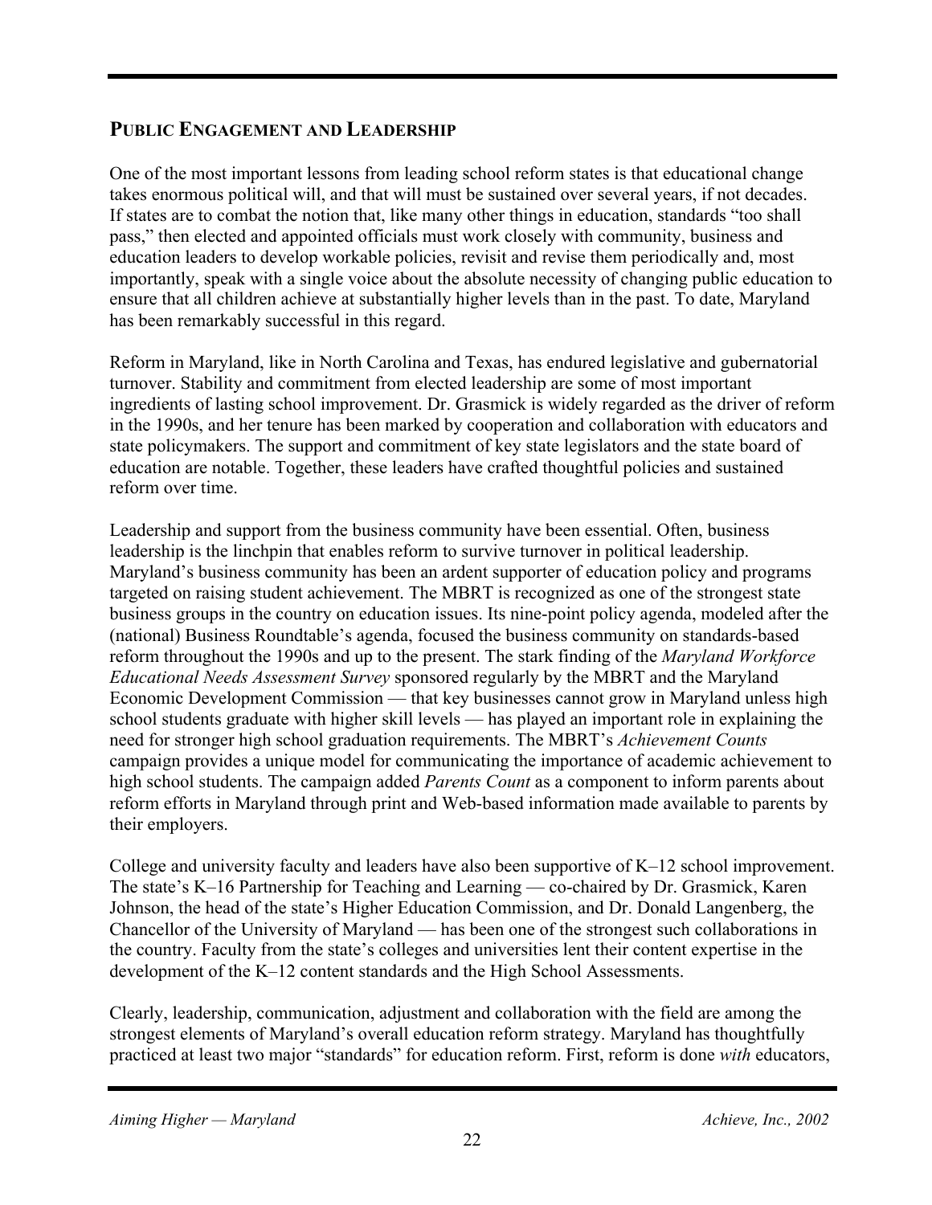## PUBLIC ENGAGEMENT AND LEADERSHIP

One of the most important lessons from leading school reform states is that educational change takes enormous political will, and that will must be sustained over several years, if not decades. If states are to combat the notion that, like many other things in education, standards "too shall pass," then elected and appointed officials must work closely with community, business and education leaders to develop workable policies, revisit and revise them periodically and, most importantly, speak with a single voice about the absolute necessity of changing public education to ensure that all children achieve at substantially higher levels than in the past. To date, Maryland has been remarkably successful in this regard.

Reform in Maryland, like in North Carolina and Texas, has endured legislative and gubernatorial turnover. Stability and commitment from elected leadership are some of most important ingredients of lasting school improvement. Dr. Grasmick is widely regarded as the driver of reform in the 1990s, and her tenure has been marked by cooperation and collaboration with educators and state policymakers. The support and commitment of key state legislators and the state board of education are notable. Together, these leaders have crafted thoughtful policies and sustained reform over time.

Leadership and support from the business community have been essential. Often, business leadership is the linchpin that enables reform to survive turnover in political leadership. Maryland's business community has been an ardent supporter of education policy and programs targeted on raising student achievement. The MBRT is recognized as one of the strongest state business groups in the country on education issues. Its nine-point policy agenda, modeled after the (national) Business Roundtable's agenda, focused the business community on standards-based reform throughout the 1990s and up to the present. The stark finding of the *Maryland Workforce Educational Needs Assessment Survey* sponsored regularly by the MBRT and the Maryland Economic Development Commission — that key businesses cannot grow in Maryland unless high school students graduate with higher skill levels — has played an important role in explaining the need for stronger high school graduation requirements. The MBRT's *Achievement Counts* campaign provides a unique model for communicating the importance of academic achievement to high school students. The campaign added *Parents Count* as a component to inform parents about reform efforts in Maryland through print and Web-based information made available to parents by their employers.

College and university faculty and leaders have also been supportive of K–12 school improvement. The state's K–16 Partnership for Teaching and Learning — co-chaired by Dr. Grasmick, Karen Johnson, the head of the state's Higher Education Commission, and Dr. Donald Langenberg, the Chancellor of the University of Maryland — has been one of the strongest such collaborations in the country. Faculty from the state's colleges and universities lent their content expertise in the development of the K–12 content standards and the High School Assessments.

Clearly, leadership, communication, adjustment and collaboration with the field are among the strongest elements of Maryland's overall education reform strategy. Maryland has thoughtfully practiced at least two major "standards" for education reform. First, reform is done *with* educators,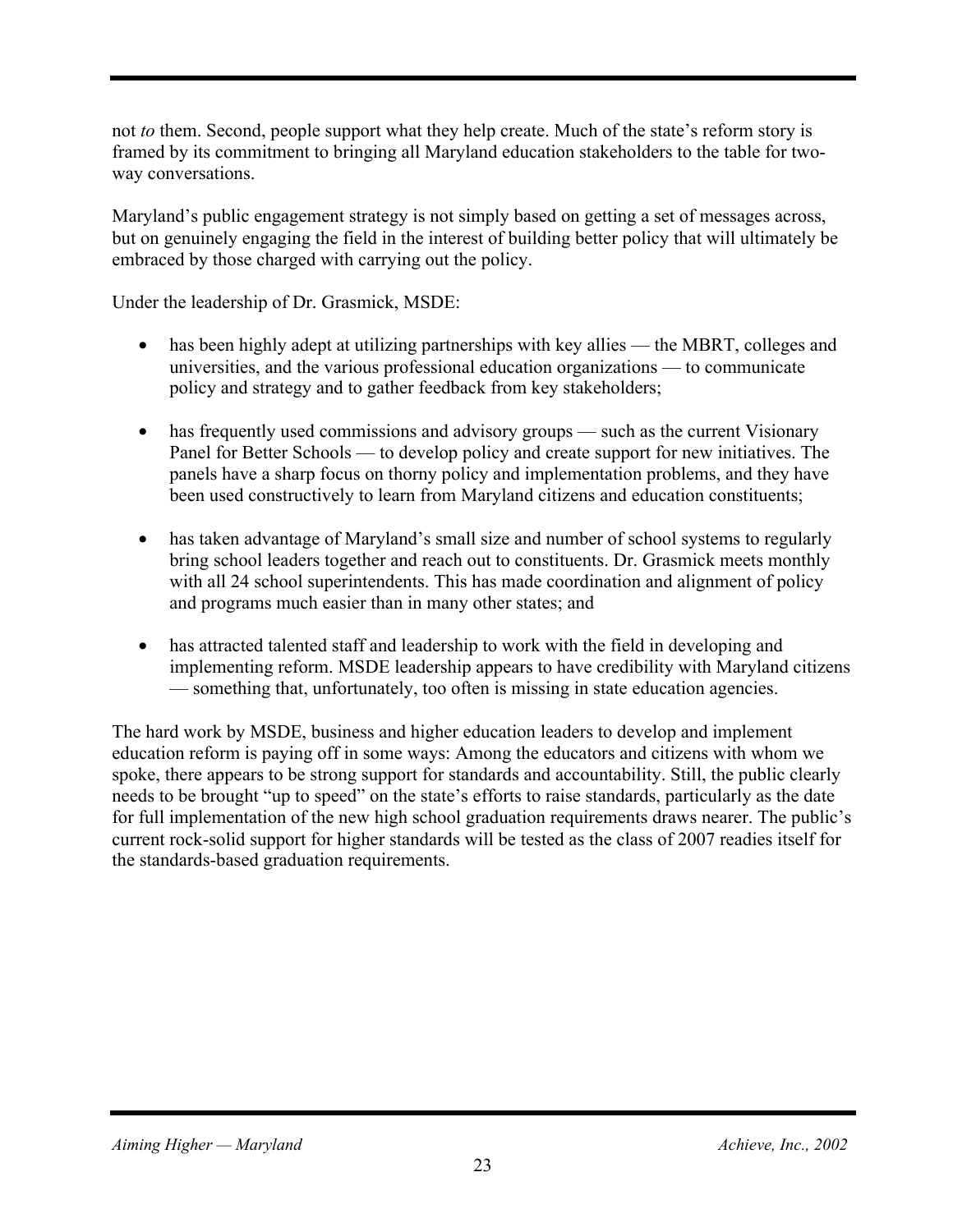not *to* them. Second, people support what they help create. Much of the state's reform story is framed by its commitment to bringing all Maryland education stakeholders to the table for two-way conversations.

Maryland's public engagement strategy is not simply based on getting a set of messages across, but on genuinely engaging the field in the interest of building better policy that will ultimately be embraced by those charged with carrying out the policy.

Under the leadership of Dr. Grasmick, MSDE:

- has been highly adept at utilizing partnerships with key allies — the MBRT, colleges and universities, and the various professional education organizations — to communicate policy and strategy and to gather feedback from key stakeholders;

- has frequently used commissions and advisory groups — such as the current Visionary Panel for Better Schools — to develop policy and create support for new initiatives. The panels have a sharp focus on thorny policy and implementation problems, and they have been used constructively to learn from Maryland citizens and education constituents;

- has taken advantage of Maryland's small size and number of school systems to regularly bring school leaders together and reach out to constituents. Dr. Grasmick meets monthly with all 24 school superintendents. This has made coordination and alignment of policy and programs much easier than in many other states; and

- has attracted talented staff and leadership to work with the field in developing and implementing reform. MSDE leadership appears to have credibility with Maryland citizens — something that, unfortunately, too often is missing in state education agencies.

The hard work by MSDE, business and higher education leaders to develop and implement education reform is paying off in some ways: Among the educators and citizens with whom we spoke, there appears to be strong support for standards and accountability. Still, the public clearly needs to be brought "up to speed" on the state's efforts to raise standards, particularly as the date for full implementation of the new high school graduation requirements draws nearer. The public's current rock-solid support for higher standards will be tested as the class of 2007 readies itself for the standards-based graduation requirements.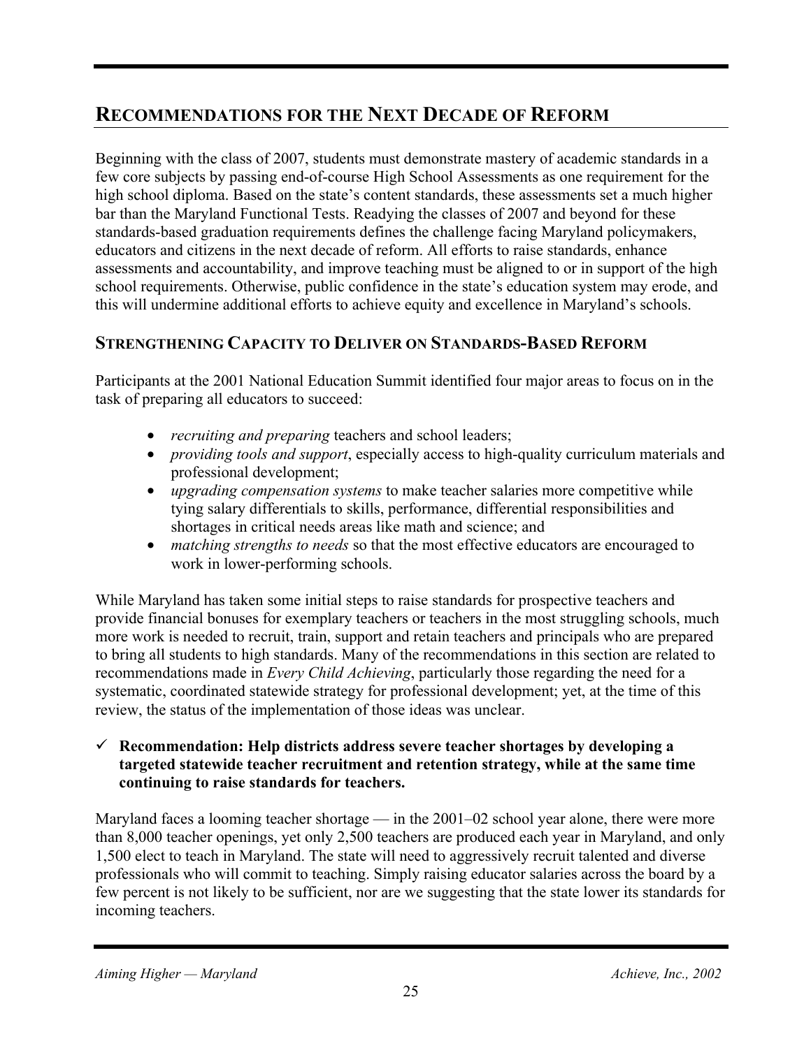## RECOMMENDATIONS FOR THE NEXT DECADE OF REFORM

Beginning with the class of 2007, students must demonstrate mastery of academic standards in a few core subjects by passing end-of-course High School Assessments as one requirement for the high school diploma. Based on the state's content standards, these assessments set a much higher bar than the Maryland Functional Tests. Readying the classes of 2007 and beyond for these standards-based graduation requirements defines the challenge facing Maryland policymakers, educators and citizens in the next decade of reform. All efforts to raise standards, enhance assessments and accountability, and improve teaching must be aligned to or in support of the high school requirements. Otherwise, public confidence in the state's education system may erode, and this will undermine additional efforts to achieve equity and excellence in Maryland's schools.

### STRENGTHENING CAPACITY TO DELIVER ON STANDARDS-BASED REFORM

Participants at the 2001 National Education Summit identified four major areas to focus on in the task of preparing all educators to succeed:

- *recruiting and preparing* teachers and school leaders;
- *providing tools and support*, especially access to high-quality curriculum materials and professional development;
- *upgrading compensation systems* to make teacher salaries more competitive while tying salary differentials to skills, performance, differential responsibilities and shortages in critical needs areas like math and science; and
- *matching strengths to needs* so that the most effective educators are encouraged to work in lower-performing schools.

While Maryland has taken some initial steps to raise standards for prospective teachers and provide financial bonuses for exemplary teachers or teachers in the most struggling schools, much more work is needed to recruit, train, support and retain teachers and principals who are prepared to bring all students to high standards. Many of the recommendations in this section are related to recommendations made in *Every Child Achieving*, particularly those regarding the need for a systematic, coordinated statewide strategy for professional development; yet, at the time of this review, the status of the implementation of those ideas was unclear.

✓ **Recommendation: Help districts address severe teacher shortages by developing a targeted statewide teacher recruitment and retention strategy, while at the same time continuing to raise standards for teachers.**

Maryland faces a looming teacher shortage — in the 2001–02 school year alone, there were more than 8,000 teacher openings, yet only 2,500 teachers are produced each year in Maryland, and only 1,500 elect to teach in Maryland. The state will need to aggressively recruit talented and diverse professionals who will commit to teaching. Simply raising educator salaries across the board by a few percent is not likely to be sufficient, nor are we suggesting that the state lower its standards for incoming teachers.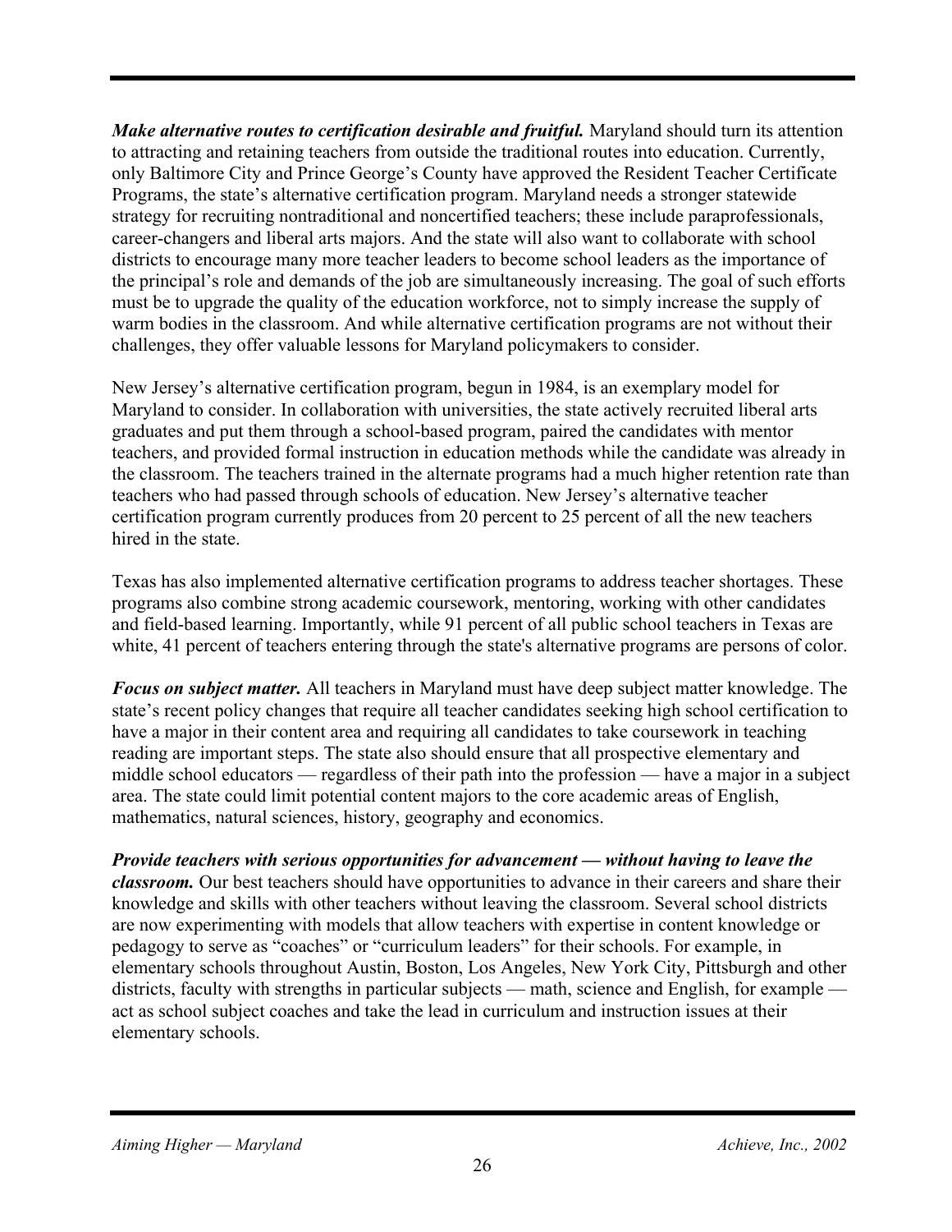***Make alternative routes to certification desirable and fruitful.*** Maryland should turn its attention to attracting and retaining teachers from outside the traditional routes into education. Currently, only Baltimore City and Prince George's County have approved the Resident Teacher Certificate Programs, the state's alternative certification program. Maryland needs a stronger statewide strategy for recruiting nontraditional and noncertified teachers; these include paraprofessionals, career-changers and liberal arts majors. And the state will also want to collaborate with school districts to encourage many more teacher leaders to become school leaders as the importance of the principal's role and demands of the job are simultaneously increasing. The goal of such efforts must be to upgrade the quality of the education workforce, not to simply increase the supply of warm bodies in the classroom. And while alternative certification programs are not without their challenges, they offer valuable lessons for Maryland policymakers to consider.

New Jersey's alternative certification program, begun in 1984, is an exemplary model for Maryland to consider. In collaboration with universities, the state actively recruited liberal arts graduates and put them through a school-based program, paired the candidates with mentor teachers, and provided formal instruction in education methods while the candidate was already in the classroom. The teachers trained in the alternate programs had a much higher retention rate than teachers who had passed through schools of education. New Jersey's alternative teacher certification program currently produces from 20 percent to 25 percent of all the new teachers hired in the state.

Texas has also implemented alternative certification programs to address teacher shortages. These programs also combine strong academic coursework, mentoring, working with other candidates and field-based learning. Importantly, while 91 percent of all public school teachers in Texas are white, 41 percent of teachers entering through the state's alternative programs are persons of color.

***Focus on subject matter.*** All teachers in Maryland must have deep subject matter knowledge. The state's recent policy changes that require all teacher candidates seeking high school certification to have a major in their content area and requiring all candidates to take coursework in teaching reading are important steps. The state also should ensure that all prospective elementary and middle school educators — regardless of their path into the profession — have a major in a subject area. The state could limit potential content majors to the core academic areas of English, mathematics, natural sciences, history, geography and economics.

***Provide teachers with serious opportunities for advancement — without having to leave the classroom.*** Our best teachers should have opportunities to advance in their careers and share their knowledge and skills with other teachers without leaving the classroom. Several school districts are now experimenting with models that allow teachers with expertise in content knowledge or pedagogy to serve as "coaches" or "curriculum leaders" for their schools. For example, in elementary schools throughout Austin, Boston, Los Angeles, New York City, Pittsburgh and other districts, faculty with strengths in particular subjects — math, science and English, for example — act as school subject coaches and take the lead in curriculum and instruction issues at their elementary schools.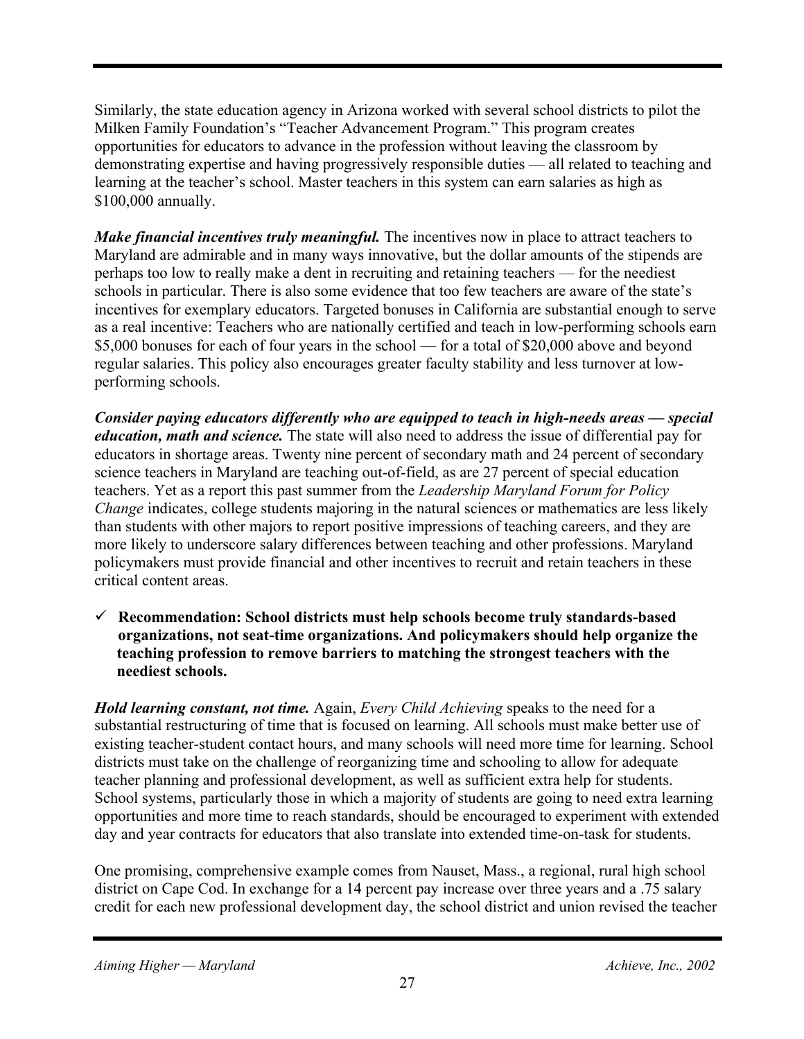Similarly, the state education agency in Arizona worked with several school districts to pilot the Milken Family Foundation's "Teacher Advancement Program." This program creates opportunities for educators to advance in the profession without leaving the classroom by demonstrating expertise and having progressively responsible duties — all related to teaching and learning at the teacher's school. Master teachers in this system can earn salaries as high as $100,000 annually.

***Make financial incentives truly meaningful.*** The incentives now in place to attract teachers to Maryland are admirable and in many ways innovative, but the dollar amounts of the stipends are perhaps too low to really make a dent in recruiting and retaining teachers — for the neediest schools in particular. There is also some evidence that too few teachers are aware of the state's incentives for exemplary educators. Targeted bonuses in California are substantial enough to serve as a real incentive: Teachers who are nationally certified and teach in low-performing schools earn $5,000 bonuses for each of four years in the school — for a total of $20,000 above and beyond regular salaries. This policy also encourages greater faculty stability and less turnover at low-performing schools.

***Consider paying educators differently who are equipped to teach in high-needs areas — special education, math and science.*** The state will also need to address the issue of differential pay for educators in shortage areas. Twenty nine percent of secondary math and 24 percent of secondary science teachers in Maryland are teaching out-of-field, as are 27 percent of special education teachers. Yet as a report this past summer from the *Leadership Maryland Forum for Policy Change* indicates, college students majoring in the natural sciences or mathematics are less likely than students with other majors to report positive impressions of teaching careers, and they are more likely to underscore salary differences between teaching and other professions. Maryland policymakers must provide financial and other incentives to recruit and retain teachers in these critical content areas.

- ✓ **Recommendation: School districts must help schools become truly standards-based organizations, not seat-time organizations. And policymakers should help organize the teaching profession to remove barriers to matching the strongest teachers with the neediest schools.**

***Hold learning constant, not time.*** Again, *Every Child Achieving* speaks to the need for a substantial restructuring of time that is focused on learning. All schools must make better use of existing teacher-student contact hours, and many schools will need more time for learning. School districts must take on the challenge of reorganizing time and schooling to allow for adequate teacher planning and professional development, as well as sufficient extra help for students. School systems, particularly those in which a majority of students are going to need extra learning opportunities and more time to reach standards, should be encouraged to experiment with extended day and year contracts for educators that also translate into extended time-on-task for students.

One promising, comprehensive example comes from Nauset, Mass., a regional, rural high school district on Cape Cod. In exchange for a 14 percent pay increase over three years and a .75 salary credit for each new professional development day, the school district and union revised the teacher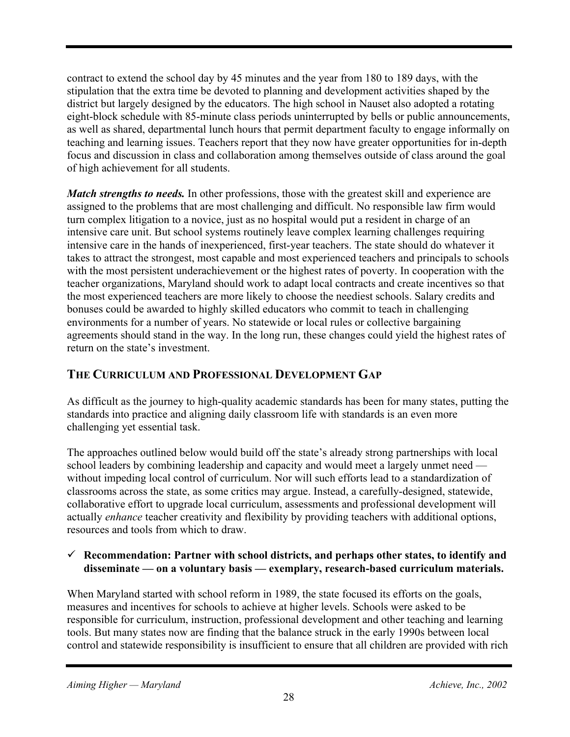contract to extend the school day by 45 minutes and the year from 180 to 189 days, with the stipulation that the extra time be devoted to planning and development activities shaped by the district but largely designed by the educators. The high school in Nauset also adopted a rotating eight-block schedule with 85-minute class periods uninterrupted by bells or public announcements, as well as shared, departmental lunch hours that permit department faculty to engage informally on teaching and learning issues. Teachers report that they now have greater opportunities for in-depth focus and discussion in class and collaboration among themselves outside of class around the goal of high achievement for all students.

***Match strengths to needs.*** In other professions, those with the greatest skill and experience are assigned to the problems that are most challenging and difficult. No responsible law firm would turn complex litigation to a novice, just as no hospital would put a resident in charge of an intensive care unit. But school systems routinely leave complex learning challenges requiring intensive care in the hands of inexperienced, first-year teachers. The state should do whatever it takes to attract the strongest, most capable and most experienced teachers and principals to schools with the most persistent underachievement or the highest rates of poverty. In cooperation with the teacher organizations, Maryland should work to adapt local contracts and create incentives so that the most experienced teachers are more likely to choose the neediest schools. Salary credits and bonuses could be awarded to highly skilled educators who commit to teach in challenging environments for a number of years. No statewide or local rules or collective bargaining agreements should stand in the way. In the long run, these changes could yield the highest rates of return on the state's investment.

## THE CURRICULUM AND PROFESSIONAL DEVELOPMENT GAP

As difficult as the journey to high-quality academic standards has been for many states, putting the standards into practice and aligning daily classroom life with standards is an even more challenging yet essential task.

The approaches outlined below would build off the state's already strong partnerships with local school leaders by combining leadership and capacity and would meet a largely unmet need — without impeding local control of curriculum. Nor will such efforts lead to a standardization of classrooms across the state, as some critics may argue. Instead, a carefully-designed, statewide, collaborative effort to upgrade local curriculum, assessments and professional development will actually *enhance* teacher creativity and flexibility by providing teachers with additional options, resources and tools from which to draw.

- ✓ **Recommendation: Partner with school districts, and perhaps other states, to identify and disseminate — on a voluntary basis — exemplary, research-based curriculum materials.**

When Maryland started with school reform in 1989, the state focused its efforts on the goals, measures and incentives for schools to achieve at higher levels. Schools were asked to be responsible for curriculum, instruction, professional development and other teaching and learning tools. But many states now are finding that the balance struck in the early 1990s between local control and statewide responsibility is insufficient to ensure that all children are provided with rich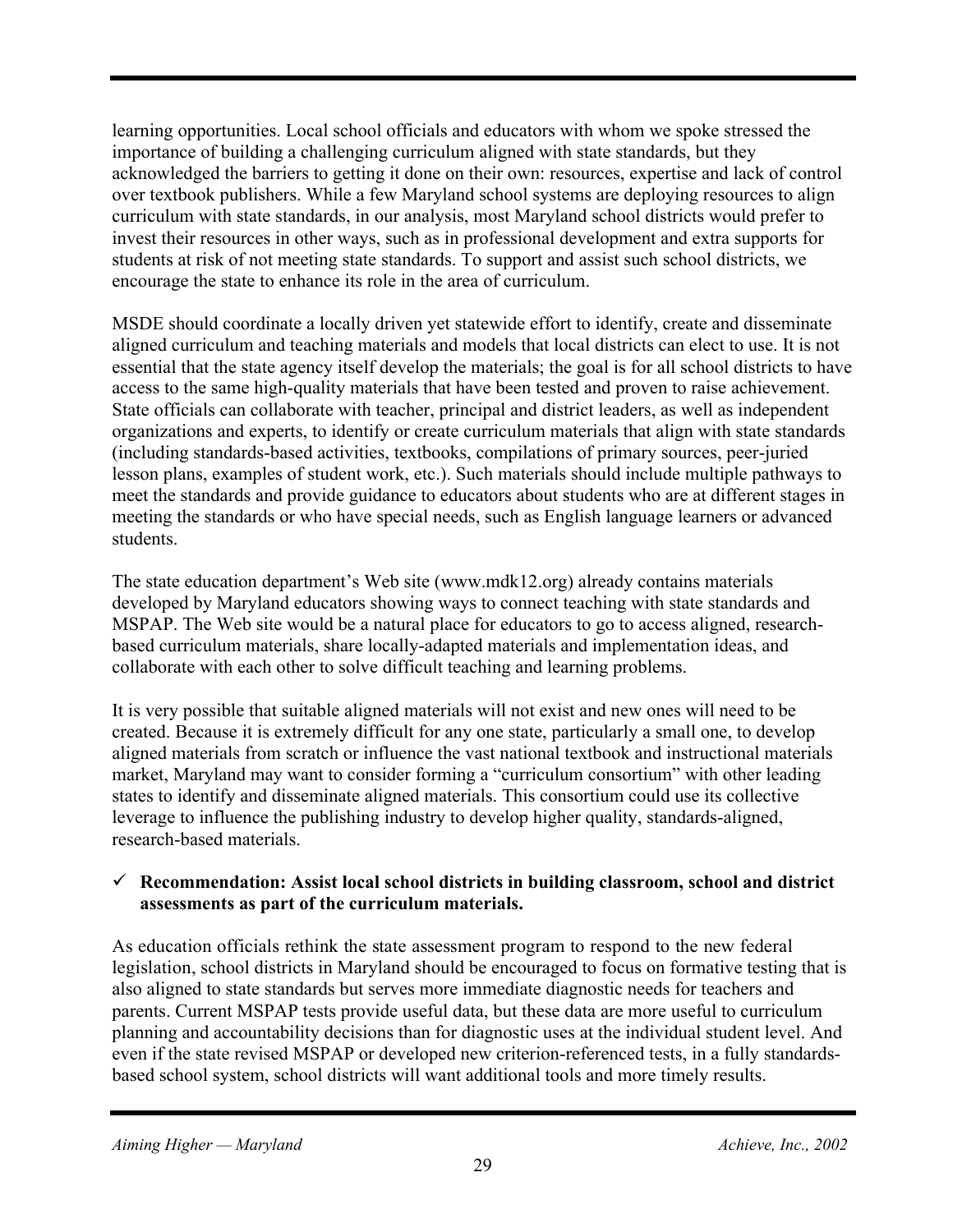learning opportunities. Local school officials and educators with whom we spoke stressed the importance of building a challenging curriculum aligned with state standards, but they acknowledged the barriers to getting it done on their own: resources, expertise and lack of control over textbook publishers. While a few Maryland school systems are deploying resources to align curriculum with state standards, in our analysis, most Maryland school districts would prefer to invest their resources in other ways, such as in professional development and extra supports for students at risk of not meeting state standards. To support and assist such school districts, we encourage the state to enhance its role in the area of curriculum.

MSDE should coordinate a locally driven yet statewide effort to identify, create and disseminate aligned curriculum and teaching materials and models that local districts can elect to use. It is not essential that the state agency itself develop the materials; the goal is for all school districts to have access to the same high-quality materials that have been tested and proven to raise achievement. State officials can collaborate with teacher, principal and district leaders, as well as independent organizations and experts, to identify or create curriculum materials that align with state standards (including standards-based activities, textbooks, compilations of primary sources, peer-juried lesson plans, examples of student work, etc.). Such materials should include multiple pathways to meet the standards and provide guidance to educators about students who are at different stages in meeting the standards or who have special needs, such as English language learners or advanced students.

The state education department's Web site (www.mdk12.org) already contains materials developed by Maryland educators showing ways to connect teaching with state standards and MSPAP. The Web site would be a natural place for educators to go to access aligned, research-based curriculum materials, share locally-adapted materials and implementation ideas, and collaborate with each other to solve difficult teaching and learning problems.

It is very possible that suitable aligned materials will not exist and new ones will need to be created. Because it is extremely difficult for any one state, particularly a small one, to develop aligned materials from scratch or influence the vast national textbook and instructional materials market, Maryland may want to consider forming a "curriculum consortium" with other leading states to identify and disseminate aligned materials. This consortium could use its collective leverage to influence the publishing industry to develop higher quality, standards-aligned, research-based materials.

- ✓ **Recommendation: Assist local school districts in building classroom, school and district assessments as part of the curriculum materials.**

As education officials rethink the state assessment program to respond to the new federal legislation, school districts in Maryland should be encouraged to focus on formative testing that is also aligned to state standards but serves more immediate diagnostic needs for teachers and parents. Current MSPAP tests provide useful data, but these data are more useful to curriculum planning and accountability decisions than for diagnostic uses at the individual student level. And even if the state revised MSPAP or developed new criterion-referenced tests, in a fully standards-based school system, school districts will want additional tools and more timely results.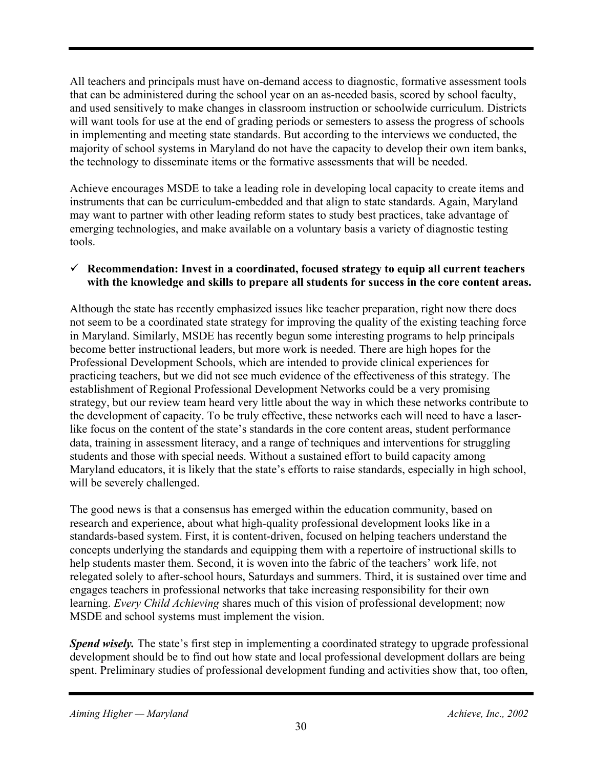All teachers and principals must have on-demand access to diagnostic, formative assessment tools that can be administered during the school year on an as-needed basis, scored by school faculty, and used sensitively to make changes in classroom instruction or schoolwide curriculum. Districts will want tools for use at the end of grading periods or semesters to assess the progress of schools in implementing and meeting state standards. But according to the interviews we conducted, the majority of school systems in Maryland do not have the capacity to develop their own item banks, the technology to disseminate items or the formative assessments that will be needed.

Achieve encourages MSDE to take a leading role in developing local capacity to create items and instruments that can be curriculum-embedded and that align to state standards. Again, Maryland may want to partner with other leading reform states to study best practices, take advantage of emerging technologies, and make available on a voluntary basis a variety of diagnostic testing tools.

- ✓ **Recommendation: Invest in a coordinated, focused strategy to equip all current teachers with the knowledge and skills to prepare all students for success in the core content areas.**

Although the state has recently emphasized issues like teacher preparation, right now there does not seem to be a coordinated state strategy for improving the quality of the existing teaching force in Maryland. Similarly, MSDE has recently begun some interesting programs to help principals become better instructional leaders, but more work is needed. There are high hopes for the Professional Development Schools, which are intended to provide clinical experiences for practicing teachers, but we did not see much evidence of the effectiveness of this strategy. The establishment of Regional Professional Development Networks could be a very promising strategy, but our review team heard very little about the way in which these networks contribute to the development of capacity. To be truly effective, these networks each will need to have a laser-like focus on the content of the state's standards in the core content areas, student performance data, training in assessment literacy, and a range of techniques and interventions for struggling students and those with special needs. Without a sustained effort to build capacity among Maryland educators, it is likely that the state's efforts to raise standards, especially in high school, will be severely challenged.

The good news is that a consensus has emerged within the education community, based on research and experience, about what high-quality professional development looks like in a standards-based system. First, it is content-driven, focused on helping teachers understand the concepts underlying the standards and equipping them with a repertoire of instructional skills to help students master them. Second, it is woven into the fabric of the teachers' work life, not relegated solely to after-school hours, Saturdays and summers. Third, it is sustained over time and engages teachers in professional networks that take increasing responsibility for their own learning. *Every Child Achieving* shares much of this vision of professional development; now MSDE and school systems must implement the vision.

***Spend wisely.*** The state's first step in implementing a coordinated strategy to upgrade professional development should be to find out how state and local professional development dollars are being spent. Preliminary studies of professional development funding and activities show that, too often,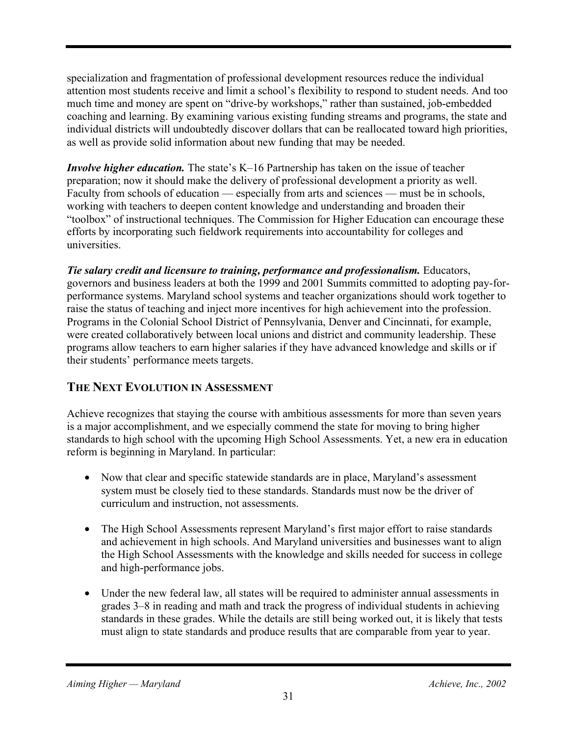specialization and fragmentation of professional development resources reduce the individual attention most students receive and limit a school's flexibility to respond to student needs. And too much time and money are spent on "drive-by workshops," rather than sustained, job-embedded coaching and learning. By examining various existing funding streams and programs, the state and individual districts will undoubtedly discover dollars that can be reallocated toward high priorities, as well as provide solid information about new funding that may be needed.

***Involve higher education.*** The state's K–16 Partnership has taken on the issue of teacher preparation; now it should make the delivery of professional development a priority as well. Faculty from schools of education — especially from arts and sciences — must be in schools, working with teachers to deepen content knowledge and understanding and broaden their "toolbox" of instructional techniques. The Commission for Higher Education can encourage these efforts by incorporating such fieldwork requirements into accountability for colleges and universities.

***Tie salary credit and licensure to training, performance and professionalism.*** Educators, governors and business leaders at both the 1999 and 2001 Summits committed to adopting pay-for-performance systems. Maryland school systems and teacher organizations should work together to raise the status of teaching and inject more incentives for high achievement into the profession. Programs in the Colonial School District of Pennsylvania, Denver and Cincinnati, for example, were created collaboratively between local unions and district and community leadership. These programs allow teachers to earn higher salaries if they have advanced knowledge and skills or if their students' performance meets targets.

## The Next Evolution in Assessment

Achieve recognizes that staying the course with ambitious assessments for more than seven years is a major accomplishment, and we especially commend the state for moving to bring higher standards to high school with the upcoming High School Assessments. Yet, a new era in education reform is beginning in Maryland. In particular:

- Now that clear and specific statewide standards are in place, Maryland's assessment system must be closely tied to these standards. Standards must now be the driver of curriculum and instruction, not assessments.
- The High School Assessments represent Maryland's first major effort to raise standards and achievement in high schools. And Maryland universities and businesses want to align the High School Assessments with the knowledge and skills needed for success in college and high-performance jobs.
- Under the new federal law, all states will be required to administer annual assessments in grades 3–8 in reading and math and track the progress of individual students in achieving standards in these grades. While the details are still being worked out, it is likely that tests must align to state standards and produce results that are comparable from year to year.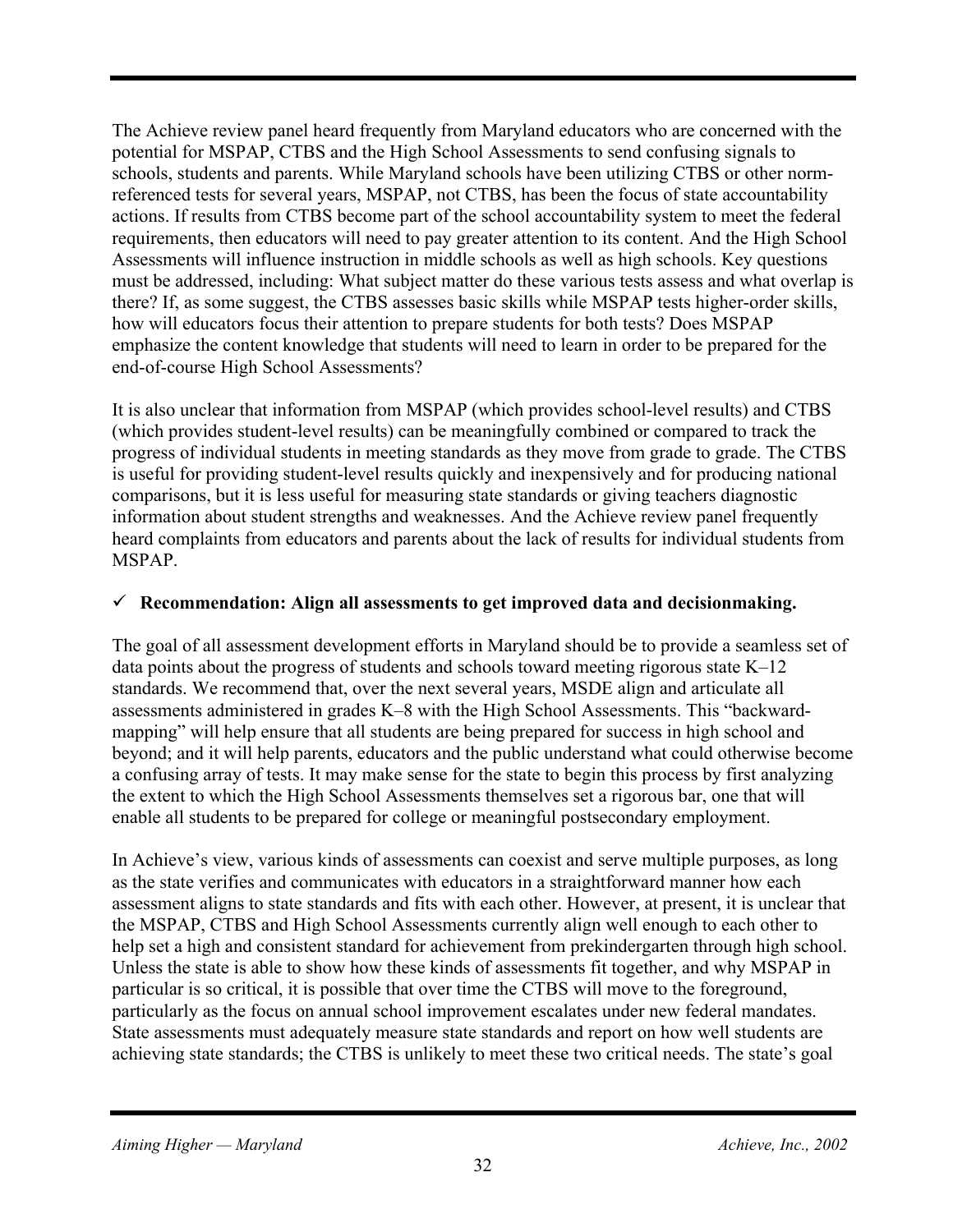The Achieve review panel heard frequently from Maryland educators who are concerned with the potential for MSPAP, CTBS and the High School Assessments to send confusing signals to schools, students and parents. While Maryland schools have been utilizing CTBS or other norm-referenced tests for several years, MSPAP, not CTBS, has been the focus of state accountability actions. If results from CTBS become part of the school accountability system to meet the federal requirements, then educators will need to pay greater attention to its content. And the High School Assessments will influence instruction in middle schools as well as high schools. Key questions must be addressed, including: What subject matter do these various tests assess and what overlap is there? If, as some suggest, the CTBS assesses basic skills while MSPAP tests higher-order skills, how will educators focus their attention to prepare students for both tests? Does MSPAP emphasize the content knowledge that students will need to learn in order to be prepared for the end-of-course High School Assessments?

It is also unclear that information from MSPAP (which provides school-level results) and CTBS (which provides student-level results) can be meaningfully combined or compared to track the progress of individual students in meeting standards as they move from grade to grade. The CTBS is useful for providing student-level results quickly and inexpensively and for producing national comparisons, but it is less useful for measuring state standards or giving teachers diagnostic information about student strengths and weaknesses. And the Achieve review panel frequently heard complaints from educators and parents about the lack of results for individual students from MSPAP.

✓ **Recommendation: Align all assessments to get improved data and decisionmaking.**

The goal of all assessment development efforts in Maryland should be to provide a seamless set of data points about the progress of students and schools toward meeting rigorous state K–12 standards. We recommend that, over the next several years, MSDE align and articulate all assessments administered in grades K–8 with the High School Assessments. This "backward-mapping" will help ensure that all students are being prepared for success in high school and beyond; and it will help parents, educators and the public understand what could otherwise become a confusing array of tests. It may make sense for the state to begin this process by first analyzing the extent to which the High School Assessments themselves set a rigorous bar, one that will enable all students to be prepared for college or meaningful postsecondary employment.

In Achieve's view, various kinds of assessments can coexist and serve multiple purposes, as long as the state verifies and communicates with educators in a straightforward manner how each assessment aligns to state standards and fits with each other. However, at present, it is unclear that the MSPAP, CTBS and High School Assessments currently align well enough to each other to help set a high and consistent standard for achievement from prekindergarten through high school. Unless the state is able to show how these kinds of assessments fit together, and why MSPAP in particular is so critical, it is possible that over time the CTBS will move to the foreground, particularly as the focus on annual school improvement escalates under new federal mandates. State assessments must adequately measure state standards and report on how well students are achieving state standards; the CTBS is unlikely to meet these two critical needs. The state's goal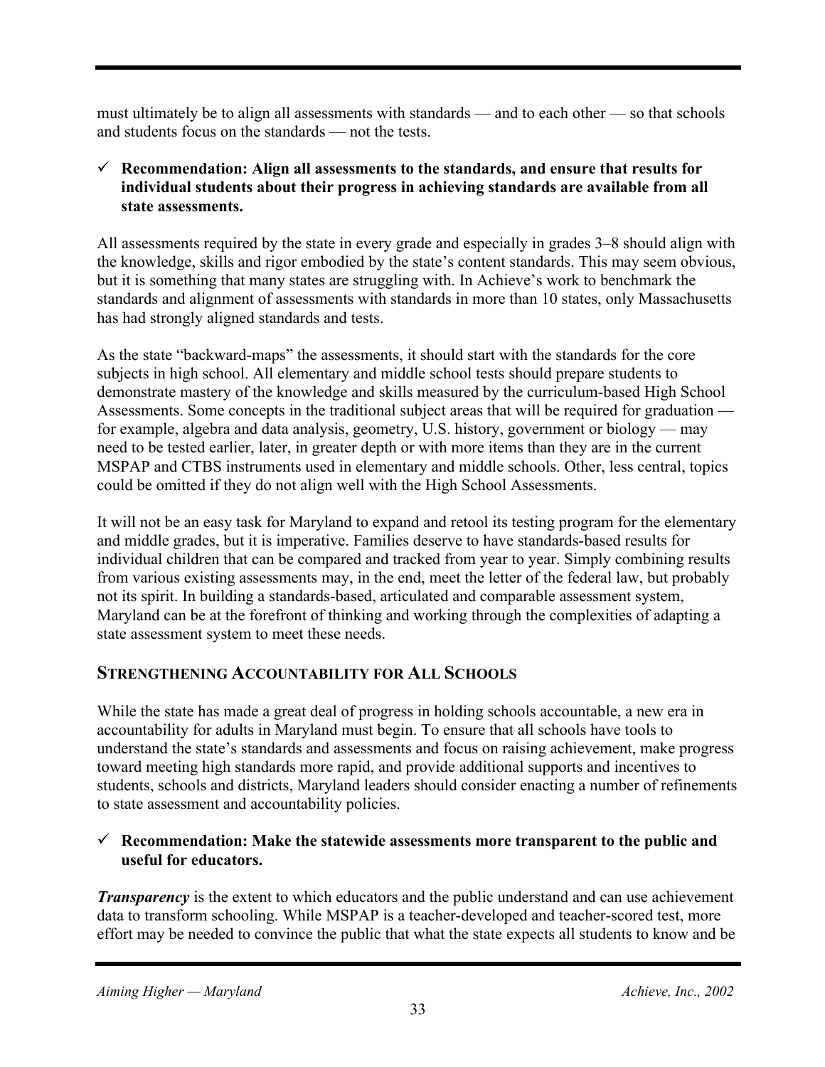must ultimately be to align all assessments with standards — and to each other — so that schools and students focus on the standards — not the tests.

- ✓ **Recommendation: Align all assessments to the standards, and ensure that results for individual students about their progress in achieving standards are available from all state assessments.**

All assessments required by the state in every grade and especially in grades 3–8 should align with the knowledge, skills and rigor embodied by the state's content standards. This may seem obvious, but it is something that many states are struggling with. In Achieve's work to benchmark the standards and alignment of assessments with standards in more than 10 states, only Massachusetts has had strongly aligned standards and tests.

As the state "backward-maps" the assessments, it should start with the standards for the core subjects in high school. All elementary and middle school tests should prepare students to demonstrate mastery of the knowledge and skills measured by the curriculum-based High School Assessments. Some concepts in the traditional subject areas that will be required for graduation — for example, algebra and data analysis, geometry, U.S. history, government or biology — may need to be tested earlier, later, in greater depth or with more items than they are in the current MSPAP and CTBS instruments used in elementary and middle schools. Other, less central, topics could be omitted if they do not align well with the High School Assessments.

It will not be an easy task for Maryland to expand and retool its testing program for the elementary and middle grades, but it is imperative. Families deserve to have standards-based results for individual children that can be compared and tracked from year to year. Simply combining results from various existing assessments may, in the end, meet the letter of the federal law, but probably not its spirit. In building a standards-based, articulated and comparable assessment system, Maryland can be at the forefront of thinking and working through the complexities of adapting a state assessment system to meet these needs.

## Strengthening Accountability for All Schools

While the state has made a great deal of progress in holding schools accountable, a new era in accountability for adults in Maryland must begin. To ensure that all schools have tools to understand the state's standards and assessments and focus on raising achievement, make progress toward meeting high standards more rapid, and provide additional supports and incentives to students, schools and districts, Maryland leaders should consider enacting a number of refinements to state assessment and accountability policies.

- ✓ **Recommendation: Make the statewide assessments more transparent to the public and useful for educators.**

***Transparency*** is the extent to which educators and the public understand and can use achievement data to transform schooling. While MSPAP is a teacher-developed and teacher-scored test, more effort may be needed to convince the public that what the state expects all students to know and be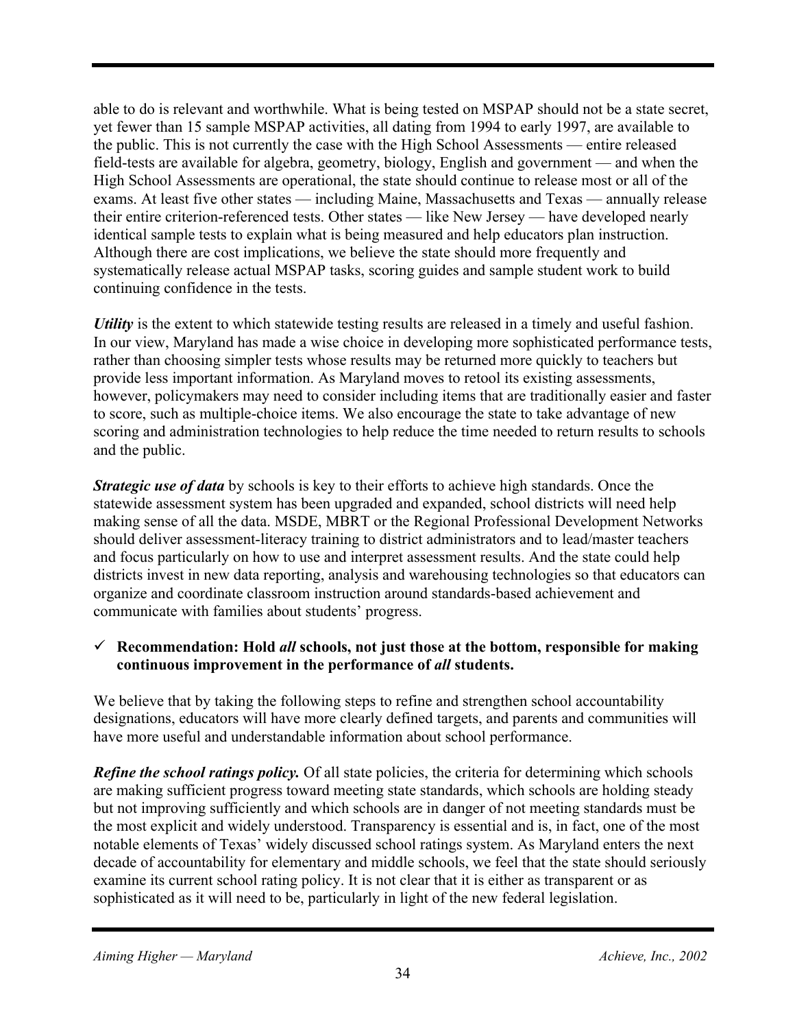able to do is relevant and worthwhile. What is being tested on MSPAP should not be a state secret, yet fewer than 15 sample MSPAP activities, all dating from 1994 to early 1997, are available to the public. This is not currently the case with the High School Assessments — entire released field-tests are available for algebra, geometry, biology, English and government — and when the High School Assessments are operational, the state should continue to release most or all of the exams. At least five other states — including Maine, Massachusetts and Texas — annually release their entire criterion-referenced tests. Other states — like New Jersey — have developed nearly identical sample tests to explain what is being measured and help educators plan instruction. Although there are cost implications, we believe the state should more frequently and systematically release actual MSPAP tasks, scoring guides and sample student work to build continuing confidence in the tests.

***Utility*** is the extent to which statewide testing results are released in a timely and useful fashion. In our view, Maryland has made a wise choice in developing more sophisticated performance tests, rather than choosing simpler tests whose results may be returned more quickly to teachers but provide less important information. As Maryland moves to retool its existing assessments, however, policymakers may need to consider including items that are traditionally easier and faster to score, such as multiple-choice items. We also encourage the state to take advantage of new scoring and administration technologies to help reduce the time needed to return results to schools and the public.

***Strategic use of data*** by schools is key to their efforts to achieve high standards. Once the statewide assessment system has been upgraded and expanded, school districts will need help making sense of all the data. MSDE, MBRT or the Regional Professional Development Networks should deliver assessment-literacy training to district administrators and to lead/master teachers and focus particularly on how to use and interpret assessment results. And the state could help districts invest in new data reporting, analysis and warehousing technologies so that educators can organize and coordinate classroom instruction around standards-based achievement and communicate with families about students' progress.

- ✓ **Recommendation: Hold *all* schools, not just those at the bottom, responsible for making continuous improvement in the performance of *all* students.**

We believe that by taking the following steps to refine and strengthen school accountability designations, educators will have more clearly defined targets, and parents and communities will have more useful and understandable information about school performance.

***Refine the school ratings policy.*** Of all state policies, the criteria for determining which schools are making sufficient progress toward meeting state standards, which schools are holding steady but not improving sufficiently and which schools are in danger of not meeting standards must be the most explicit and widely understood. Transparency is essential and is, in fact, one of the most notable elements of Texas' widely discussed school ratings system. As Maryland enters the next decade of accountability for elementary and middle schools, we feel that the state should seriously examine its current school rating policy. It is not clear that it is either as transparent or as sophisticated as it will need to be, particularly in light of the new federal legislation.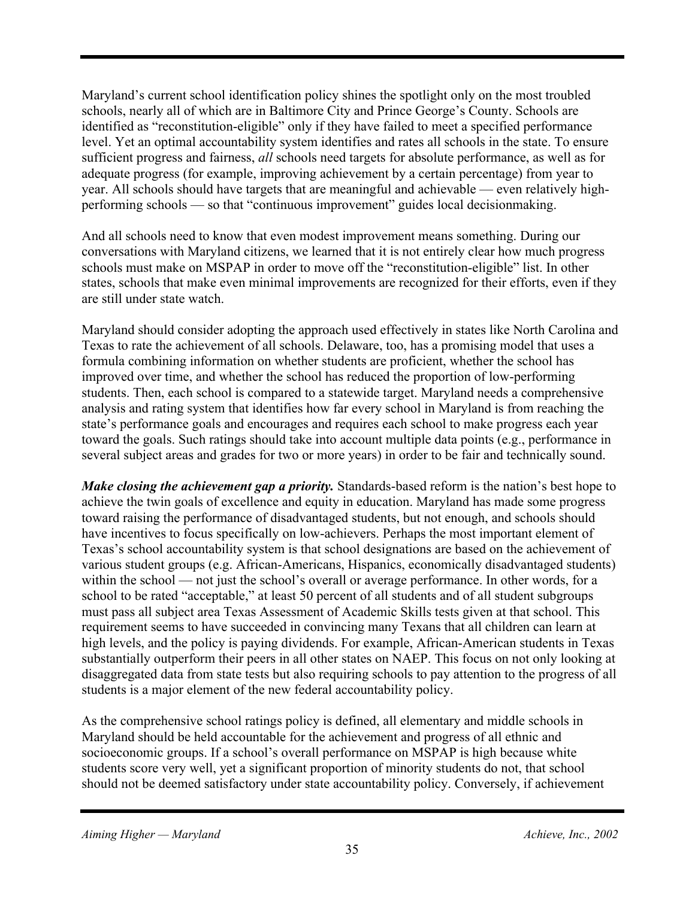Maryland's current school identification policy shines the spotlight only on the most troubled schools, nearly all of which are in Baltimore City and Prince George's County. Schools are identified as "reconstitution-eligible" only if they have failed to meet a specified performance level. Yet an optimal accountability system identifies and rates all schools in the state. To ensure sufficient progress and fairness, *all* schools need targets for absolute performance, as well as for adequate progress (for example, improving achievement by a certain percentage) from year to year. All schools should have targets that are meaningful and achievable — even relatively high-performing schools — so that "continuous improvement" guides local decisionmaking.

And all schools need to know that even modest improvement means something. During our conversations with Maryland citizens, we learned that it is not entirely clear how much progress schools must make on MSPAP in order to move off the "reconstitution-eligible" list. In other states, schools that make even minimal improvements are recognized for their efforts, even if they are still under state watch.

Maryland should consider adopting the approach used effectively in states like North Carolina and Texas to rate the achievement of all schools. Delaware, too, has a promising model that uses a formula combining information on whether students are proficient, whether the school has improved over time, and whether the school has reduced the proportion of low-performing students. Then, each school is compared to a statewide target. Maryland needs a comprehensive analysis and rating system that identifies how far every school in Maryland is from reaching the state's performance goals and encourages and requires each school to make progress each year toward the goals. Such ratings should take into account multiple data points (e.g., performance in several subject areas and grades for two or more years) in order to be fair and technically sound.

***Make closing the achievement gap a priority.*** Standards-based reform is the nation's best hope to achieve the twin goals of excellence and equity in education. Maryland has made some progress toward raising the performance of disadvantaged students, but not enough, and schools should have incentives to focus specifically on low-achievers. Perhaps the most important element of Texas's school accountability system is that school designations are based on the achievement of various student groups (e.g. African-Americans, Hispanics, economically disadvantaged students) within the school — not just the school's overall or average performance. In other words, for a school to be rated "acceptable," at least 50 percent of all students and of all student subgroups must pass all subject area Texas Assessment of Academic Skills tests given at that school. This requirement seems to have succeeded in convincing many Texans that all children can learn at high levels, and the policy is paying dividends. For example, African-American students in Texas substantially outperform their peers in all other states on NAEP. This focus on not only looking at disaggregated data from state tests but also requiring schools to pay attention to the progress of all students is a major element of the new federal accountability policy.

As the comprehensive school ratings policy is defined, all elementary and middle schools in Maryland should be held accountable for the achievement and progress of all ethnic and socioeconomic groups. If a school's overall performance on MSPAP is high because white students score very well, yet a significant proportion of minority students do not, that school should not be deemed satisfactory under state accountability policy. Conversely, if achievement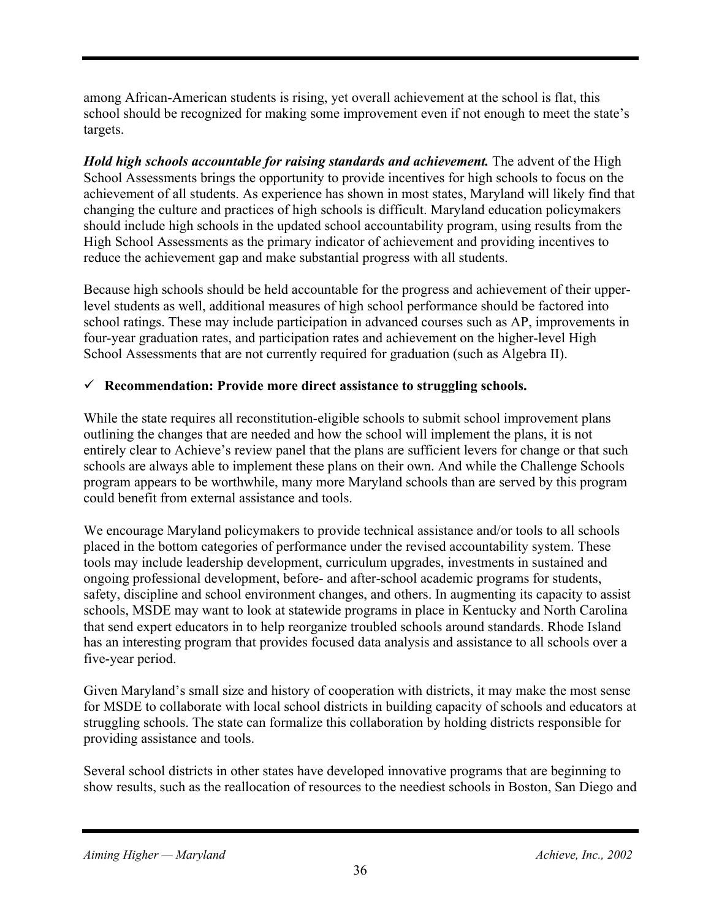among African-American students is rising, yet overall achievement at the school is flat, this school should be recognized for making some improvement even if not enough to meet the state's targets.

***Hold high schools accountable for raising standards and achievement.*** The advent of the High School Assessments brings the opportunity to provide incentives for high schools to focus on the achievement of all students. As experience has shown in most states, Maryland will likely find that changing the culture and practices of high schools is difficult. Maryland education policymakers should include high schools in the updated school accountability program, using results from the High School Assessments as the primary indicator of achievement and providing incentives to reduce the achievement gap and make substantial progress with all students.

Because high schools should be held accountable for the progress and achievement of their upper-level students as well, additional measures of high school performance should be factored into school ratings. These may include participation in advanced courses such as AP, improvements in four-year graduation rates, and participation rates and achievement on the higher-level High School Assessments that are not currently required for graduation (such as Algebra II).

✓ **Recommendation: Provide more direct assistance to struggling schools.**

While the state requires all reconstitution-eligible schools to submit school improvement plans outlining the changes that are needed and how the school will implement the plans, it is not entirely clear to Achieve's review panel that the plans are sufficient levers for change or that such schools are always able to implement these plans on their own. And while the Challenge Schools program appears to be worthwhile, many more Maryland schools than are served by this program could benefit from external assistance and tools.

We encourage Maryland policymakers to provide technical assistance and/or tools to all schools placed in the bottom categories of performance under the revised accountability system. These tools may include leadership development, curriculum upgrades, investments in sustained and ongoing professional development, before- and after-school academic programs for students, safety, discipline and school environment changes, and others. In augmenting its capacity to assist schools, MSDE may want to look at statewide programs in place in Kentucky and North Carolina that send expert educators in to help reorganize troubled schools around standards. Rhode Island has an interesting program that provides focused data analysis and assistance to all schools over a five-year period.

Given Maryland's small size and history of cooperation with districts, it may make the most sense for MSDE to collaborate with local school districts in building capacity of schools and educators at struggling schools. The state can formalize this collaboration by holding districts responsible for providing assistance and tools.

Several school districts in other states have developed innovative programs that are beginning to show results, such as the reallocation of resources to the neediest schools in Boston, San Diego and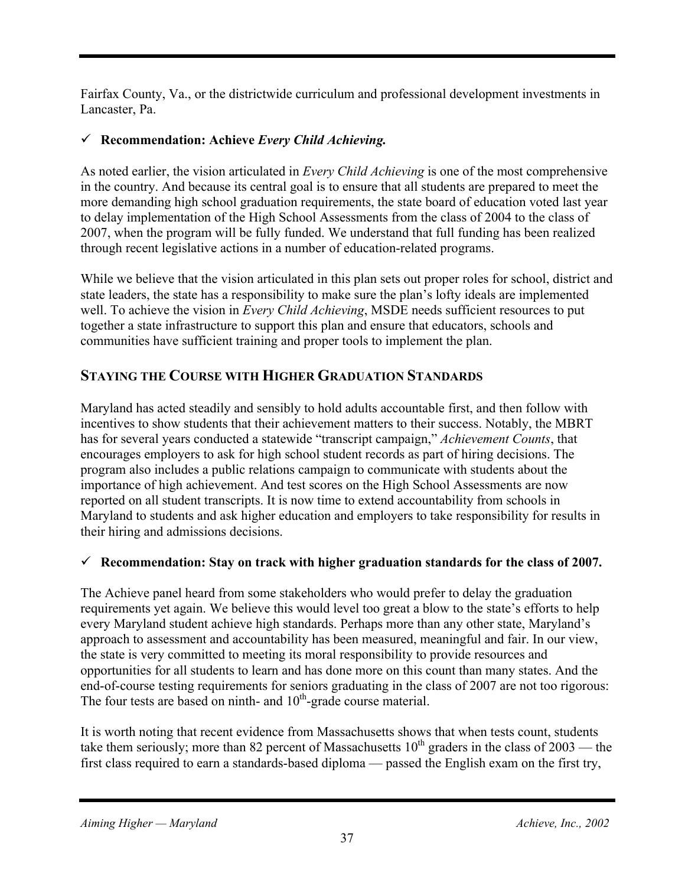Fairfax County, Va., or the districtwide curriculum and professional development investments in Lancaster, Pa.

✓ **Recommendation: Achieve *Every Child Achieving.***

As noted earlier, the vision articulated in *Every Child Achieving* is one of the most comprehensive in the country. And because its central goal is to ensure that all students are prepared to meet the more demanding high school graduation requirements, the state board of education voted last year to delay implementation of the High School Assessments from the class of 2004 to the class of 2007, when the program will be fully funded. We understand that full funding has been realized through recent legislative actions in a number of education-related programs.

While we believe that the vision articulated in this plan sets out proper roles for school, district and state leaders, the state has a responsibility to make sure the plan's lofty ideals are implemented well. To achieve the vision in *Every Child Achieving*, MSDE needs sufficient resources to put together a state infrastructure to support this plan and ensure that educators, schools and communities have sufficient training and proper tools to implement the plan.

## STAYING THE COURSE WITH HIGHER GRADUATION STANDARDS

Maryland has acted steadily and sensibly to hold adults accountable first, and then follow with incentives to show students that their achievement matters to their success. Notably, the MBRT has for several years conducted a statewide "transcript campaign," *Achievement Counts*, that encourages employers to ask for high school student records as part of hiring decisions. The program also includes a public relations campaign to communicate with students about the importance of high achievement. And test scores on the High School Assessments are now reported on all student transcripts. It is now time to extend accountability from schools in Maryland to students and ask higher education and employers to take responsibility for results in their hiring and admissions decisions.

✓ **Recommendation: Stay on track with higher graduation standards for the class of 2007.**

The Achieve panel heard from some stakeholders who would prefer to delay the graduation requirements yet again. We believe this would level too great a blow to the state's efforts to help every Maryland student achieve high standards. Perhaps more than any other state, Maryland's approach to assessment and accountability has been measured, meaningful and fair. In our view, the state is very committed to meeting its moral responsibility to provide resources and opportunities for all students to learn and has done more on this count than many states. And the end-of-course testing requirements for seniors graduating in the class of 2007 are not too rigorous: The four tests are based on ninth- and 10th-grade course material.

It is worth noting that recent evidence from Massachusetts shows that when tests count, students take them seriously; more than 82 percent of Massachusetts 10th graders in the class of 2003 — the first class required to earn a standards-based diploma — passed the English exam on the first try,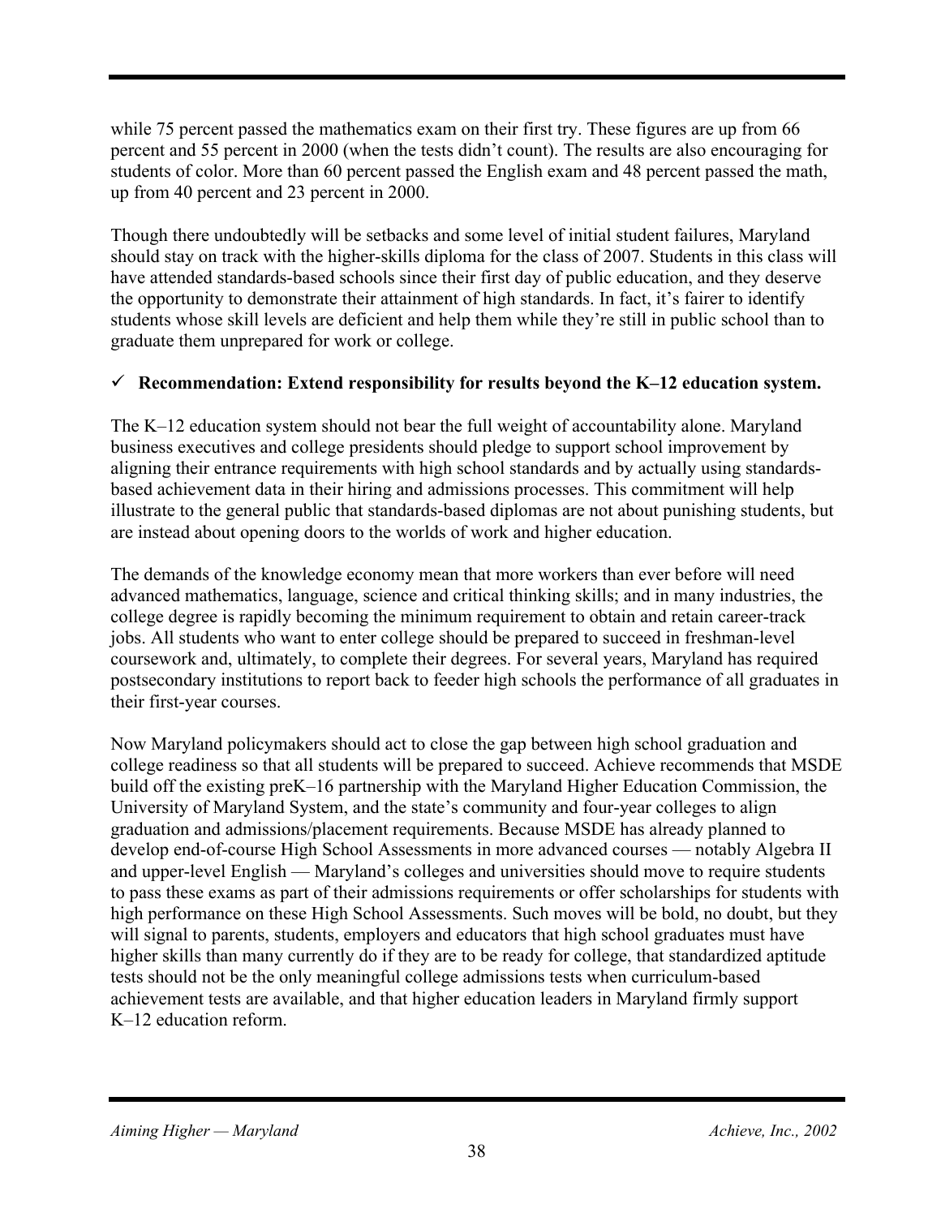while 75 percent passed the mathematics exam on their first try. These figures are up from 66 percent and 55 percent in 2000 (when the tests didn't count). The results are also encouraging for students of color. More than 60 percent passed the English exam and 48 percent passed the math, up from 40 percent and 23 percent in 2000.

Though there undoubtedly will be setbacks and some level of initial student failures, Maryland should stay on track with the higher-skills diploma for the class of 2007. Students in this class will have attended standards-based schools since their first day of public education, and they deserve the opportunity to demonstrate their attainment of high standards. In fact, it's fairer to identify students whose skill levels are deficient and help them while they're still in public school than to graduate them unprepared for work or college.

✓ **Recommendation: Extend responsibility for results beyond the K–12 education system.**

The K–12 education system should not bear the full weight of accountability alone. Maryland business executives and college presidents should pledge to support school improvement by aligning their entrance requirements with high school standards and by actually using standards-based achievement data in their hiring and admissions processes. This commitment will help illustrate to the general public that standards-based diplomas are not about punishing students, but are instead about opening doors to the worlds of work and higher education.

The demands of the knowledge economy mean that more workers than ever before will need advanced mathematics, language, science and critical thinking skills; and in many industries, the college degree is rapidly becoming the minimum requirement to obtain and retain career-track jobs. All students who want to enter college should be prepared to succeed in freshman-level coursework and, ultimately, to complete their degrees. For several years, Maryland has required postsecondary institutions to report back to feeder high schools the performance of all graduates in their first-year courses.

Now Maryland policymakers should act to close the gap between high school graduation and college readiness so that all students will be prepared to succeed. Achieve recommends that MSDE build off the existing preK–16 partnership with the Maryland Higher Education Commission, the University of Maryland System, and the state's community and four-year colleges to align graduation and admissions/placement requirements. Because MSDE has already planned to develop end-of-course High School Assessments in more advanced courses — notably Algebra II and upper-level English — Maryland's colleges and universities should move to require students to pass these exams as part of their admissions requirements or offer scholarships for students with high performance on these High School Assessments. Such moves will be bold, no doubt, but they will signal to parents, students, employers and educators that high school graduates must have higher skills than many currently do if they are to be ready for college, that standardized aptitude tests should not be the only meaningful college admissions tests when curriculum-based achievement tests are available, and that higher education leaders in Maryland firmly support K–12 education reform.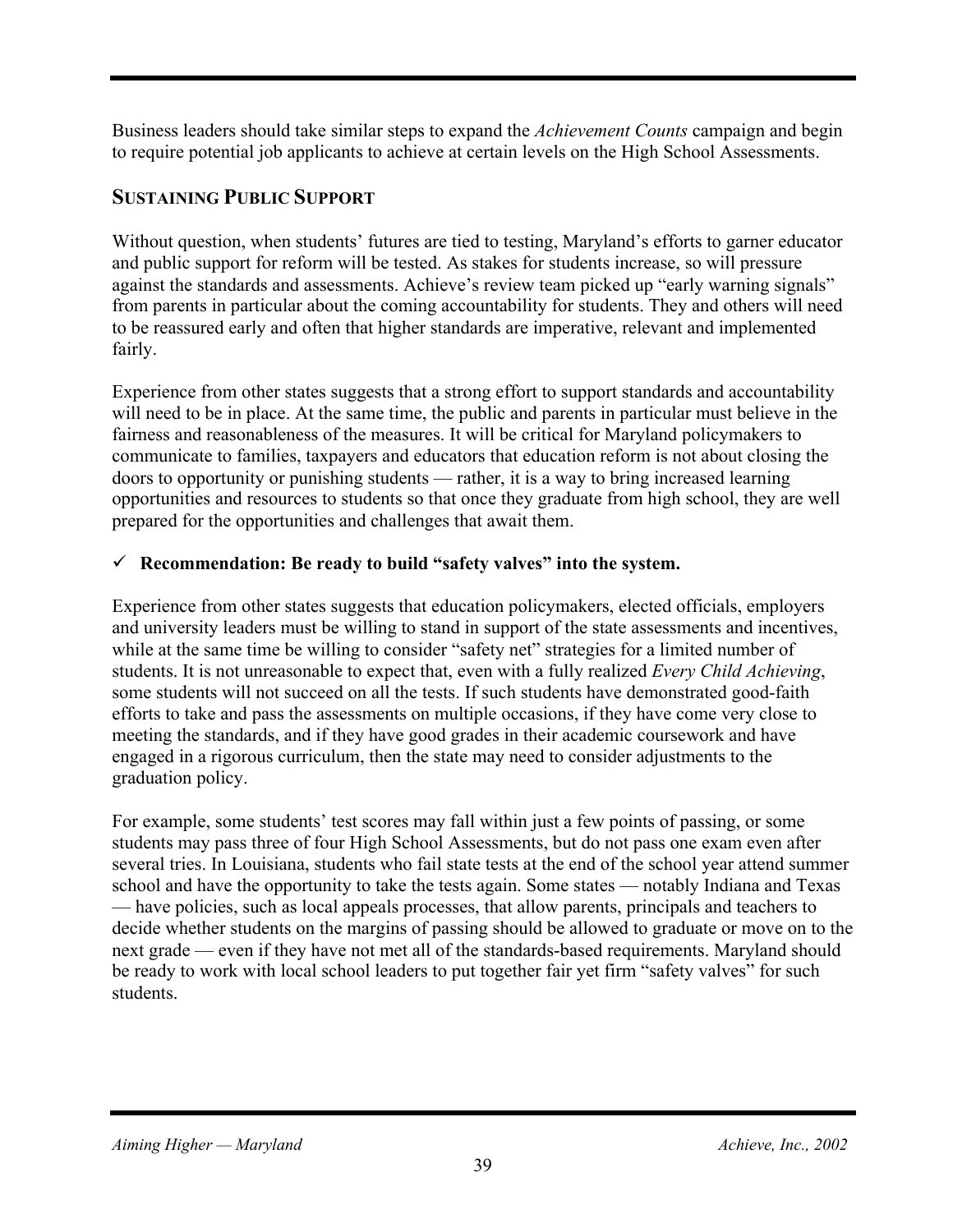Business leaders should take similar steps to expand the *Achievement Counts* campaign and begin to require potential job applicants to achieve at certain levels on the High School Assessments.

## SUSTAINING PUBLIC SUPPORT

Without question, when students' futures are tied to testing, Maryland's efforts to garner educator and public support for reform will be tested. As stakes for students increase, so will pressure against the standards and assessments. Achieve's review team picked up "early warning signals" from parents in particular about the coming accountability for students. They and others will need to be reassured early and often that higher standards are imperative, relevant and implemented fairly.

Experience from other states suggests that a strong effort to support standards and accountability will need to be in place. At the same time, the public and parents in particular must believe in the fairness and reasonableness of the measures. It will be critical for Maryland policymakers to communicate to families, taxpayers and educators that education reform is not about closing the doors to opportunity or punishing students — rather, it is a way to bring increased learning opportunities and resources to students so that once they graduate from high school, they are well prepared for the opportunities and challenges that await them.

✓ **Recommendation: Be ready to build "safety valves" into the system.**

Experience from other states suggests that education policymakers, elected officials, employers and university leaders must be willing to stand in support of the state assessments and incentives, while at the same time be willing to consider "safety net" strategies for a limited number of students. It is not unreasonable to expect that, even with a fully realized *Every Child Achieving*, some students will not succeed on all the tests. If such students have demonstrated good-faith efforts to take and pass the assessments on multiple occasions, if they have come very close to meeting the standards, and if they have good grades in their academic coursework and have engaged in a rigorous curriculum, then the state may need to consider adjustments to the graduation policy.

For example, some students' test scores may fall within just a few points of passing, or some students may pass three of four High School Assessments, but do not pass one exam even after several tries. In Louisiana, students who fail state tests at the end of the school year attend summer school and have the opportunity to take the tests again. Some states — notably Indiana and Texas — have policies, such as local appeals processes, that allow parents, principals and teachers to decide whether students on the margins of passing should be allowed to graduate or move on to the next grade — even if they have not met all of the standards-based requirements. Maryland should be ready to work with local school leaders to put together fair yet firm "safety valves" for such students.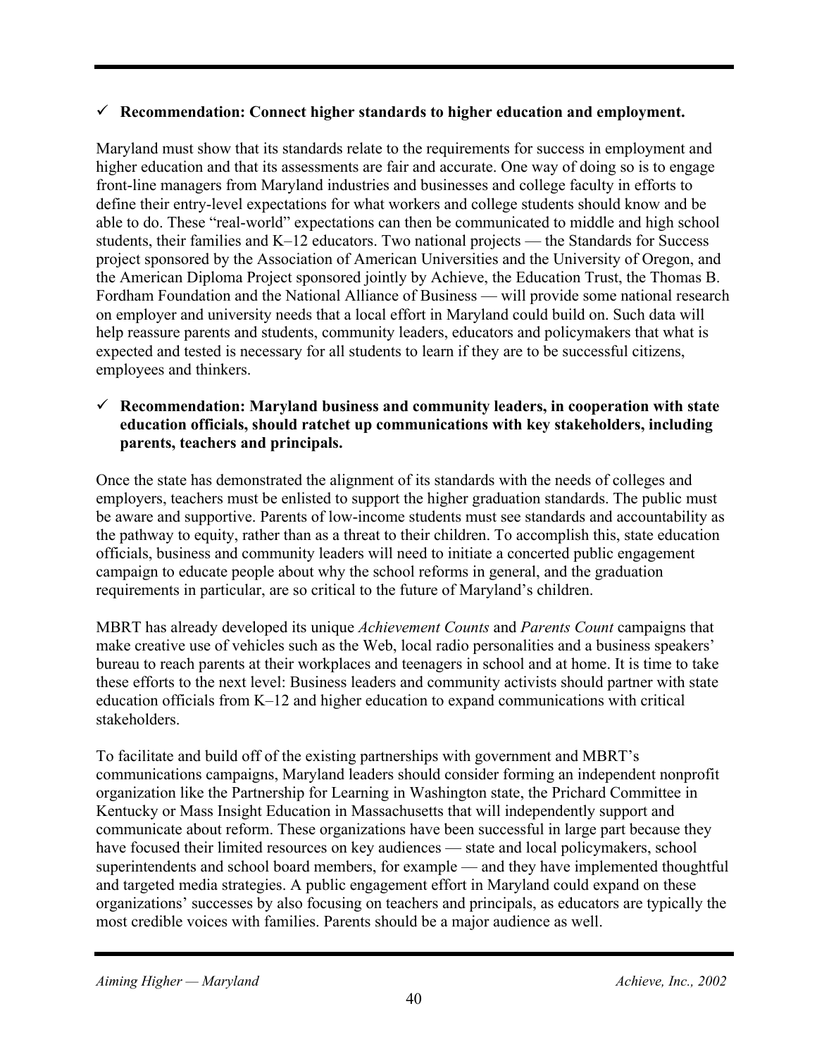- ✓ **Recommendation: Connect higher standards to higher education and employment.**

Maryland must show that its standards relate to the requirements for success in employment and higher education and that its assessments are fair and accurate. One way of doing so is to engage front-line managers from Maryland industries and businesses and college faculty in efforts to define their entry-level expectations for what workers and college students should know and be able to do. These "real-world" expectations can then be communicated to middle and high school students, their families and K–12 educators. Two national projects — the Standards for Success project sponsored by the Association of American Universities and the University of Oregon, and the American Diploma Project sponsored jointly by Achieve, the Education Trust, the Thomas B. Fordham Foundation and the National Alliance of Business — will provide some national research on employer and university needs that a local effort in Maryland could build on. Such data will help reassure parents and students, community leaders, educators and policymakers that what is expected and tested is necessary for all students to learn if they are to be successful citizens, employees and thinkers.

- ✓ **Recommendation: Maryland business and community leaders, in cooperation with state education officials, should ratchet up communications with key stakeholders, including parents, teachers and principals.**

Once the state has demonstrated the alignment of its standards with the needs of colleges and employers, teachers must be enlisted to support the higher graduation standards. The public must be aware and supportive. Parents of low-income students must see standards and accountability as the pathway to equity, rather than as a threat to their children. To accomplish this, state education officials, business and community leaders will need to initiate a concerted public engagement campaign to educate people about why the school reforms in general, and the graduation requirements in particular, are so critical to the future of Maryland's children.

MBRT has already developed its unique *Achievement Counts* and *Parents Count* campaigns that make creative use of vehicles such as the Web, local radio personalities and a business speakers' bureau to reach parents at their workplaces and teenagers in school and at home. It is time to take these efforts to the next level: Business leaders and community activists should partner with state education officials from K–12 and higher education to expand communications with critical stakeholders.

To facilitate and build off of the existing partnerships with government and MBRT's communications campaigns, Maryland leaders should consider forming an independent nonprofit organization like the Partnership for Learning in Washington state, the Prichard Committee in Kentucky or Mass Insight Education in Massachusetts that will independently support and communicate about reform. These organizations have been successful in large part because they have focused their limited resources on key audiences — state and local policymakers, school superintendents and school board members, for example — and they have implemented thoughtful and targeted media strategies. A public engagement effort in Maryland could expand on these organizations' successes by also focusing on teachers and principals, as educators are typically the most credible voices with families. Parents should be a major audience as well.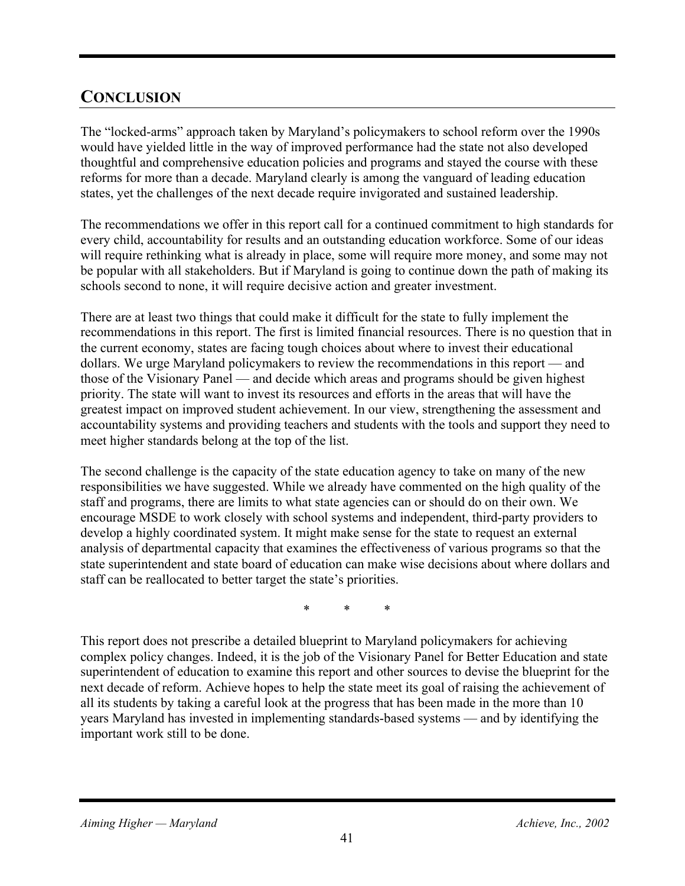## CONCLUSION

The "locked-arms" approach taken by Maryland's policymakers to school reform over the 1990s would have yielded little in the way of improved performance had the state not also developed thoughtful and comprehensive education policies and programs and stayed the course with these reforms for more than a decade. Maryland clearly is among the vanguard of leading education states, yet the challenges of the next decade require invigorated and sustained leadership.

The recommendations we offer in this report call for a continued commitment to high standards for every child, accountability for results and an outstanding education workforce. Some of our ideas will require rethinking what is already in place, some will require more money, and some may not be popular with all stakeholders. But if Maryland is going to continue down the path of making its schools second to none, it will require decisive action and greater investment.

There are at least two things that could make it difficult for the state to fully implement the recommendations in this report. The first is limited financial resources. There is no question that in the current economy, states are facing tough choices about where to invest their educational dollars. We urge Maryland policymakers to review the recommendations in this report — and those of the Visionary Panel — and decide which areas and programs should be given highest priority. The state will want to invest its resources and efforts in the areas that will have the greatest impact on improved student achievement. In our view, strengthening the assessment and accountability systems and providing teachers and students with the tools and support they need to meet higher standards belong at the top of the list.

The second challenge is the capacity of the state education agency to take on many of the new responsibilities we have suggested. While we already have commented on the high quality of the staff and programs, there are limits to what state agencies can or should do on their own. We encourage MSDE to work closely with school systems and independent, third-party providers to develop a highly coordinated system. It might make sense for the state to request an external analysis of departmental capacity that examines the effectiveness of various programs so that the state superintendent and state board of education can make wise decisions about where dollars and staff can be reallocated to better target the state's priorities.

\*      \*      \*

This report does not prescribe a detailed blueprint to Maryland policymakers for achieving complex policy changes. Indeed, it is the job of the Visionary Panel for Better Education and state superintendent of education to examine this report and other sources to devise the blueprint for the next decade of reform. Achieve hopes to help the state meet its goal of raising the achievement of all its students by taking a careful look at the progress that has been made in the more than 10 years Maryland has invested in implementing standards-based systems — and by identifying the important work still to be done.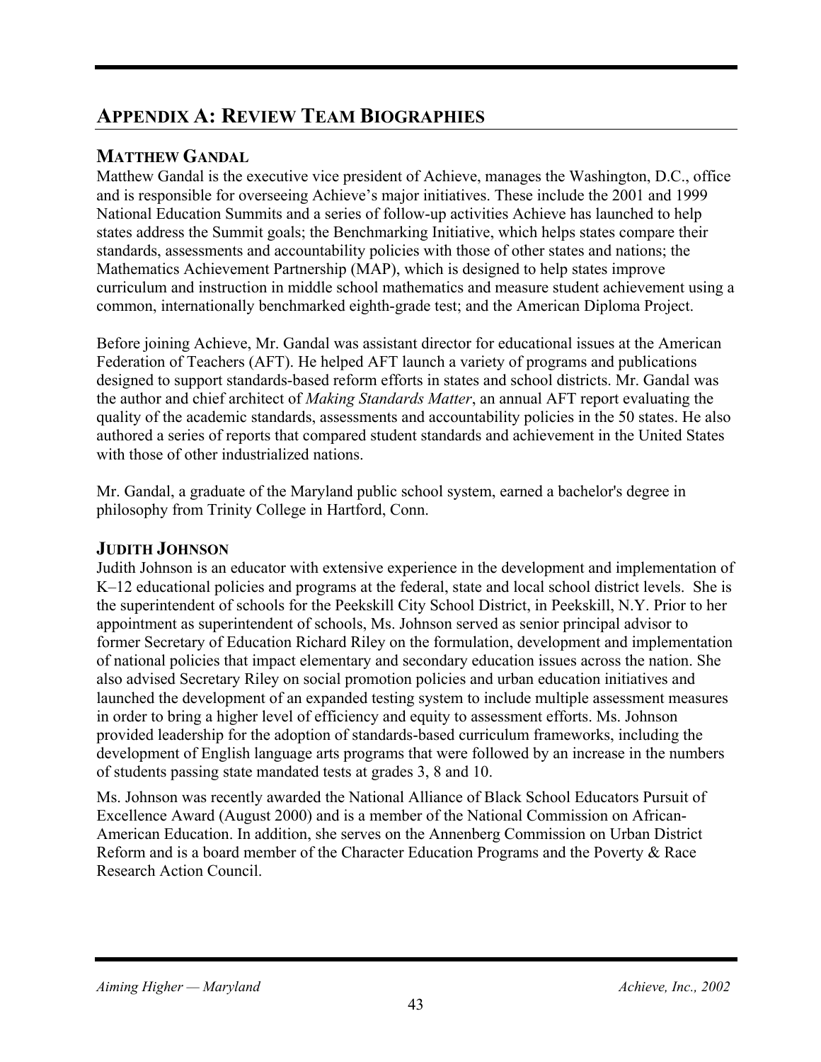# Appendix A: Review Team Biographies

## Matthew Gandal

Matthew Gandal is the executive vice president of Achieve, manages the Washington, D.C., office and is responsible for overseeing Achieve's major initiatives. These include the 2001 and 1999 National Education Summits and a series of follow-up activities Achieve has launched to help states address the Summit goals; the Benchmarking Initiative, which helps states compare their standards, assessments and accountability policies with those of other states and nations; the Mathematics Achievement Partnership (MAP), which is designed to help states improve curriculum and instruction in middle school mathematics and measure student achievement using a common, internationally benchmarked eighth-grade test; and the American Diploma Project.

Before joining Achieve, Mr. Gandal was assistant director for educational issues at the American Federation of Teachers (AFT). He helped AFT launch a variety of programs and publications designed to support standards-based reform efforts in states and school districts. Mr. Gandal was the author and chief architect of *Making Standards Matter*, an annual AFT report evaluating the quality of the academic standards, assessments and accountability policies in the 50 states. He also authored a series of reports that compared student standards and achievement in the United States with those of other industrialized nations.

Mr. Gandal, a graduate of the Maryland public school system, earned a bachelor's degree in philosophy from Trinity College in Hartford, Conn.

## Judith Johnson

Judith Johnson is an educator with extensive experience in the development and implementation of K–12 educational policies and programs at the federal, state and local school district levels. She is the superintendent of schools for the Peekskill City School District, in Peekskill, N.Y. Prior to her appointment as superintendent of schools, Ms. Johnson served as senior principal advisor to former Secretary of Education Richard Riley on the formulation, development and implementation of national policies that impact elementary and secondary education issues across the nation. She also advised Secretary Riley on social promotion policies and urban education initiatives and launched the development of an expanded testing system to include multiple assessment measures in order to bring a higher level of efficiency and equity to assessment efforts. Ms. Johnson provided leadership for the adoption of standards-based curriculum frameworks, including the development of English language arts programs that were followed by an increase in the numbers of students passing state mandated tests at grades 3, 8 and 10.

Ms. Johnson was recently awarded the National Alliance of Black School Educators Pursuit of Excellence Award (August 2000) and is a member of the National Commission on African-American Education. In addition, she serves on the Annenberg Commission on Urban District Reform and is a board member of the Character Education Programs and the Poverty & Race Research Action Council.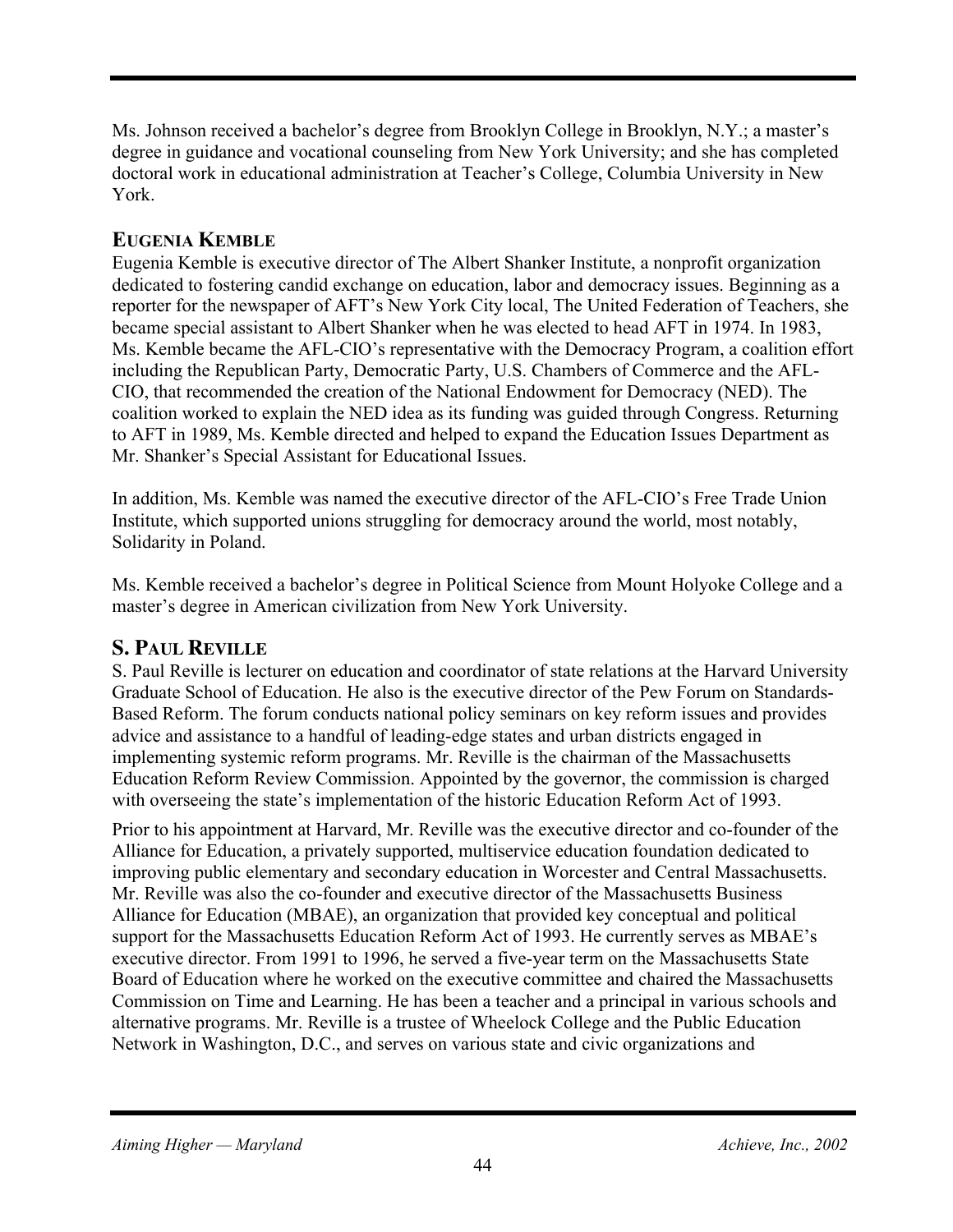Ms. Johnson received a bachelor's degree from Brooklyn College in Brooklyn, N.Y.; a master's degree in guidance and vocational counseling from New York University; and she has completed doctoral work in educational administration at Teacher's College, Columbia University in New York.

## EUGENIA KEMBLE

Eugenia Kemble is executive director of The Albert Shanker Institute, a nonprofit organization dedicated to fostering candid exchange on education, labor and democracy issues. Beginning as a reporter for the newspaper of AFT's New York City local, The United Federation of Teachers, she became special assistant to Albert Shanker when he was elected to head AFT in 1974. In 1983, Ms. Kemble became the AFL-CIO's representative with the Democracy Program, a coalition effort including the Republican Party, Democratic Party, U.S. Chambers of Commerce and the AFL-CIO, that recommended the creation of the National Endowment for Democracy (NED). The coalition worked to explain the NED idea as its funding was guided through Congress. Returning to AFT in 1989, Ms. Kemble directed and helped to expand the Education Issues Department as Mr. Shanker's Special Assistant for Educational Issues.

In addition, Ms. Kemble was named the executive director of the AFL-CIO's Free Trade Union Institute, which supported unions struggling for democracy around the world, most notably, Solidarity in Poland.

Ms. Kemble received a bachelor's degree in Political Science from Mount Holyoke College and a master's degree in American civilization from New York University.

## S. PAUL REVILLE

S. Paul Reville is lecturer on education and coordinator of state relations at the Harvard University Graduate School of Education. He also is the executive director of the Pew Forum on Standards-Based Reform. The forum conducts national policy seminars on key reform issues and provides advice and assistance to a handful of leading-edge states and urban districts engaged in implementing systemic reform programs. Mr. Reville is the chairman of the Massachusetts Education Reform Review Commission. Appointed by the governor, the commission is charged with overseeing the state's implementation of the historic Education Reform Act of 1993.

Prior to his appointment at Harvard, Mr. Reville was the executive director and co-founder of the Alliance for Education, a privately supported, multiservice education foundation dedicated to improving public elementary and secondary education in Worcester and Central Massachusetts. Mr. Reville was also the co-founder and executive director of the Massachusetts Business Alliance for Education (MBAE), an organization that provided key conceptual and political support for the Massachusetts Education Reform Act of 1993. He currently serves as MBAE's executive director. From 1991 to 1996, he served a five-year term on the Massachusetts State Board of Education where he worked on the executive committee and chaired the Massachusetts Commission on Time and Learning. He has been a teacher and a principal in various schools and alternative programs. Mr. Reville is a trustee of Wheelock College and the Public Education Network in Washington, D.C., and serves on various state and civic organizations and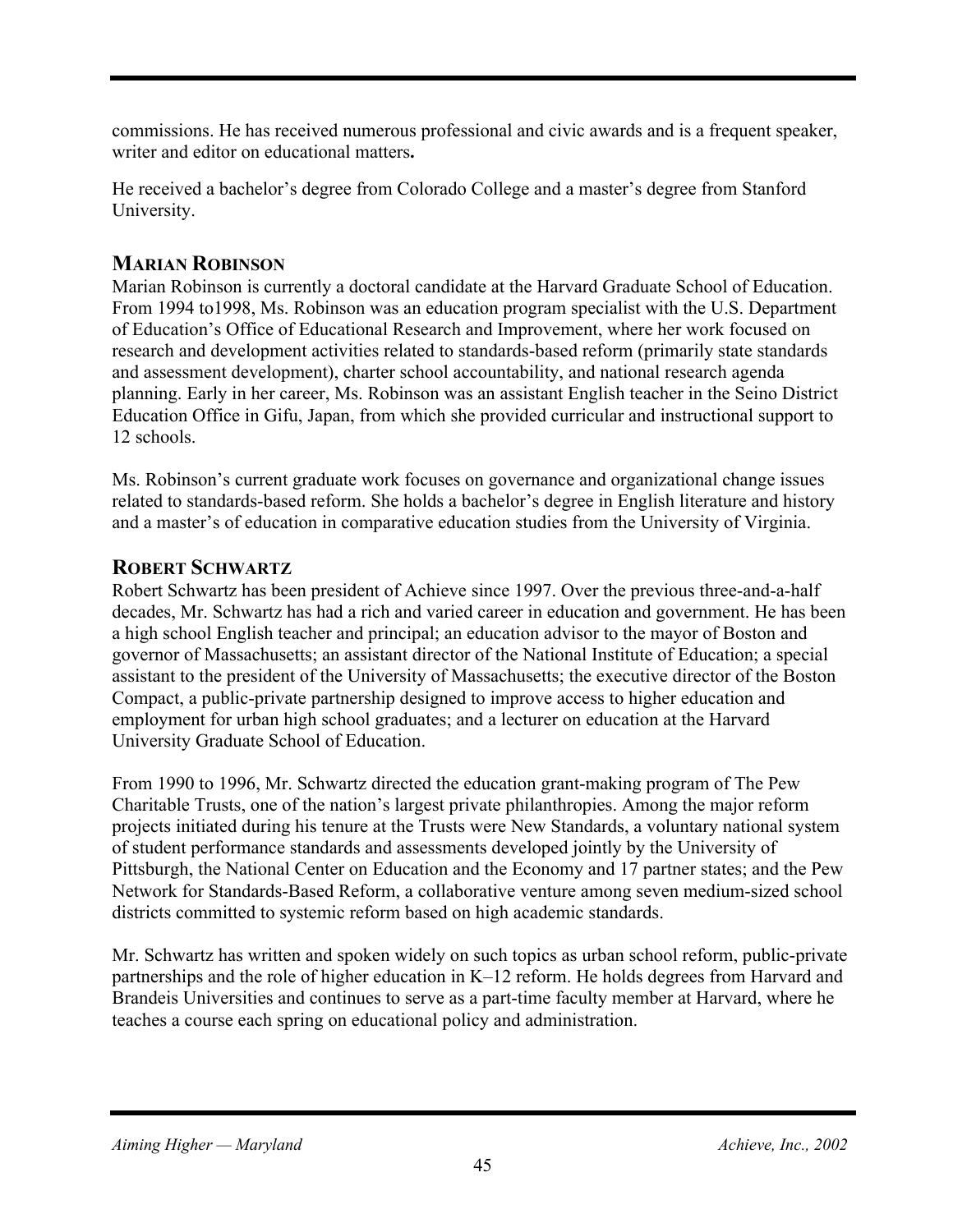commissions. He has received numerous professional and civic awards and is a frequent speaker, writer and editor on educational matters**.**

He received a bachelor's degree from Colorado College and a master's degree from Stanford University.

## MARIAN ROBINSON

Marian Robinson is currently a doctoral candidate at the Harvard Graduate School of Education. From 1994 to1998, Ms. Robinson was an education program specialist with the U.S. Department of Education's Office of Educational Research and Improvement, where her work focused on research and development activities related to standards-based reform (primarily state standards and assessment development), charter school accountability, and national research agenda planning. Early in her career, Ms. Robinson was an assistant English teacher in the Seino District Education Office in Gifu, Japan, from which she provided curricular and instructional support to 12 schools.

Ms. Robinson's current graduate work focuses on governance and organizational change issues related to standards-based reform. She holds a bachelor's degree in English literature and history and a master's of education in comparative education studies from the University of Virginia.

## ROBERT SCHWARTZ

Robert Schwartz has been president of Achieve since 1997. Over the previous three-and-a-half decades, Mr. Schwartz has had a rich and varied career in education and government. He has been a high school English teacher and principal; an education advisor to the mayor of Boston and governor of Massachusetts; an assistant director of the National Institute of Education; a special assistant to the president of the University of Massachusetts; the executive director of the Boston Compact, a public-private partnership designed to improve access to higher education and employment for urban high school graduates; and a lecturer on education at the Harvard University Graduate School of Education.

From 1990 to 1996, Mr. Schwartz directed the education grant-making program of The Pew Charitable Trusts, one of the nation's largest private philanthropies. Among the major reform projects initiated during his tenure at the Trusts were New Standards, a voluntary national system of student performance standards and assessments developed jointly by the University of Pittsburgh, the National Center on Education and the Economy and 17 partner states; and the Pew Network for Standards-Based Reform, a collaborative venture among seven medium-sized school districts committed to systemic reform based on high academic standards.

Mr. Schwartz has written and spoken widely on such topics as urban school reform, public-private partnerships and the role of higher education in K–12 reform. He holds degrees from Harvard and Brandeis Universities and continues to serve as a part-time faculty member at Harvard, where he teaches a course each spring on educational policy and administration.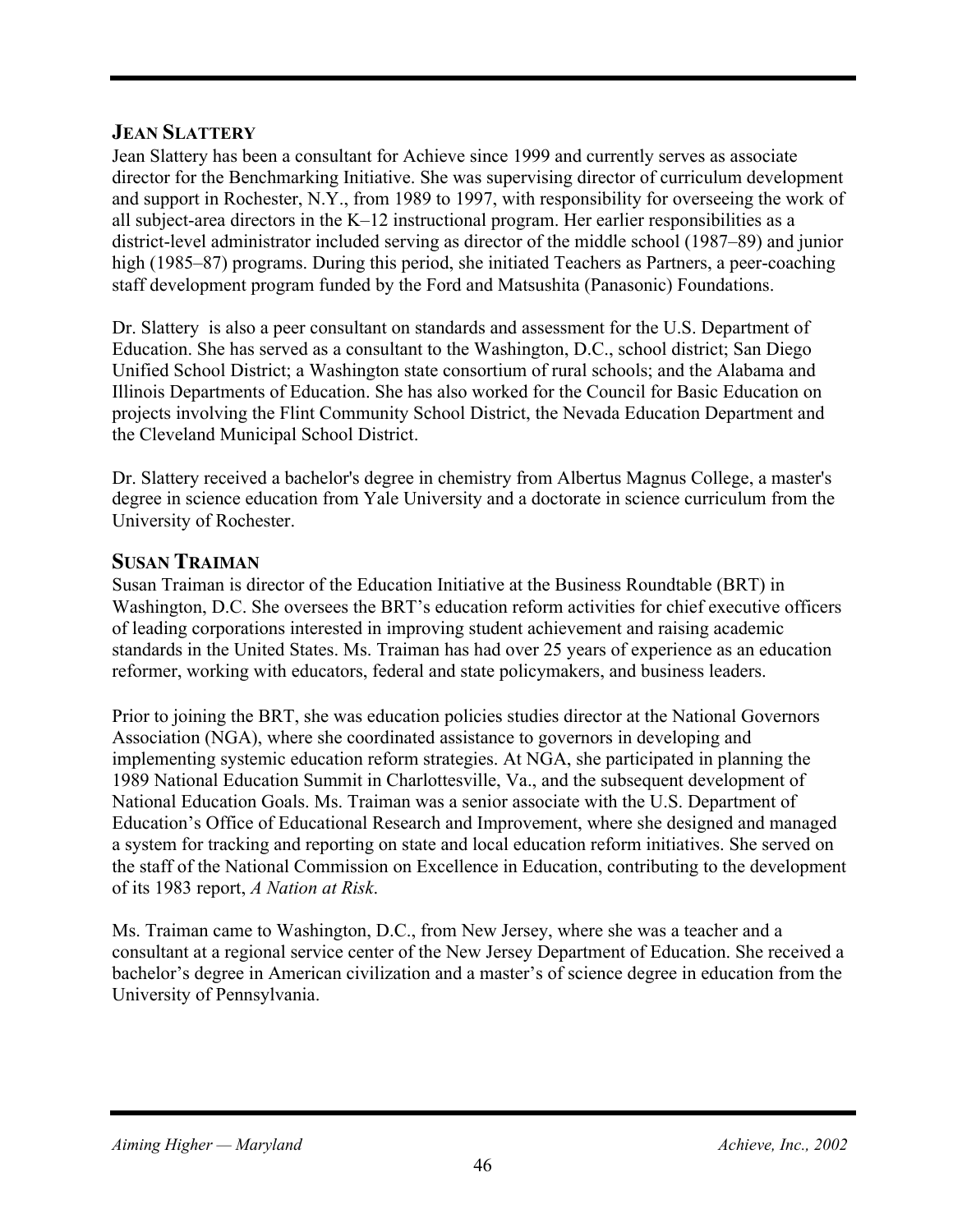## JEAN SLATTERY

Jean Slattery has been a consultant for Achieve since 1999 and currently serves as associate director for the Benchmarking Initiative. She was supervising director of curriculum development and support in Rochester, N.Y., from 1989 to 1997, with responsibility for overseeing the work of all subject-area directors in the K–12 instructional program. Her earlier responsibilities as a district-level administrator included serving as director of the middle school (1987–89) and junior high (1985–87) programs. During this period, she initiated Teachers as Partners, a peer-coaching staff development program funded by the Ford and Matsushita (Panasonic) Foundations.

Dr. Slattery is also a peer consultant on standards and assessment for the U.S. Department of Education. She has served as a consultant to the Washington, D.C., school district; San Diego Unified School District; a Washington state consortium of rural schools; and the Alabama and Illinois Departments of Education. She has also worked for the Council for Basic Education on projects involving the Flint Community School District, the Nevada Education Department and the Cleveland Municipal School District.

Dr. Slattery received a bachelor's degree in chemistry from Albertus Magnus College, a master's degree in science education from Yale University and a doctorate in science curriculum from the University of Rochester.

## SUSAN TRAIMAN

Susan Traiman is director of the Education Initiative at the Business Roundtable (BRT) in Washington, D.C. She oversees the BRT's education reform activities for chief executive officers of leading corporations interested in improving student achievement and raising academic standards in the United States. Ms. Traiman has had over 25 years of experience as an education reformer, working with educators, federal and state policymakers, and business leaders.

Prior to joining the BRT, she was education policies studies director at the National Governors Association (NGA), where she coordinated assistance to governors in developing and implementing systemic education reform strategies. At NGA, she participated in planning the 1989 National Education Summit in Charlottesville, Va., and the subsequent development of National Education Goals. Ms. Traiman was a senior associate with the U.S. Department of Education's Office of Educational Research and Improvement, where she designed and managed a system for tracking and reporting on state and local education reform initiatives. She served on the staff of the National Commission on Excellence in Education, contributing to the development of its 1983 report, *A Nation at Risk*.

Ms. Traiman came to Washington, D.C., from New Jersey, where she was a teacher and a consultant at a regional service center of the New Jersey Department of Education. She received a bachelor's degree in American civilization and a master's of science degree in education from the University of Pennsylvania.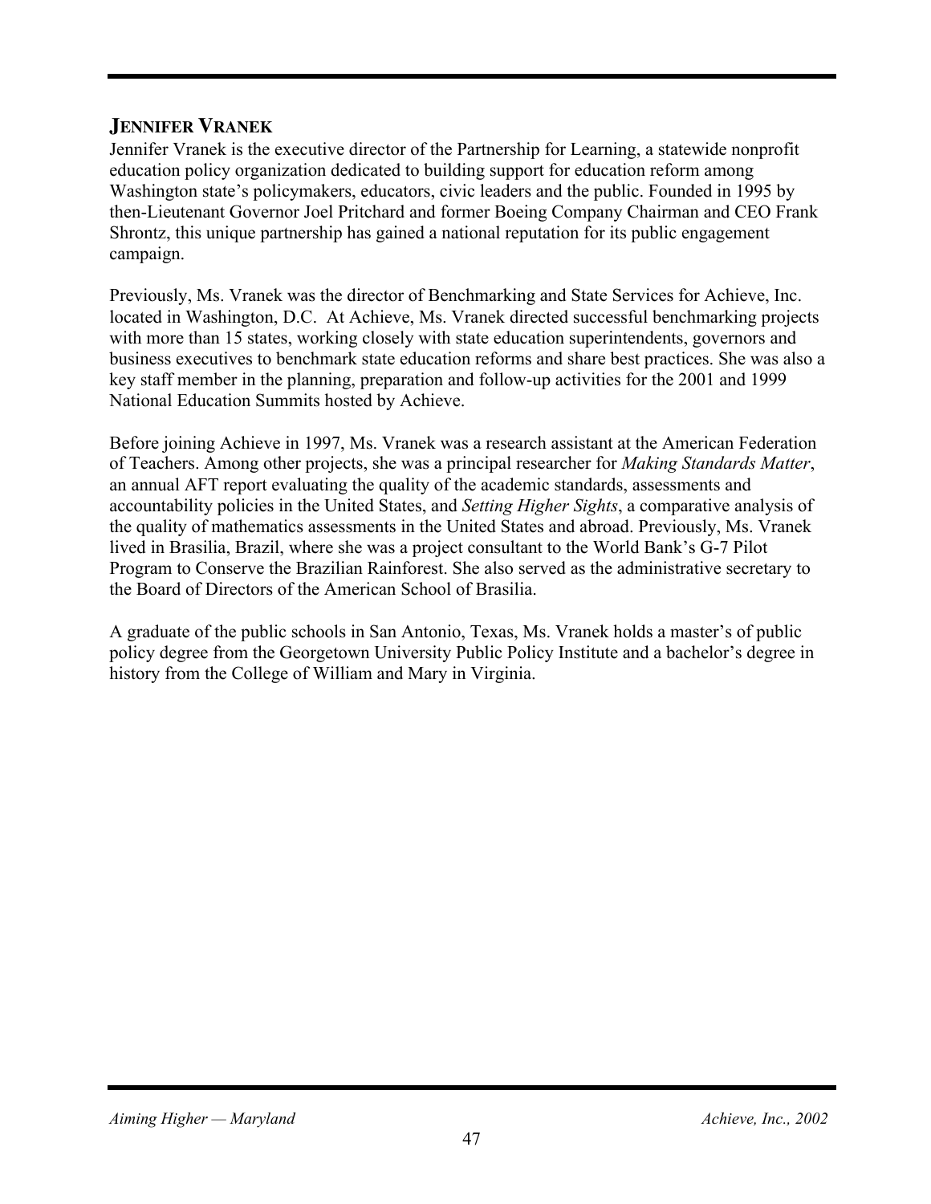## Jennifer Vranek

Jennifer Vranek is the executive director of the Partnership for Learning, a statewide nonprofit education policy organization dedicated to building support for education reform among Washington state's policymakers, educators, civic leaders and the public. Founded in 1995 by then-Lieutenant Governor Joel Pritchard and former Boeing Company Chairman and CEO Frank Shrontz, this unique partnership has gained a national reputation for its public engagement campaign.

Previously, Ms. Vranek was the director of Benchmarking and State Services for Achieve, Inc. located in Washington, D.C. At Achieve, Ms. Vranek directed successful benchmarking projects with more than 15 states, working closely with state education superintendents, governors and business executives to benchmark state education reforms and share best practices. She was also a key staff member in the planning, preparation and follow-up activities for the 2001 and 1999 National Education Summits hosted by Achieve.

Before joining Achieve in 1997, Ms. Vranek was a research assistant at the American Federation of Teachers. Among other projects, she was a principal researcher for *Making Standards Matter*, an annual AFT report evaluating the quality of the academic standards, assessments and accountability policies in the United States, and *Setting Higher Sights*, a comparative analysis of the quality of mathematics assessments in the United States and abroad. Previously, Ms. Vranek lived in Brasilia, Brazil, where she was a project consultant to the World Bank's G-7 Pilot Program to Conserve the Brazilian Rainforest. She also served as the administrative secretary to the Board of Directors of the American School of Brasilia.

A graduate of the public schools in San Antonio, Texas, Ms. Vranek holds a master's of public policy degree from the Georgetown University Public Policy Institute and a bachelor's degree in history from the College of William and Mary in Virginia.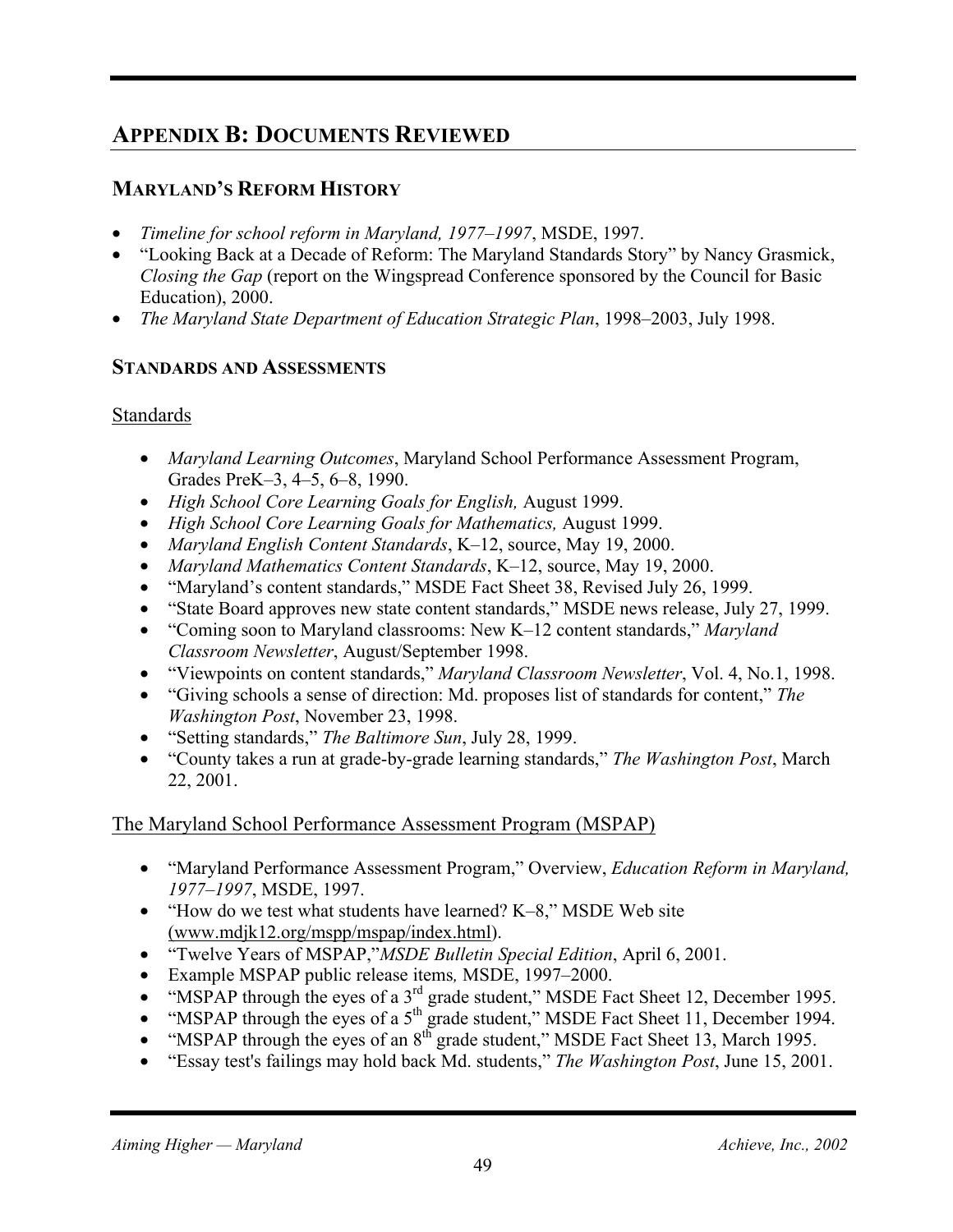# APPENDIX B: DOCUMENTS REVIEWED

## MARYLAND'S REFORM HISTORY

- *Timeline for school reform in Maryland, 1977–1997*, MSDE, 1997.
- "Looking Back at a Decade of Reform: The Maryland Standards Story" by Nancy Grasmick, *Closing the Gap* (report on the Wingspread Conference sponsored by the Council for Basic Education), 2000.
- *The Maryland State Department of Education Strategic Plan*, 1998–2003, July 1998.

## STANDARDS AND ASSESSMENTS

### Standards

- *Maryland Learning Outcomes*, Maryland School Performance Assessment Program, Grades PreK–3, 4–5, 6–8, 1990.
- *High School Core Learning Goals for English,* August 1999.
- *High School Core Learning Goals for Mathematics,* August 1999.
- *Maryland English Content Standards*, K–12, source, May 19, 2000.
- *Maryland Mathematics Content Standards*, K–12, source, May 19, 2000.
- "Maryland's content standards," MSDE Fact Sheet 38, Revised July 26, 1999.
- "State Board approves new state content standards," MSDE news release, July 27, 1999.
- "Coming soon to Maryland classrooms: New K–12 content standards," *Maryland Classroom Newsletter*, August/September 1998.
- "Viewpoints on content standards," *Maryland Classroom Newsletter*, Vol. 4, No.1, 1998.
- "Giving schools a sense of direction: Md. proposes list of standards for content," *The Washington Post*, November 23, 1998.
- "Setting standards," *The Baltimore Sun*, July 28, 1999.
- "County takes a run at grade-by-grade learning standards," *The Washington Post*, March 22, 2001.

### The Maryland School Performance Assessment Program (MSPAP)

- "Maryland Performance Assessment Program," Overview, *Education Reform in Maryland, 1977–1997*, MSDE, 1997.
- "How do we test what students have learned? K–8," MSDE Web site (www.mdjk12.org/mspp/mspap/index.html).
- "Twelve Years of MSPAP,"*MSDE Bulletin Special Edition*, April 6, 2001.
- Example MSPAP public release items*,* MSDE, 1997–2000.
- "MSPAP through the eyes of a 3rd grade student," MSDE Fact Sheet 12, December 1995.
- "MSPAP through the eyes of a 5th grade student," MSDE Fact Sheet 11, December 1994.
- "MSPAP through the eyes of an 8th grade student," MSDE Fact Sheet 13, March 1995.
- "Essay test's failings may hold back Md. students," *The Washington Post*, June 15, 2001.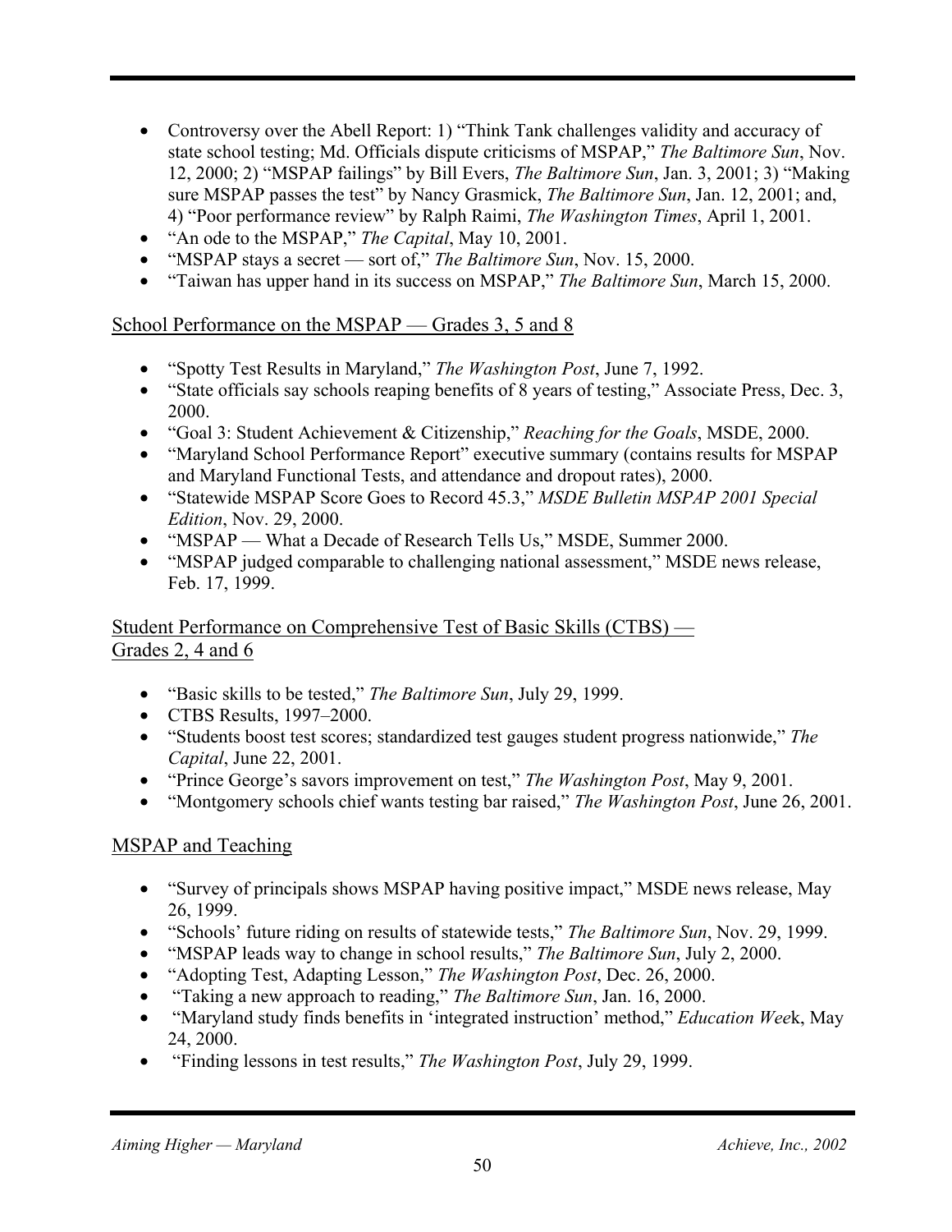- Controversy over the Abell Report: 1) "Think Tank challenges validity and accuracy of state school testing; Md. Officials dispute criticisms of MSPAP," *The Baltimore Sun*, Nov. 12, 2000; 2) "MSPAP failings" by Bill Evers, *The Baltimore Sun*, Jan. 3, 2001; 3) "Making sure MSPAP passes the test" by Nancy Grasmick, *The Baltimore Sun*, Jan. 12, 2001; and, 4) "Poor performance review" by Ralph Raimi, *The Washington Times*, April 1, 2001.
- "An ode to the MSPAP," *The Capital*, May 10, 2001.
- "MSPAP stays a secret — sort of," *The Baltimore Sun*, Nov. 15, 2000.
- "Taiwan has upper hand in its success on MSPAP," *The Baltimore Sun*, March 15, 2000.

## School Performance on the MSPAP — Grades 3, 5 and 8

- "Spotty Test Results in Maryland," *The Washington Post*, June 7, 1992.
- "State officials say schools reaping benefits of 8 years of testing," Associate Press, Dec. 3, 2000.
- "Goal 3: Student Achievement & Citizenship," *Reaching for the Goals*, MSDE, 2000.
- "Maryland School Performance Report" executive summary (contains results for MSPAP and Maryland Functional Tests, and attendance and dropout rates), 2000.
- "Statewide MSPAP Score Goes to Record 45.3," *MSDE Bulletin MSPAP 2001 Special Edition*, Nov. 29, 2000.
- "MSPAP — What a Decade of Research Tells Us," MSDE, Summer 2000.
- "MSPAP judged comparable to challenging national assessment," MSDE news release, Feb. 17, 1999.

## Student Performance on Comprehensive Test of Basic Skills (CTBS) — Grades 2, 4 and 6

- "Basic skills to be tested," *The Baltimore Sun*, July 29, 1999.
- CTBS Results, 1997–2000.
- "Students boost test scores; standardized test gauges student progress nationwide," *The Capital*, June 22, 2001.
- "Prince George's savors improvement on test," *The Washington Post*, May 9, 2001.
- "Montgomery schools chief wants testing bar raised," *The Washington Post*, June 26, 2001.

## MSPAP and Teaching

- "Survey of principals shows MSPAP having positive impact," MSDE news release, May 26, 1999.
- "Schools' future riding on results of statewide tests," *The Baltimore Sun*, Nov. 29, 1999.
- "MSPAP leads way to change in school results," *The Baltimore Sun*, July 2, 2000.
- "Adopting Test, Adapting Lesson," *The Washington Post*, Dec. 26, 2000.
- "Taking a new approach to reading," *The Baltimore Sun*, Jan. 16, 2000.
- "Maryland study finds benefits in 'integrated instruction' method," *Education Week*, May 24, 2000.
- "Finding lessons in test results," *The Washington Post*, July 29, 1999.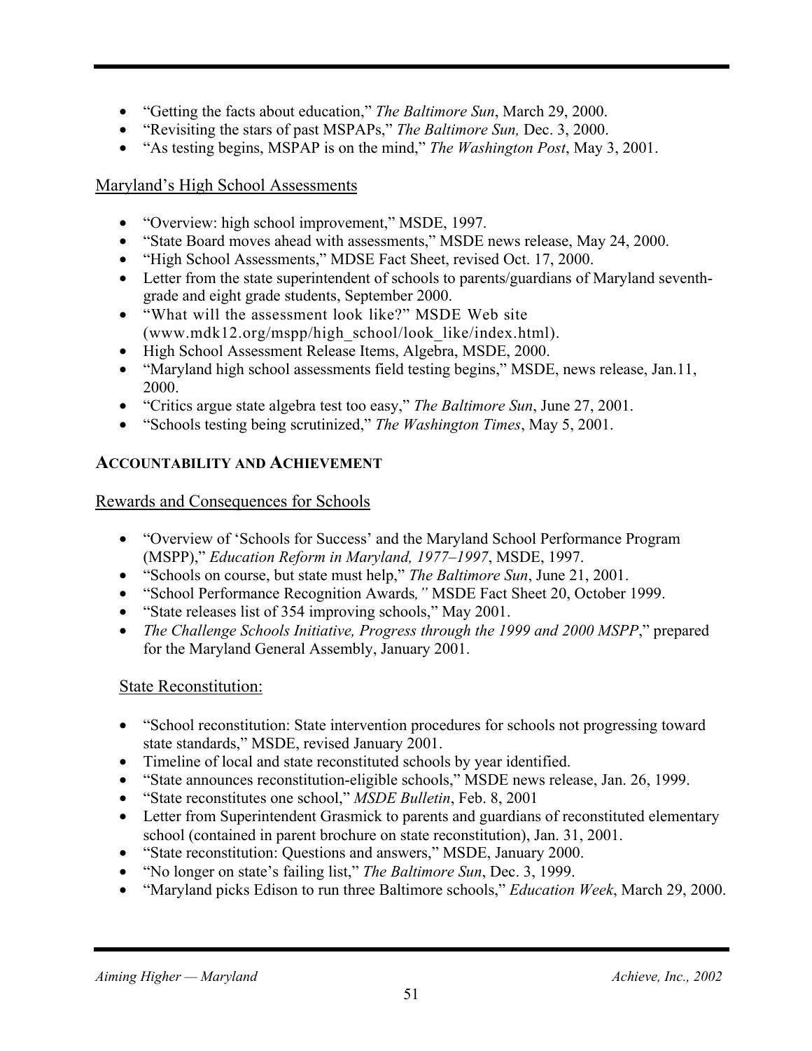- "Getting the facts about education," *The Baltimore Sun*, March 29, 2000.
- "Revisiting the stars of past MSPAPs," *The Baltimore Sun,* Dec. 3, 2000.
- "As testing begins, MSPAP is on the mind," *The Washington Post*, May 3, 2001.

<u>Maryland's High School Assessments</u>

- "Overview: high school improvement," MSDE, 1997.
- "State Board moves ahead with assessments," MSDE news release, May 24, 2000.
- "High School Assessments," MDSE Fact Sheet, revised Oct. 17, 2000.
- Letter from the state superintendent of schools to parents/guardians of Maryland seventh-grade and eight grade students, September 2000.
- "What will the assessment look like?" MSDE Web site (www.mdk12.org/mspp/high_school/look_like/index.html).
- High School Assessment Release Items, Algebra, MSDE, 2000.
- "Maryland high school assessments field testing begins," MSDE, news release, Jan.11, 2000.
- "Critics argue state algebra test too easy," *The Baltimore Sun*, June 27, 2001.
- "Schools testing being scrutinized," *The Washington Times*, May 5, 2001.

## ACCOUNTABILITY AND ACHIEVEMENT

<u>Rewards and Consequences for Schools</u>

- "Overview of 'Schools for Success' and the Maryland School Performance Program (MSPP)," *Education Reform in Maryland, 1977–1997*, MSDE, 1997.
- "Schools on course, but state must help," *The Baltimore Sun*, June 21, 2001.
- "School Performance Recognition Awards*,"* MSDE Fact Sheet 20, October 1999.
- "State releases list of 354 improving schools," May 2001.
- *The Challenge Schools Initiative, Progress through the 1999 and 2000 MSPP*," prepared for the Maryland General Assembly, January 2001.

<u>State Reconstitution:</u>

- "School reconstitution: State intervention procedures for schools not progressing toward state standards," MSDE, revised January 2001.
- Timeline of local and state reconstituted schools by year identified.
- "State announces reconstitution-eligible schools," MSDE news release, Jan. 26, 1999.
- "State reconstitutes one school," *MSDE Bulletin*, Feb. 8, 2001
- Letter from Superintendent Grasmick to parents and guardians of reconstituted elementary school (contained in parent brochure on state reconstitution), Jan. 31, 2001.
- "State reconstitution: Questions and answers," MSDE, January 2000.
- "No longer on state's failing list," *The Baltimore Sun*, Dec. 3, 1999.
- "Maryland picks Edison to run three Baltimore schools," *Education Week*, March 29, 2000.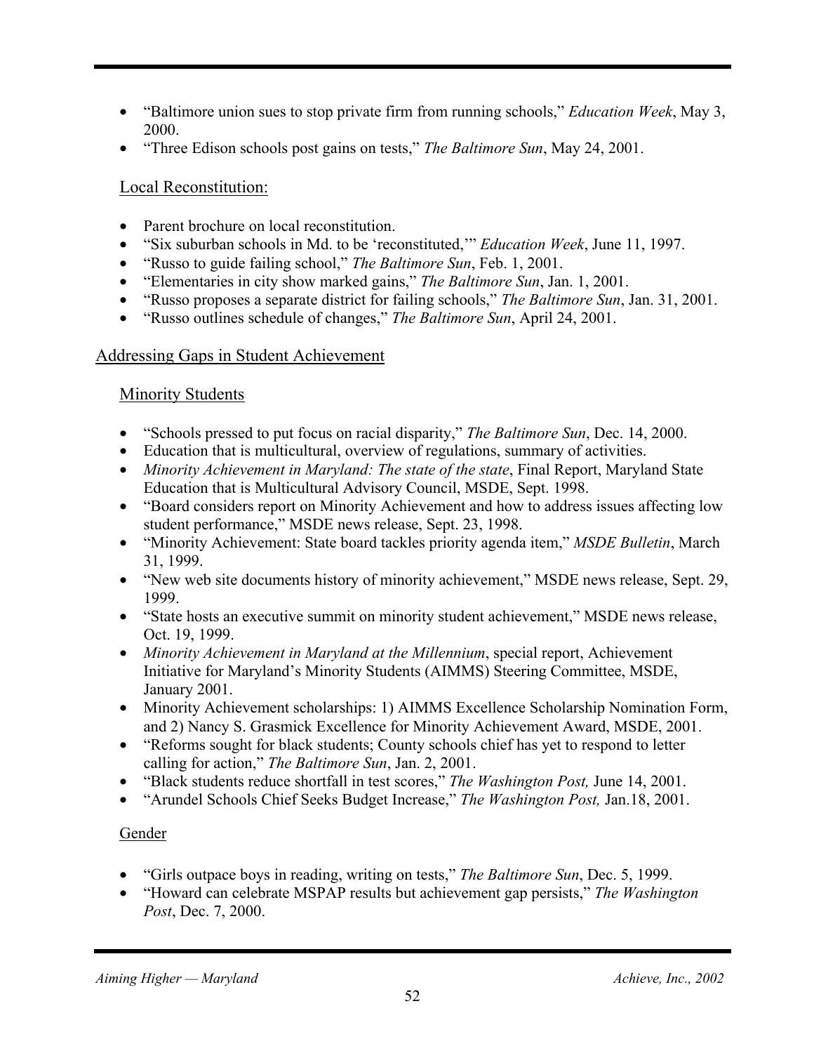- "Baltimore union sues to stop private firm from running schools," *Education Week*, May 3, 2000.
- "Three Edison schools post gains on tests," *The Baltimore Sun*, May 24, 2001.

### Local Reconstitution:

- Parent brochure on local reconstitution.
- "Six suburban schools in Md. to be 'reconstituted,'" *Education Week*, June 11, 1997.
- "Russo to guide failing school," *The Baltimore Sun*, Feb. 1, 2001.
- "Elementaries in city show marked gains," *The Baltimore Sun*, Jan. 1, 2001.
- "Russo proposes a separate district for failing schools," *The Baltimore Sun*, Jan. 31, 2001.
- "Russo outlines schedule of changes," *The Baltimore Sun*, April 24, 2001.

## Addressing Gaps in Student Achievement

### Minority Students

- "Schools pressed to put focus on racial disparity," *The Baltimore Sun*, Dec. 14, 2000.
- Education that is multicultural, overview of regulations, summary of activities.
- *Minority Achievement in Maryland: The state of the state*, Final Report, Maryland State Education that is Multicultural Advisory Council, MSDE, Sept. 1998.
- "Board considers report on Minority Achievement and how to address issues affecting low student performance," MSDE news release, Sept. 23, 1998.
- "Minority Achievement: State board tackles priority agenda item," *MSDE Bulletin*, March 31, 1999.
- "New web site documents history of minority achievement," MSDE news release, Sept. 29, 1999.
- "State hosts an executive summit on minority student achievement," MSDE news release, Oct. 19, 1999.
- *Minority Achievement in Maryland at the Millennium*, special report, Achievement Initiative for Maryland's Minority Students (AIMMS) Steering Committee, MSDE, January 2001.
- Minority Achievement scholarships: 1) AIMMS Excellence Scholarship Nomination Form, and 2) Nancy S. Grasmick Excellence for Minority Achievement Award, MSDE, 2001.
- "Reforms sought for black students; County schools chief has yet to respond to letter calling for action," *The Baltimore Sun*, Jan. 2, 2001.
- "Black students reduce shortfall in test scores," *The Washington Post,* June 14, 2001.
- "Arundel Schools Chief Seeks Budget Increase," *The Washington Post,* Jan.18, 2001.

### Gender

- "Girls outpace boys in reading, writing on tests," *The Baltimore Sun*, Dec. 5, 1999.
- "Howard can celebrate MSPAP results but achievement gap persists," *The Washington Post*, Dec. 7, 2000.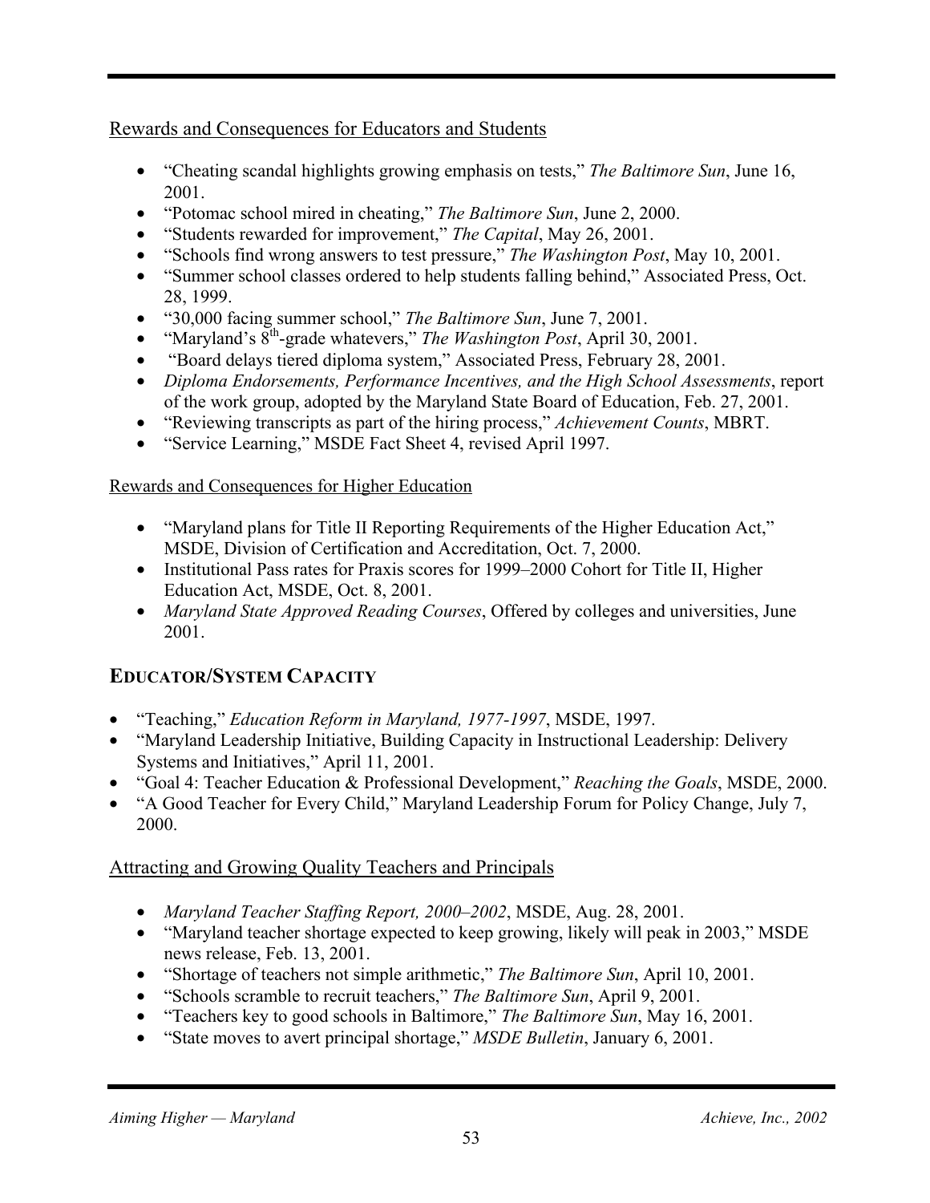Rewards and Consequences for Educators and Students

- "Cheating scandal highlights growing emphasis on tests," *The Baltimore Sun*, June 16, 2001.
- "Potomac school mired in cheating," *The Baltimore Sun*, June 2, 2000.
- "Students rewarded for improvement," *The Capital*, May 26, 2001.
- "Schools find wrong answers to test pressure," *The Washington Post*, May 10, 2001.
- "Summer school classes ordered to help students falling behind," Associated Press, Oct. 28, 1999.
- "30,000 facing summer school," *The Baltimore Sun*, June 7, 2001.
- "Maryland's 8th-grade whatevers," *The Washington Post*, April 30, 2001.
- "Board delays tiered diploma system," Associated Press, February 28, 2001.
- *Diploma Endorsements, Performance Incentives, and the High School Assessments*, report of the work group, adopted by the Maryland State Board of Education, Feb. 27, 2001.
- "Reviewing transcripts as part of the hiring process," *Achievement Counts*, MBRT.
- "Service Learning," MSDE Fact Sheet 4, revised April 1997.

Rewards and Consequences for Higher Education

- "Maryland plans for Title II Reporting Requirements of the Higher Education Act," MSDE, Division of Certification and Accreditation, Oct. 7, 2000.
- Institutional Pass rates for Praxis scores for 1999–2000 Cohort for Title II, Higher Education Act, MSDE, Oct. 8, 2001.
- *Maryland State Approved Reading Courses*, Offered by colleges and universities, June 2001.

## EDUCATOR/SYSTEM CAPACITY

- "Teaching," *Education Reform in Maryland, 1977-1997*, MSDE, 1997.
- "Maryland Leadership Initiative, Building Capacity in Instructional Leadership: Delivery Systems and Initiatives," April 11, 2001.
- "Goal 4: Teacher Education & Professional Development," *Reaching the Goals*, MSDE, 2000.
- "A Good Teacher for Every Child," Maryland Leadership Forum for Policy Change, July 7, 2000.

Attracting and Growing Quality Teachers and Principals

- *Maryland Teacher Staffing Report, 2000–2002*, MSDE, Aug. 28, 2001.
- "Maryland teacher shortage expected to keep growing, likely will peak in 2003," MSDE news release, Feb. 13, 2001.
- "Shortage of teachers not simple arithmetic," *The Baltimore Sun*, April 10, 2001.
- "Schools scramble to recruit teachers," *The Baltimore Sun*, April 9, 2001.
- "Teachers key to good schools in Baltimore," *The Baltimore Sun*, May 16, 2001.
- "State moves to avert principal shortage," *MSDE Bulletin*, January 6, 2001.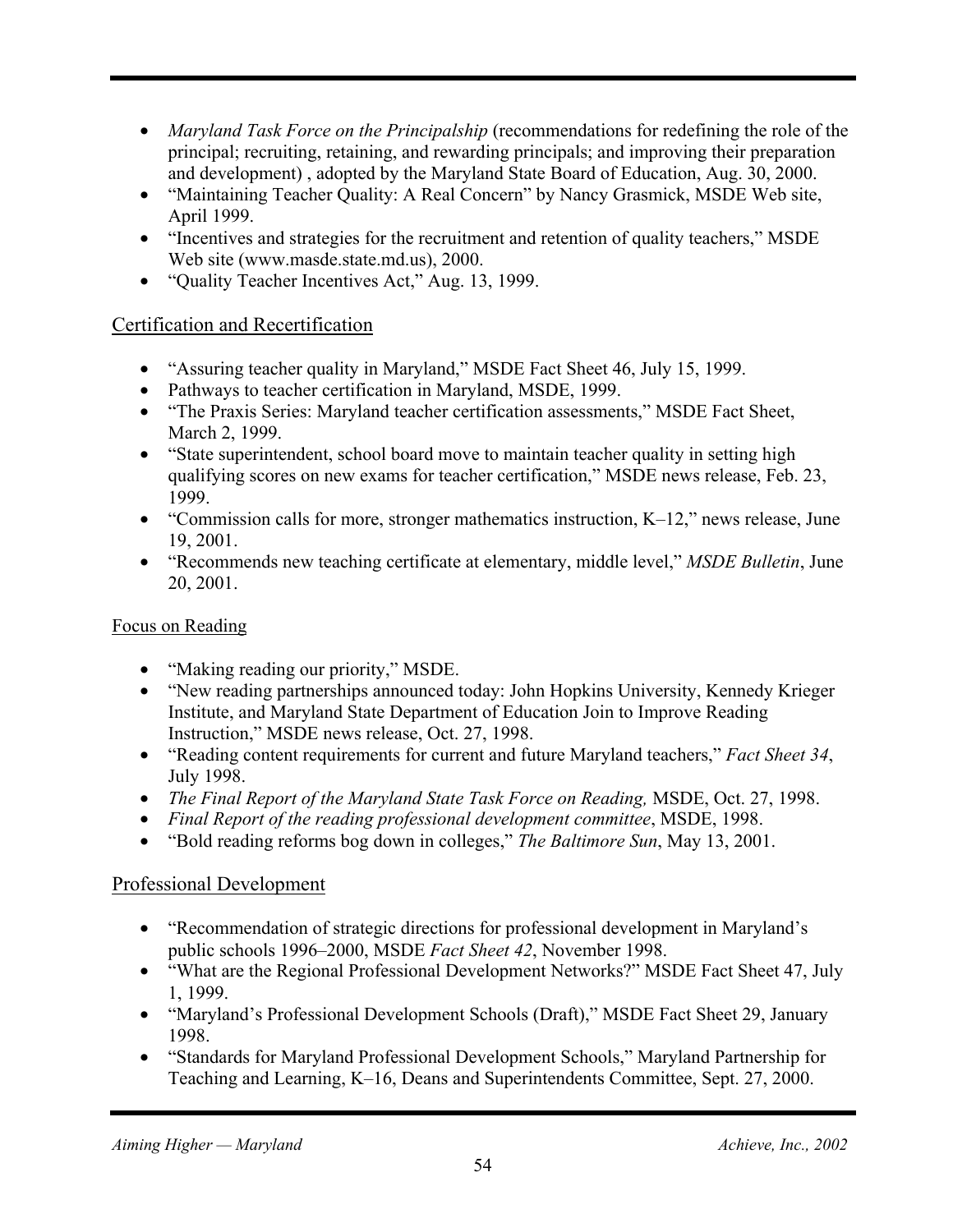- *Maryland Task Force on the Principalship* (recommendations for redefining the role of the principal; recruiting, retaining, and rewarding principals; and improving their preparation and development) , adopted by the Maryland State Board of Education, Aug. 30, 2000.
- "Maintaining Teacher Quality: A Real Concern" by Nancy Grasmick, MSDE Web site, April 1999.
- "Incentives and strategies for the recruitment and retention of quality teachers," MSDE Web site (www.masde.state.md.us), 2000.
- "Quality Teacher Incentives Act," Aug. 13, 1999.

## Certification and Recertification

- "Assuring teacher quality in Maryland," MSDE Fact Sheet 46, July 15, 1999.
- Pathways to teacher certification in Maryland, MSDE, 1999.
- "The Praxis Series: Maryland teacher certification assessments," MSDE Fact Sheet, March 2, 1999.
- "State superintendent, school board move to maintain teacher quality in setting high qualifying scores on new exams for teacher certification," MSDE news release, Feb. 23, 1999.
- "Commission calls for more, stronger mathematics instruction, K–12," news release, June 19, 2001.
- "Recommends new teaching certificate at elementary, middle level," *MSDE Bulletin*, June 20, 2001.

### Focus on Reading

- "Making reading our priority," MSDE.
- "New reading partnerships announced today: John Hopkins University, Kennedy Krieger Institute, and Maryland State Department of Education Join to Improve Reading Instruction," MSDE news release, Oct. 27, 1998.
- "Reading content requirements for current and future Maryland teachers," *Fact Sheet 34*, July 1998.
- *The Final Report of the Maryland State Task Force on Reading,* MSDE, Oct. 27, 1998.
- *Final Report of the reading professional development committee*, MSDE, 1998.
- "Bold reading reforms bog down in colleges," *The Baltimore Sun*, May 13, 2001.

## Professional Development

- "Recommendation of strategic directions for professional development in Maryland's public schools 1996–2000, MSDE *Fact Sheet 42*, November 1998.
- "What are the Regional Professional Development Networks?" MSDE Fact Sheet 47, July 1, 1999.
- "Maryland's Professional Development Schools (Draft)," MSDE Fact Sheet 29, January 1998.
- "Standards for Maryland Professional Development Schools," Maryland Partnership for Teaching and Learning, K–16, Deans and Superintendents Committee, Sept. 27, 2000.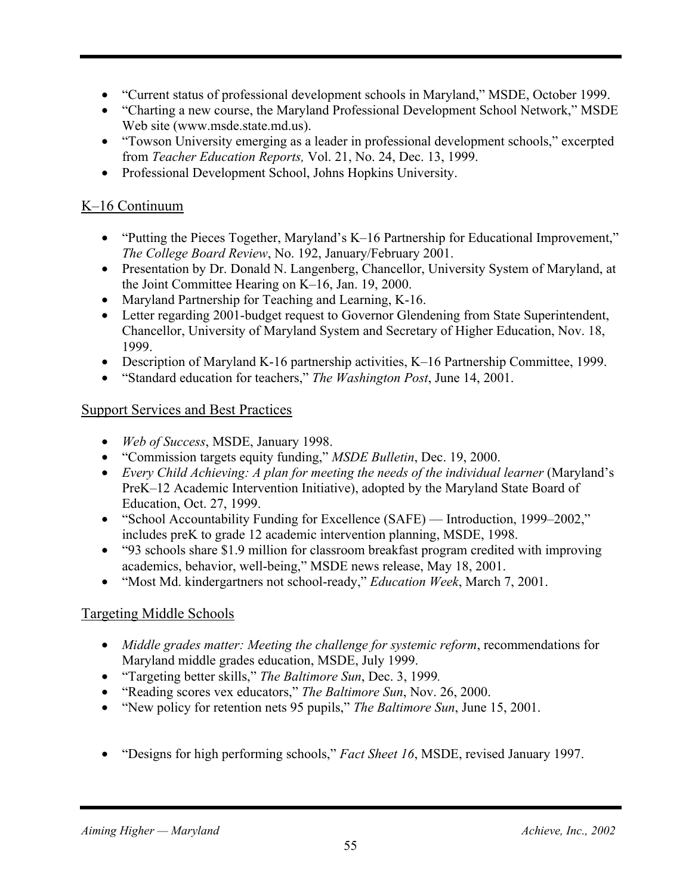- "Current status of professional development schools in Maryland," MSDE, October 1999.
- "Charting a new course, the Maryland Professional Development School Network," MSDE Web site (www.msde.state.md.us).
- "Towson University emerging as a leader in professional development schools," excerpted from *Teacher Education Reports,* Vol. 21, No. 24, Dec. 13, 1999.
- Professional Development School, Johns Hopkins University.

## K–16 Continuum

- "Putting the Pieces Together, Maryland's K–16 Partnership for Educational Improvement," *The College Board Review*, No. 192, January/February 2001.
- Presentation by Dr. Donald N. Langenberg, Chancellor, University System of Maryland, at the Joint Committee Hearing on K–16, Jan. 19, 2000.
- Maryland Partnership for Teaching and Learning, K-16.
- Letter regarding 2001-budget request to Governor Glendening from State Superintendent, Chancellor, University of Maryland System and Secretary of Higher Education, Nov. 18, 1999.
- Description of Maryland K-16 partnership activities, K–16 Partnership Committee, 1999.
- "Standard education for teachers," *The Washington Post*, June 14, 2001.

## Support Services and Best Practices

- *Web of Success*, MSDE, January 1998.
- "Commission targets equity funding," *MSDE Bulletin*, Dec. 19, 2000.
- *Every Child Achieving: A plan for meeting the needs of the individual learner* (Maryland's PreK–12 Academic Intervention Initiative), adopted by the Maryland State Board of Education, Oct. 27, 1999.
- "School Accountability Funding for Excellence (SAFE) — Introduction, 1999–2002," includes preK to grade 12 academic intervention planning, MSDE, 1998.
- "93 schools share $1.9 million for classroom breakfast program credited with improving academics, behavior, well-being," MSDE news release, May 18, 2001.
- "Most Md. kindergartners not school-ready," *Education Week*, March 7, 2001.

## Targeting Middle Schools

- *Middle grades matter: Meeting the challenge for systemic reform*, recommendations for Maryland middle grades education, MSDE, July 1999.
- "Targeting better skills," *The Baltimore Sun*, Dec. 3, 1999.
- "Reading scores vex educators," *The Baltimore Sun*, Nov. 26, 2000.
- "New policy for retention nets 95 pupils," *The Baltimore Sun*, June 15, 2001.

- "Designs for high performing schools," *Fact Sheet 16*, MSDE, revised January 1997.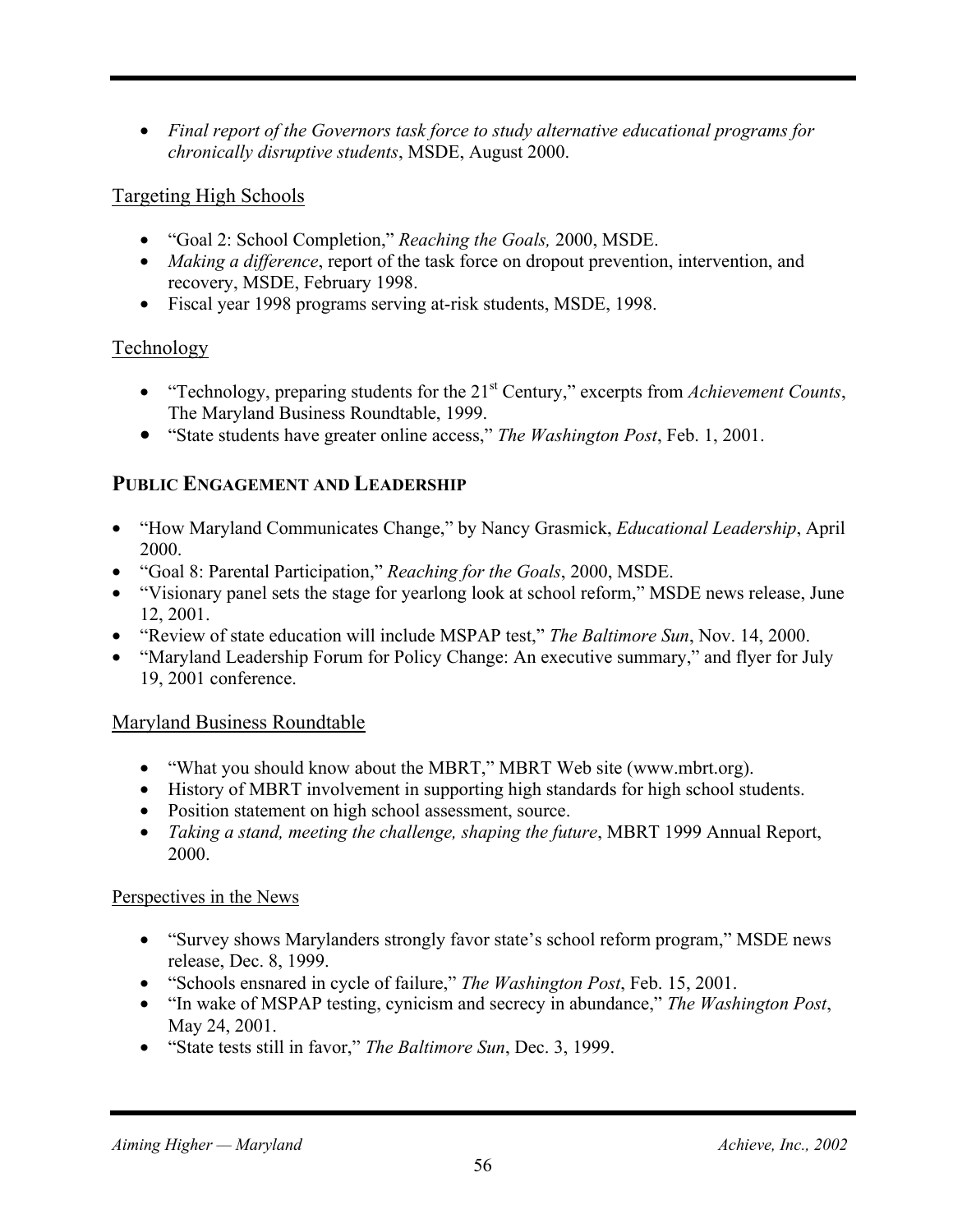- *Final report of the Governors task force to study alternative educational programs for chronically disruptive students*, MSDE, August 2000.

### Targeting High Schools

- "Goal 2: School Completion," *Reaching the Goals,* 2000, MSDE.
- *Making a difference*, report of the task force on dropout prevention, intervention, and recovery, MSDE, February 1998.
- Fiscal year 1998 programs serving at-risk students, MSDE, 1998.

### Technology

- "Technology, preparing students for the 21st Century," excerpts from *Achievement Counts*, The Maryland Business Roundtable, 1999.
- "State students have greater online access," *The Washington Post*, Feb. 1, 2001.

## PUBLIC ENGAGEMENT AND LEADERSHIP

- "How Maryland Communicates Change," by Nancy Grasmick, *Educational Leadership*, April 2000.
- "Goal 8: Parental Participation," *Reaching for the Goals*, 2000, MSDE.
- "Visionary panel sets the stage for yearlong look at school reform," MSDE news release, June 12, 2001.
- "Review of state education will include MSPAP test," *The Baltimore Sun*, Nov. 14, 2000.
- "Maryland Leadership Forum for Policy Change: An executive summary," and flyer for July 19, 2001 conference.

### Maryland Business Roundtable

- "What you should know about the MBRT," MBRT Web site (www.mbrt.org).
- History of MBRT involvement in supporting high standards for high school students.
- Position statement on high school assessment, source.
- *Taking a stand, meeting the challenge, shaping the future*, MBRT 1999 Annual Report, 2000.

#### Perspectives in the News

- "Survey shows Marylanders strongly favor state's school reform program," MSDE news release, Dec. 8, 1999.
- "Schools ensnared in cycle of failure," *The Washington Post*, Feb. 15, 2001.
- "In wake of MSPAP testing, cynicism and secrecy in abundance," *The Washington Post*, May 24, 2001.
- "State tests still in favor," *The Baltimore Sun*, Dec. 3, 1999.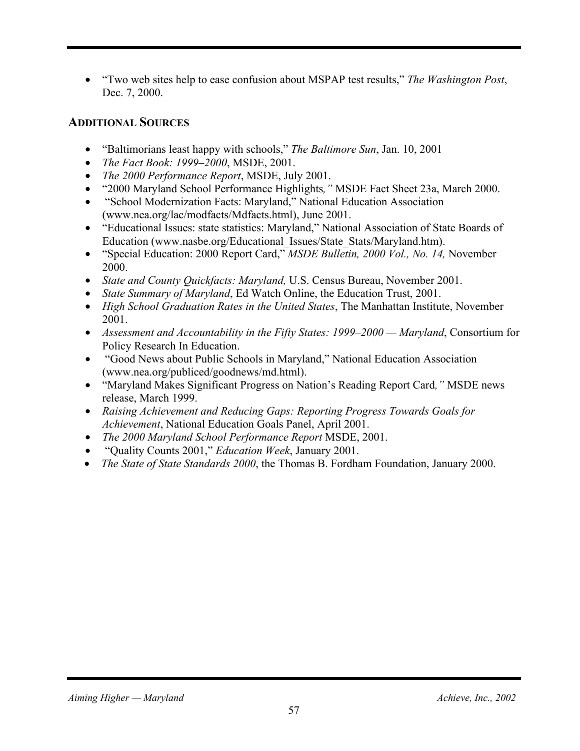- "Two web sites help to ease confusion about MSPAP test results," *The Washington Post*, Dec. 7, 2000.

## ADDITIONAL SOURCES

- "Baltimorians least happy with schools," *The Baltimore Sun*, Jan. 10, 2001
- *The Fact Book: 1999–2000*, MSDE, 2001.
- *The 2000 Performance Report*, MSDE, July 2001.
- "2000 Maryland School Performance Highlights*,"* MSDE Fact Sheet 23a, March 2000.
- "School Modernization Facts: Maryland," National Education Association (www.nea.org/lac/modfacts/Mdfacts.html), June 2001.
- "Educational Issues: state statistics: Maryland," National Association of State Boards of Education (www.nasbe.org/Educational_Issues/State_Stats/Maryland.htm).
- "Special Education: 2000 Report Card," *MSDE Bulletin, 2000 Vol., No. 14,* November 2000.
- *State and County Quickfacts: Maryland,* U.S. Census Bureau, November 2001.
- *State Summary of Maryland*, Ed Watch Online, the Education Trust, 2001.
- *High School Graduation Rates in the United States*, The Manhattan Institute, November 2001.
- *Assessment and Accountability in the Fifty States: 1999–2000 — Maryland*, Consortium for Policy Research In Education.
- "Good News about Public Schools in Maryland," National Education Association (www.nea.org/publiced/goodnews/md.html).
- "Maryland Makes Significant Progress on Nation's Reading Report Card*,"* MSDE news release, March 1999.
- *Raising Achievement and Reducing Gaps: Reporting Progress Towards Goals for Achievement*, National Education Goals Panel, April 2001.
- *The 2000 Maryland School Performance Report* MSDE, 2001.
- "Quality Counts 2001," *Education Week*, January 2001.
- *The State of State Standards 2000*, the Thomas B. Fordham Foundation, January 2000.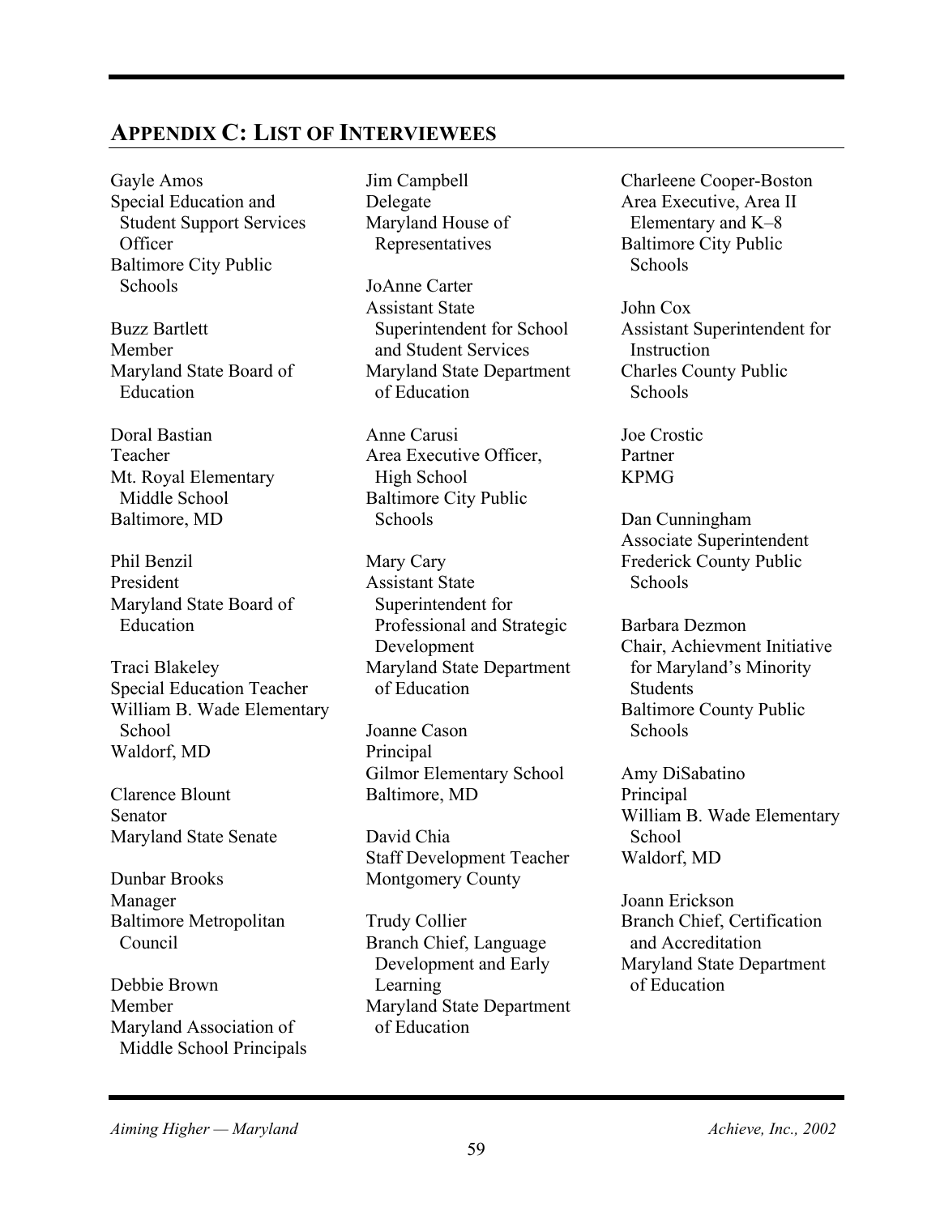## Appendix C: List of Interviewees

Gayle Amos
Special Education and Student Support Services Officer
Baltimore City Public Schools

Buzz Bartlett
Member
Maryland State Board of Education

Doral Bastian
Teacher
Mt. Royal Elementary Middle School
Baltimore, MD

Phil Benzil
President
Maryland State Board of Education

Traci Blakeley
Special Education Teacher
William B. Wade Elementary School
Waldorf, MD

Clarence Blount
Senator
Maryland State Senate

Dunbar Brooks
Manager
Baltimore Metropolitan Council

Debbie Brown
Member
Maryland Association of Middle School Principals

Jim Campbell
Delegate
Maryland House of Representatives

JoAnne Carter
Assistant State Superintendent for School and Student Services
Maryland State Department of Education

Anne Carusi
Area Executive Officer, High School
Baltimore City Public Schools

Mary Cary
Assistant State Superintendent for Professional and Strategic Development
Maryland State Department of Education

Joanne Cason
Principal
Gilmor Elementary School
Baltimore, MD

David Chia
Staff Development Teacher
Montgomery County

Trudy Collier
Branch Chief, Language Development and Early Learning
Maryland State Department of Education

Charleene Cooper-Boston
Area Executive, Area II Elementary and K–8
Baltimore City Public Schools

John Cox
Assistant Superintendent for Instruction
Charles County Public Schools

Joe Crostic
Partner
KPMG

Dan Cunningham
Associate Superintendent
Frederick County Public Schools

Barbara Dezmon
Chair, Achievment Initiative for Maryland's Minority Students
Baltimore County Public Schools

Amy DiSabatino
Principal
William B. Wade Elementary School
Waldorf, MD

Joann Erickson
Branch Chief, Certification and Accreditation
Maryland State Department of Education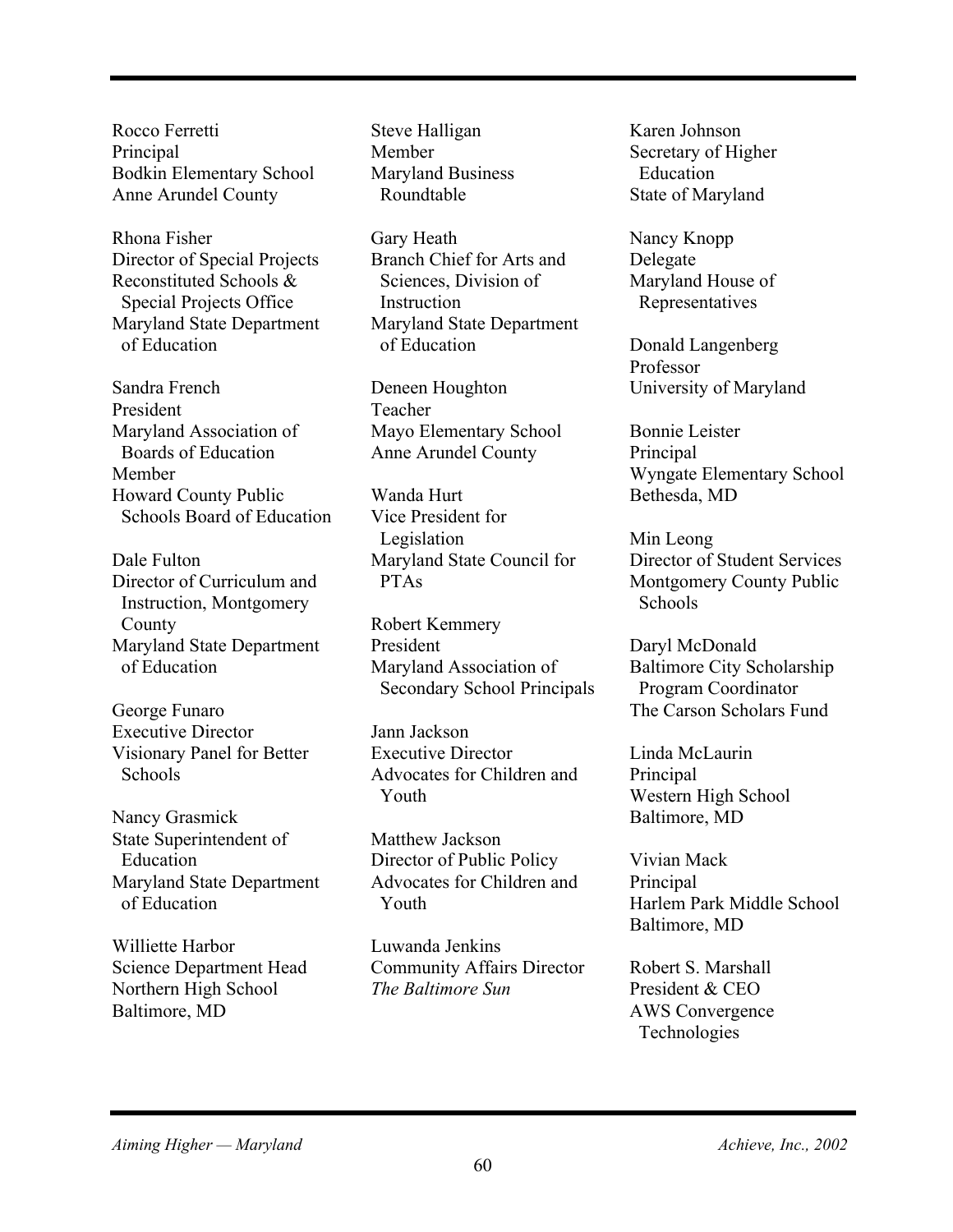Rocco Ferretti
Principal
Bodkin Elementary School
Anne Arundel County

Rhona Fisher
Director of Special Projects
Reconstituted Schools & Special Projects Office
Maryland State Department of Education

Sandra French
President
Maryland Association of Boards of Education
Member
Howard County Public Schools Board of Education

Dale Fulton
Director of Curriculum and Instruction, Montgomery County
Maryland State Department of Education

George Funaro
Executive Director
Visionary Panel for Better Schools

Nancy Grasmick
State Superintendent of Education
Maryland State Department of Education

Williette Harbor
Science Department Head
Northern High School
Baltimore, MD

Steve Halligan
Member
Maryland Business Roundtable

Gary Heath
Branch Chief for Arts and Sciences, Division of Instruction
Maryland State Department of Education

Deneen Houghton
Teacher
Mayo Elementary School
Anne Arundel County

Wanda Hurt
Vice President for Legislation
Maryland State Council for PTAs

Robert Kemmery
President
Maryland Association of Secondary School Principals

Jann Jackson
Executive Director
Advocates for Children and Youth

Matthew Jackson
Director of Public Policy
Advocates for Children and Youth

Luwanda Jenkins
Community Affairs Director
*The Baltimore Sun*

Karen Johnson
Secretary of Higher Education
State of Maryland

Nancy Knopp
Delegate
Maryland House of Representatives

Donald Langenberg
Professor
University of Maryland

Bonnie Leister
Principal
Wyngate Elementary School
Bethesda, MD

Min Leong
Director of Student Services
Montgomery County Public Schools

Daryl McDonald
Baltimore City Scholarship Program Coordinator
The Carson Scholars Fund

Linda McLaurin
Principal
Western High School
Baltimore, MD

Vivian Mack
Principal
Harlem Park Middle School
Baltimore, MD

Robert S. Marshall
President & CEO
AWS Convergence Technologies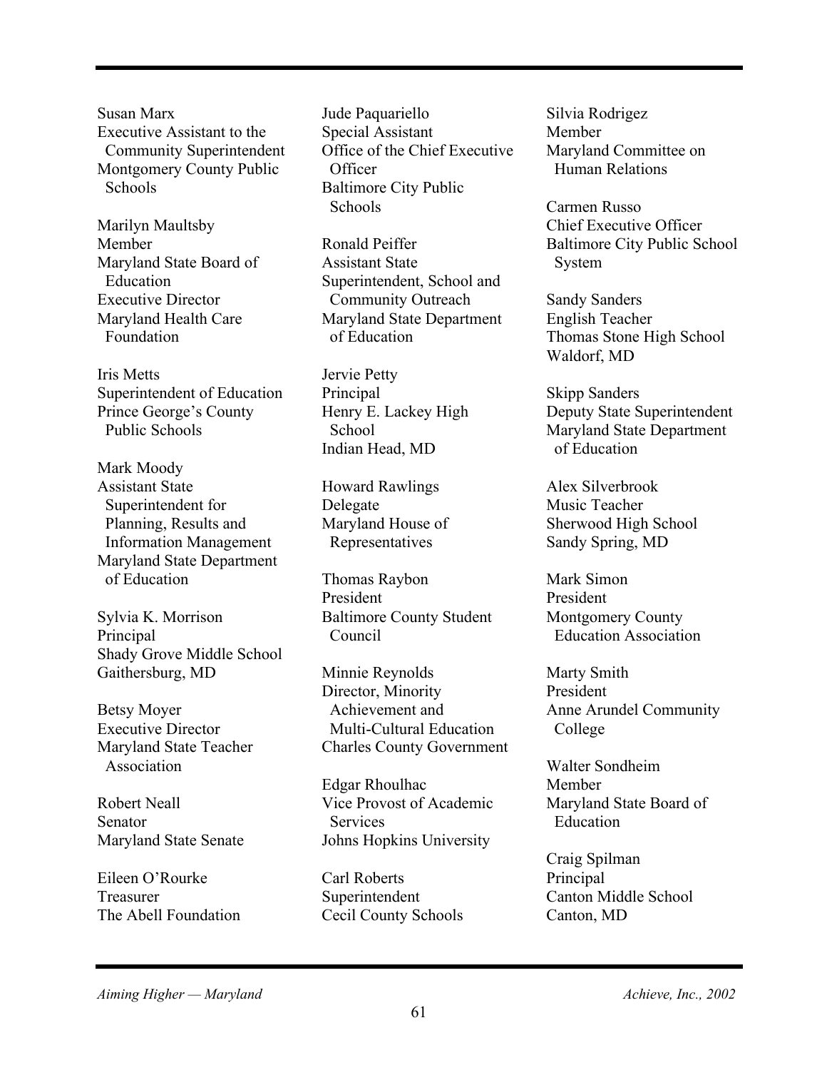Susan Marx
Executive Assistant to the Community Superintendent
Montgomery County Public Schools

Marilyn Maultsby
Member
Maryland State Board of Education
Executive Director
Maryland Health Care Foundation

Iris Metts
Superintendent of Education
Prince George's County Public Schools

Mark Moody
Assistant State Superintendent for Planning, Results and Information Management
Maryland State Department of Education

Sylvia K. Morrison
Principal
Shady Grove Middle School
Gaithersburg, MD

Betsy Moyer
Executive Director
Maryland State Teacher Association

Robert Neall
Senator
Maryland State Senate

Eileen O'Rourke
Treasurer
The Abell Foundation

Jude Paquariello
Special Assistant
Office of the Chief Executive Officer
Baltimore City Public Schools

Ronald Peiffer
Assistant State Superintendent, School and Community Outreach
Maryland State Department of Education

Jervie Petty
Principal
Henry E. Lackey High School
Indian Head, MD

Howard Rawlings
Delegate
Maryland House of Representatives

Thomas Raybon
President
Baltimore County Student Council

Minnie Reynolds
Director, Minority Achievement and Multi-Cultural Education
Charles County Government

Edgar Rhoulhac
Vice Provost of Academic Services
Johns Hopkins University

Carl Roberts
Superintendent
Cecil County Schools

Silvia Rodrigez
Member
Maryland Committee on Human Relations

Carmen Russo
Chief Executive Officer
Baltimore City Public School System

Sandy Sanders
English Teacher
Thomas Stone High School
Waldorf, MD

Skipp Sanders
Deputy State Superintendent
Maryland State Department of Education

Alex Silverbrook
Music Teacher
Sherwood High School
Sandy Spring, MD

Mark Simon
President
Montgomery County Education Association

Marty Smith
President
Anne Arundel Community College

Walter Sondheim
Member
Maryland State Board of Education

Craig Spilman
Principal
Canton Middle School
Canton, MD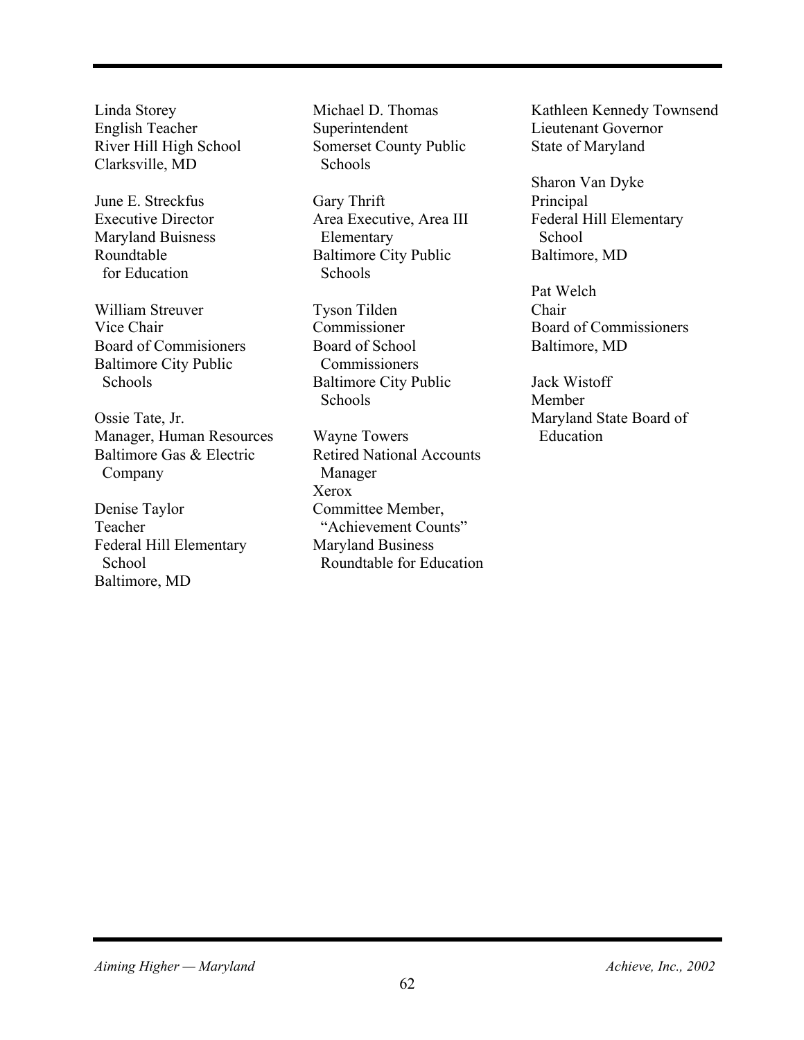Linda Storey
English Teacher
River Hill High School
Clarksville, MD

June E. Streckfus
Executive Director
Maryland Buisness Roundtable for Education

William Streuver
Vice Chair
Board of Commisioners
Baltimore City Public Schools

Ossie Tate, Jr.
Manager, Human Resources
Baltimore Gas & Electric Company

Denise Taylor
Teacher
Federal Hill Elementary School
Baltimore, MD

Michael D. Thomas
Superintendent
Somerset County Public Schools

Gary Thrift
Area Executive, Area III Elementary
Baltimore City Public Schools

Tyson Tilden
Commissioner
Board of School Commissioners
Baltimore City Public Schools

Wayne Towers
Retired National Accounts Manager
Xerox
Committee Member, "Achievement Counts"
Maryland Business Roundtable for Education

Kathleen Kennedy Townsend
Lieutenant Governor
State of Maryland

Sharon Van Dyke
Principal
Federal Hill Elementary School
Baltimore, MD

Pat Welch
Chair
Board of Commissioners
Baltimore, MD

Jack Wistoff
Member
Maryland State Board of Education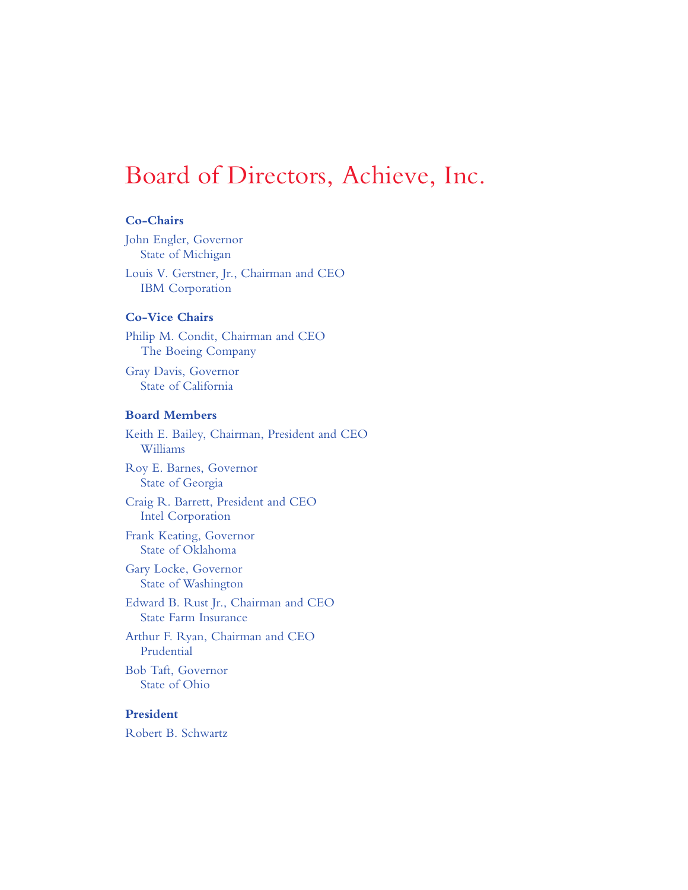# Board of Directors, Achieve, Inc.

**Co-Chairs**

John Engler, Governor
State of Michigan

Louis V. Gerstner, Jr., Chairman and CEO
IBM Corporation

**Co-Vice Chairs**

Philip M. Condit, Chairman and CEO
The Boeing Company

Gray Davis, Governor
State of California

**Board Members**

Keith E. Bailey, Chairman, President and CEO
Williams

Roy E. Barnes, Governor
State of Georgia

Craig R. Barrett, President and CEO
Intel Corporation

Frank Keating, Governor
State of Oklahoma

Gary Locke, Governor
State of Washington

Edward B. Rust Jr., Chairman and CEO
State Farm Insurance

Arthur F. Ryan, Chairman and CEO
Prudential

Bob Taft, Governor
State of Ohio

**President**

Robert B. Schwartz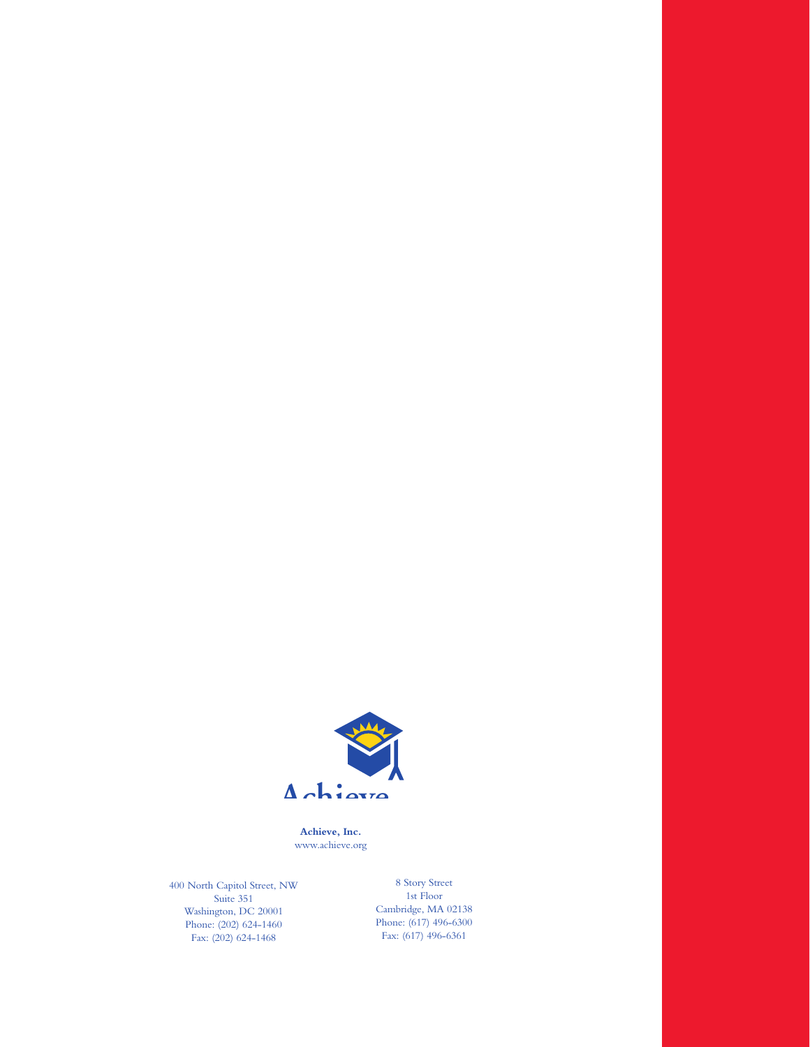Achieve

**Achieve, Inc.**
www.achieve.org

400 North Capitol Street, NW
Suite 351
Washington, DC 20001
Phone: (202) 624-1460
Fax: (202) 624-1468

8 Story Street
1st Floor
Cambridge, MA 02138
Phone: (617) 496-6300
Fax: (617) 496-6361